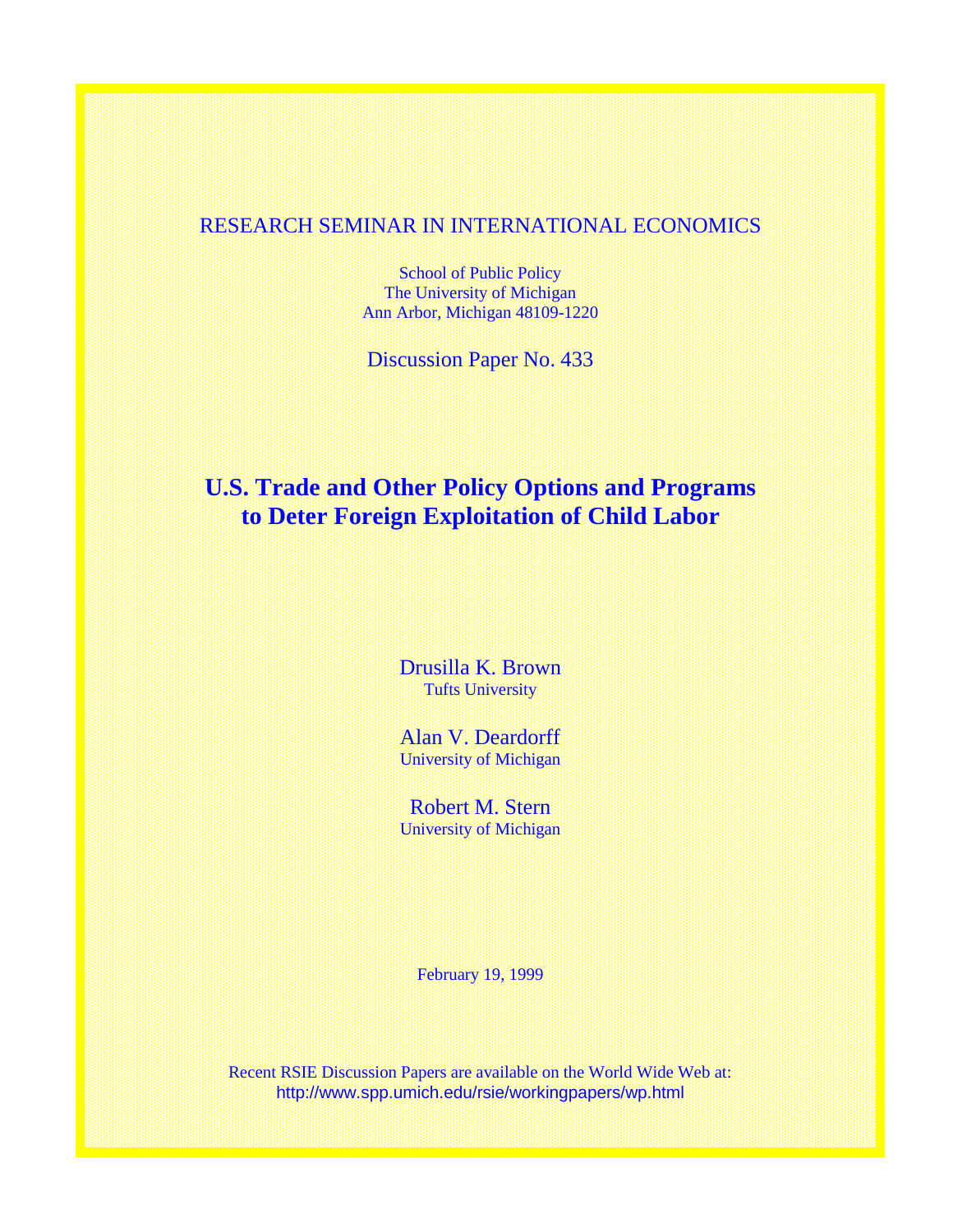RESEARCH SEMINAR IN INTERNATIONAL ECONOMICS

School of Public Policy
The University of Michigan
Ann Arbor, Michigan 48109-1220

Discussion Paper No. 433

# U.S. Trade and Other Policy Options and Programs to Deter Foreign Exploitation of Child Labor

Drusilla K. Brown
Tufts University

Alan V. Deardorff
University of Michigan

Robert M. Stern
University of Michigan

February 19, 1999

Recent RSIE Discussion Papers are available on the World Wide Web at:
http://www.spp.umich.edu/rsie/workingpapers/wp.html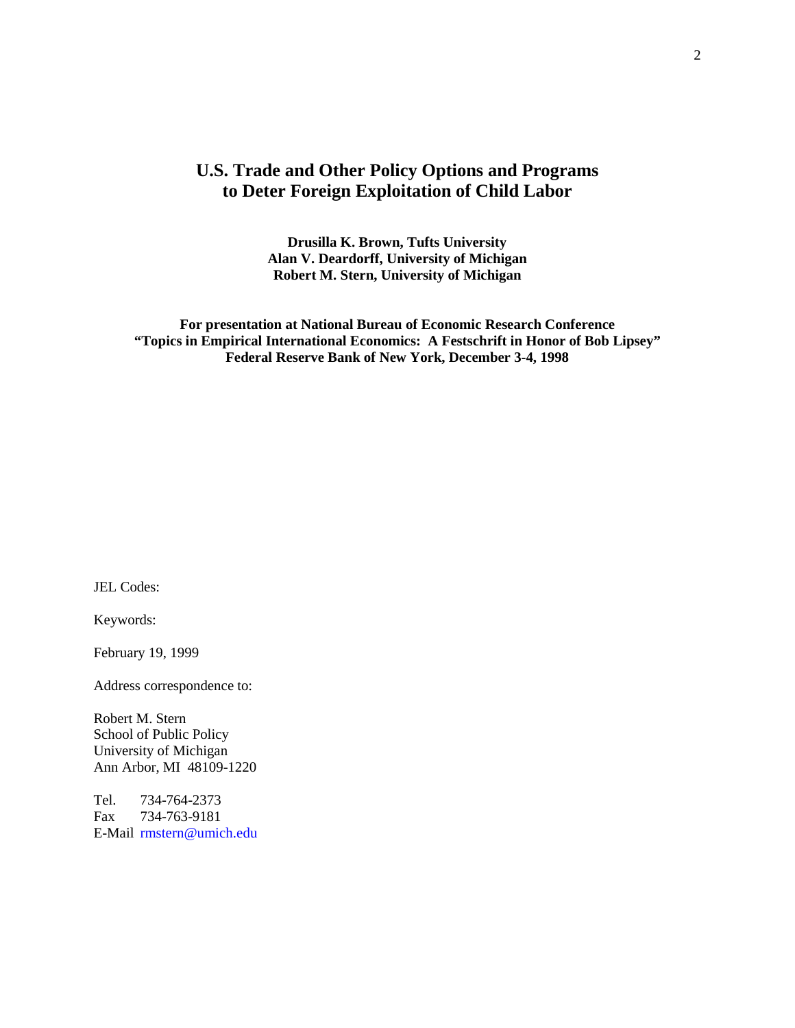# U.S. Trade and Other Policy Options and Programs to Deter Foreign Exploitation of Child Labor

**Drusilla K. Brown, Tufts University**
**Alan V. Deardorff, University of Michigan**
**Robert M. Stern, University of Michigan**

**For presentation at National Bureau of Economic Research Conference**
**"Topics in Empirical International Economics: A Festschrift in Honor of Bob Lipsey"**
**Federal Reserve Bank of New York, December 3-4, 1998**

JEL Codes:

Keywords:

February 19, 1999

Address correspondence to:

Robert M. Stern
School of Public Policy
University of Michigan
Ann Arbor, MI 48109-1220

Tel. 734-764-2373
Fax 734-763-9181
E-Mail rmstern@umich.edu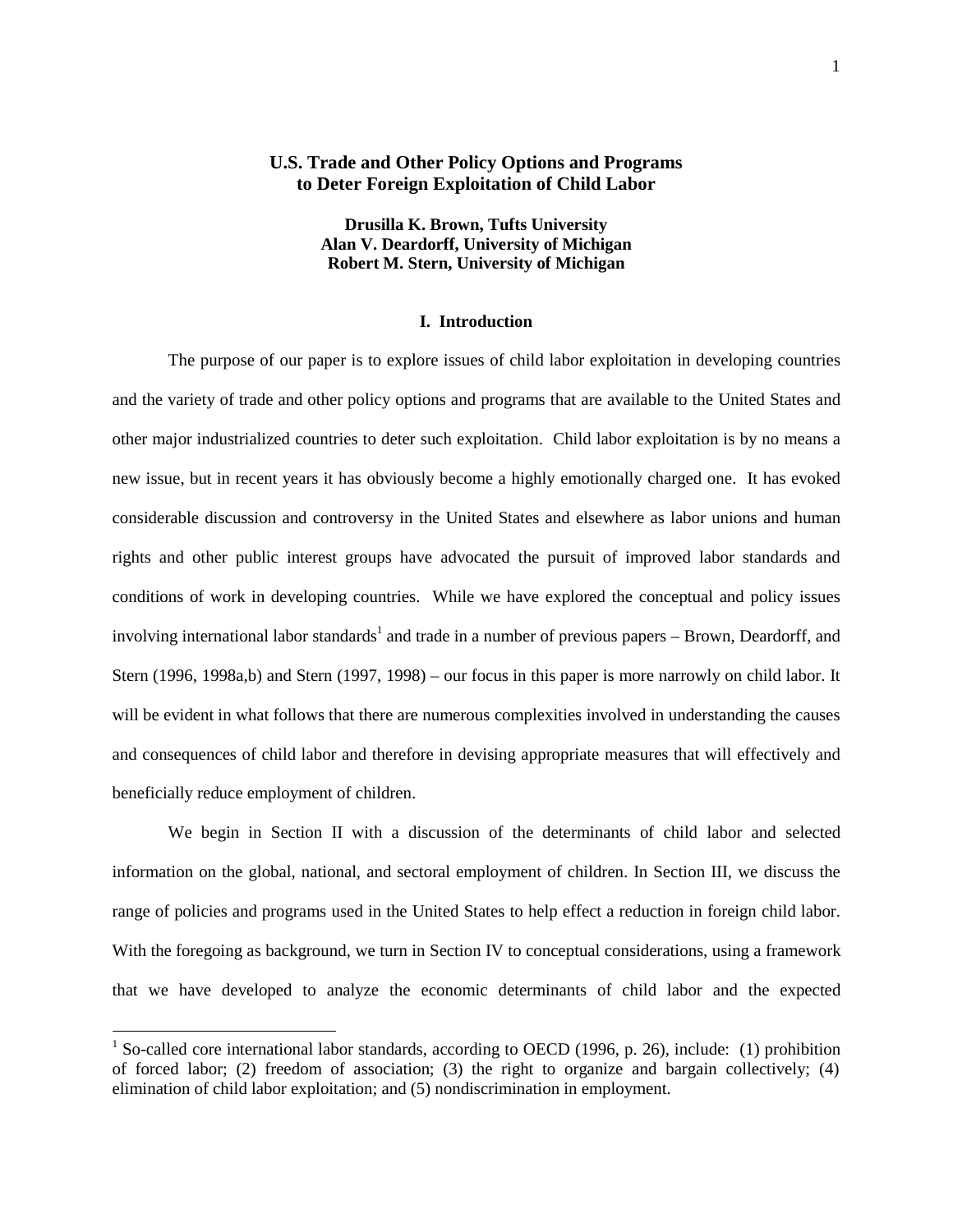# U.S. Trade and Other Policy Options and Programs to Deter Foreign Exploitation of Child Labor

**Drusilla K. Brown, Tufts University**
**Alan V. Deardorff, University of Michigan**
**Robert M. Stern, University of Michigan**

## I. Introduction

The purpose of our paper is to explore issues of child labor exploitation in developing countries and the variety of trade and other policy options and programs that are available to the United States and other major industrialized countries to deter such exploitation. Child labor exploitation is by no means a new issue, but in recent years it has obviously become a highly emotionally charged one. It has evoked considerable discussion and controversy in the United States and elsewhere as labor unions and human rights and other public interest groups have advocated the pursuit of improved labor standards and conditions of work in developing countries. While we have explored the conceptual and policy issues involving international labor standards[1] and trade in a number of previous papers – Brown, Deardorff, and Stern (1996, 1998a,b) and Stern (1997, 1998) – our focus in this paper is more narrowly on child labor. It will be evident in what follows that there are numerous complexities involved in understanding the causes and consequences of child labor and therefore in devising appropriate measures that will effectively and beneficially reduce employment of children.

We begin in Section II with a discussion of the determinants of child labor and selected information on the global, national, and sectoral employment of children. In Section III, we discuss the range of policies and programs used in the United States to help effect a reduction in foreign child labor. With the foregoing as background, we turn in Section IV to conceptual considerations, using a framework that we have developed to analyze the economic determinants of child labor and the expected

[1] So-called core international labor standards, according to OECD (1996, p. 26), include: (1) prohibition of forced labor; (2) freedom of association; (3) the right to organize and bargain collectively; (4) elimination of child labor exploitation; and (5) nondiscrimination in employment.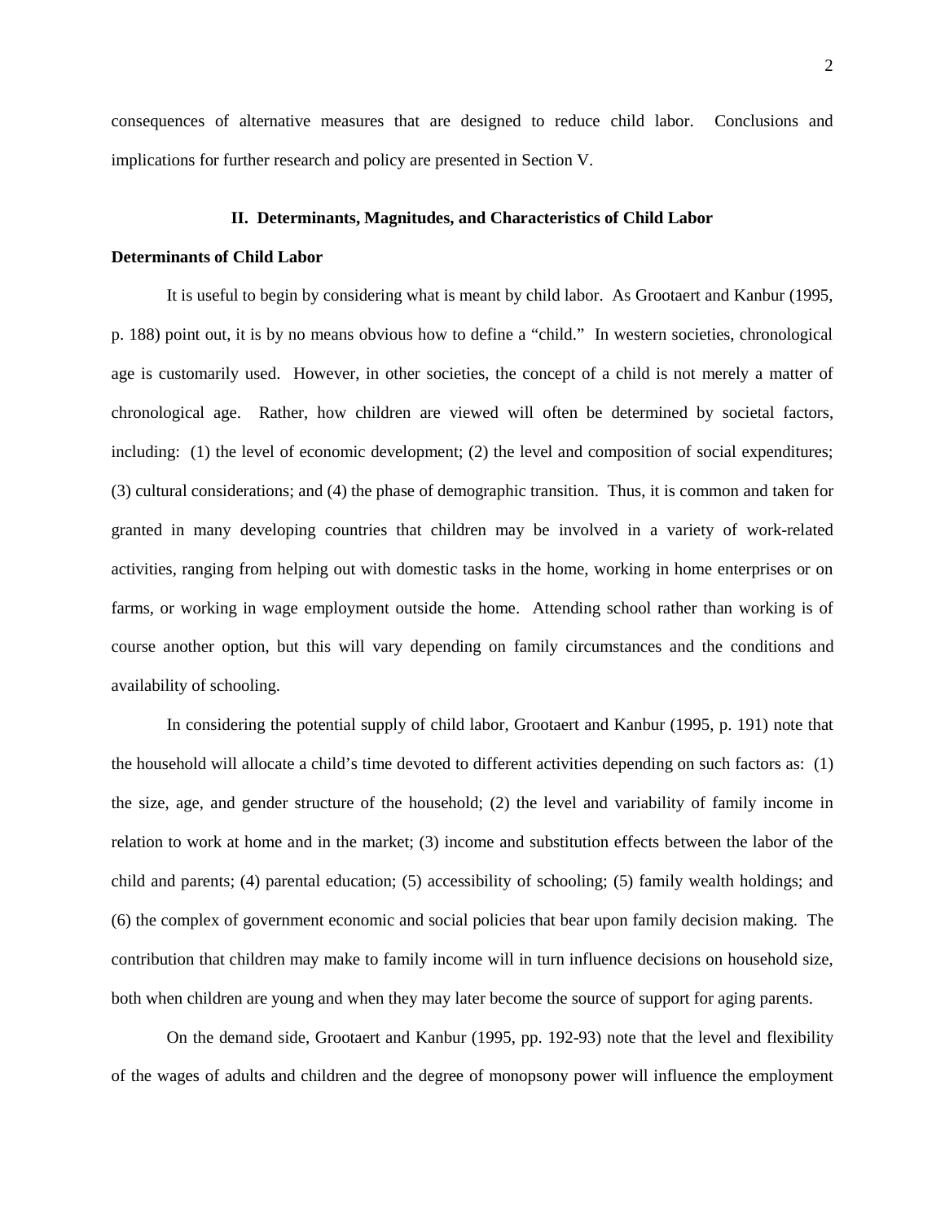consequences of alternative measures that are designed to reduce child labor. Conclusions and implications for further research and policy are presented in Section V.

## II. Determinants, Magnitudes, and Characteristics of Child Labor

### Determinants of Child Labor

It is useful to begin by considering what is meant by child labor. As Grootaert and Kanbur (1995, p. 188) point out, it is by no means obvious how to define a "child." In western societies, chronological age is customarily used. However, in other societies, the concept of a child is not merely a matter of chronological age. Rather, how children are viewed will often be determined by societal factors, including: (1) the level of economic development; (2) the level and composition of social expenditures; (3) cultural considerations; and (4) the phase of demographic transition. Thus, it is common and taken for granted in many developing countries that children may be involved in a variety of work-related activities, ranging from helping out with domestic tasks in the home, working in home enterprises or on farms, or working in wage employment outside the home. Attending school rather than working is of course another option, but this will vary depending on family circumstances and the conditions and availability of schooling.

In considering the potential supply of child labor, Grootaert and Kanbur (1995, p. 191) note that the household will allocate a child's time devoted to different activities depending on such factors as: (1) the size, age, and gender structure of the household; (2) the level and variability of family income in relation to work at home and in the market; (3) income and substitution effects between the labor of the child and parents; (4) parental education; (5) accessibility of schooling; (5) family wealth holdings; and (6) the complex of government economic and social policies that bear upon family decision making. The contribution that children may make to family income will in turn influence decisions on household size, both when children are young and when they may later become the source of support for aging parents.

On the demand side, Grootaert and Kanbur (1995, pp. 192-93) note that the level and flexibility of the wages of adults and children and the degree of monopsony power will influence the employment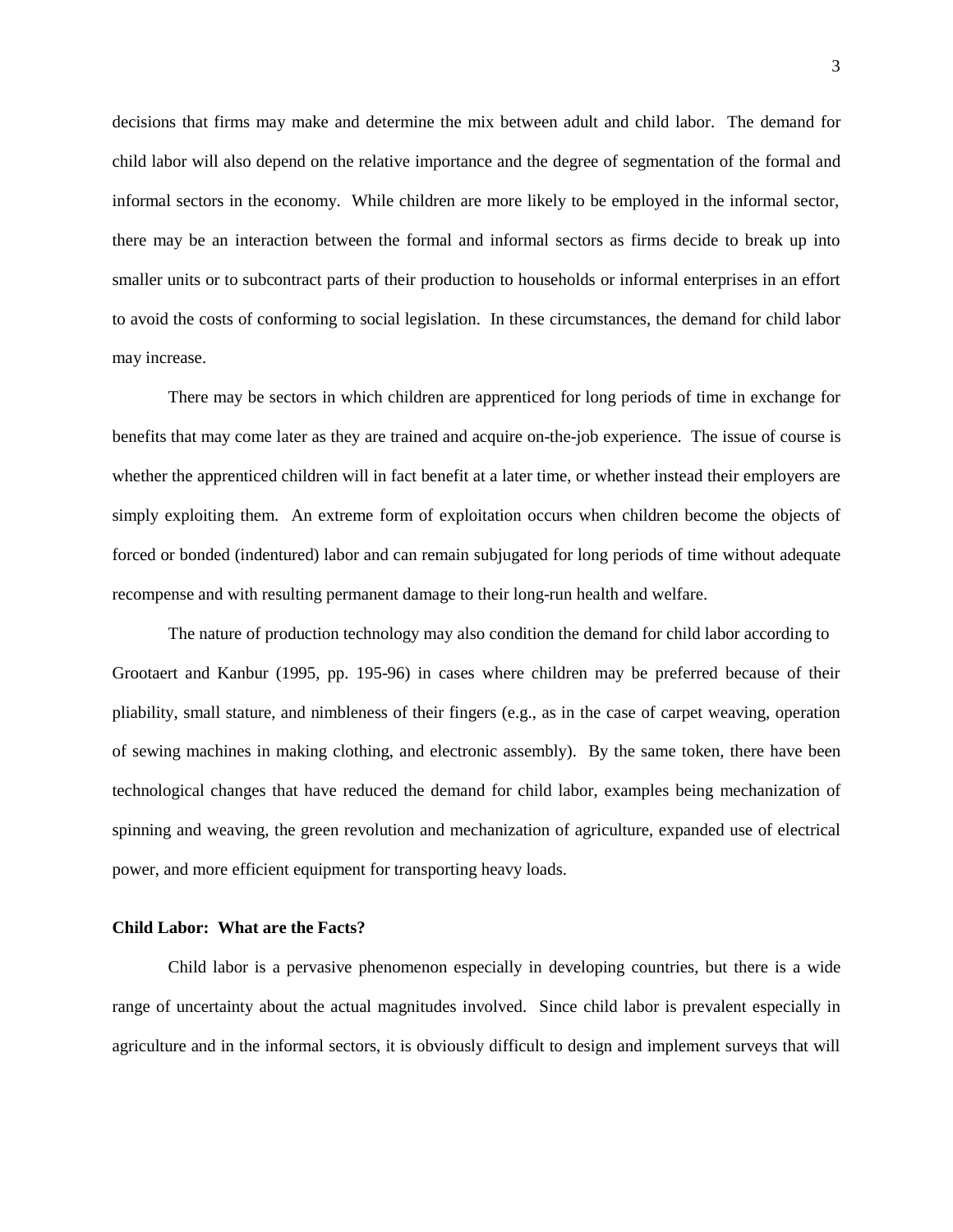decisions that firms may make and determine the mix between adult and child labor. The demand for child labor will also depend on the relative importance and the degree of segmentation of the formal and informal sectors in the economy. While children are more likely to be employed in the informal sector, there may be an interaction between the formal and informal sectors as firms decide to break up into smaller units or to subcontract parts of their production to households or informal enterprises in an effort to avoid the costs of conforming to social legislation. In these circumstances, the demand for child labor may increase.

There may be sectors in which children are apprenticed for long periods of time in exchange for benefits that may come later as they are trained and acquire on-the-job experience. The issue of course is whether the apprenticed children will in fact benefit at a later time, or whether instead their employers are simply exploiting them. An extreme form of exploitation occurs when children become the objects of forced or bonded (indentured) labor and can remain subjugated for long periods of time without adequate recompense and with resulting permanent damage to their long-run health and welfare.

The nature of production technology may also condition the demand for child labor according to Grootaert and Kanbur (1995, pp. 195-96) in cases where children may be preferred because of their pliability, small stature, and nimbleness of their fingers (e.g., as in the case of carpet weaving, operation of sewing machines in making clothing, and electronic assembly). By the same token, there have been technological changes that have reduced the demand for child labor, examples being mechanization of spinning and weaving, the green revolution and mechanization of agriculture, expanded use of electrical power, and more efficient equipment for transporting heavy loads.

**Child Labor: What are the Facts?**

Child labor is a pervasive phenomenon especially in developing countries, but there is a wide range of uncertainty about the actual magnitudes involved. Since child labor is prevalent especially in agriculture and in the informal sectors, it is obviously difficult to design and implement surveys that will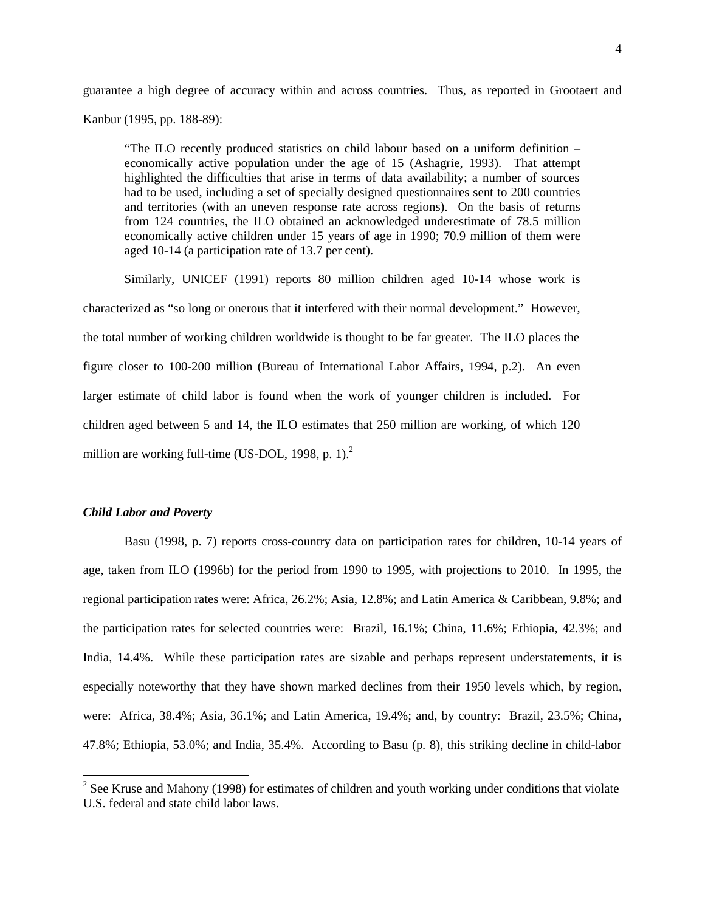guarantee a high degree of accuracy within and across countries. Thus, as reported in Grootaert and Kanbur (1995, pp. 188-89):

> "The ILO recently produced statistics on child labour based on a uniform definition – economically active population under the age of 15 (Ashagrie, 1993). That attempt highlighted the difficulties that arise in terms of data availability; a number of sources had to be used, including a set of specially designed questionnaires sent to 200 countries and territories (with an uneven response rate across regions). On the basis of returns from 124 countries, the ILO obtained an acknowledged underestimate of 78.5 million economically active children under 15 years of age in 1990; 70.9 million of them were aged 10-14 (a participation rate of 13.7 per cent).

Similarly, UNICEF (1991) reports 80 million children aged 10-14 whose work is characterized as "so long or onerous that it interfered with their normal development." However, the total number of working children worldwide is thought to be far greater. The ILO places the figure closer to 100-200 million (Bureau of International Labor Affairs, 1994, p.2). An even larger estimate of child labor is found when the work of younger children is included. For children aged between 5 and 14, the ILO estimates that 250 million are working, of which 120 million are working full-time (US-DOL, 1998, p. 1).[2]

### *Child Labor and Poverty*

Basu (1998, p. 7) reports cross-country data on participation rates for children, 10-14 years of age, taken from ILO (1996b) for the period from 1990 to 1995, with projections to 2010. In 1995, the regional participation rates were: Africa, 26.2%; Asia, 12.8%; and Latin America & Caribbean, 9.8%; and the participation rates for selected countries were: Brazil, 16.1%; China, 11.6%; Ethiopia, 42.3%; and India, 14.4%. While these participation rates are sizable and perhaps represent understatements, it is especially noteworthy that they have shown marked declines from their 1950 levels which, by region, were: Africa, 38.4%; Asia, 36.1%; and Latin America, 19.4%; and, by country: Brazil, 23.5%; China, 47.8%; Ethiopia, 53.0%; and India, 35.4%. According to Basu (p. 8), this striking decline in child-labor

[2] See Kruse and Mahony (1998) for estimates of children and youth working under conditions that violate U.S. federal and state child labor laws.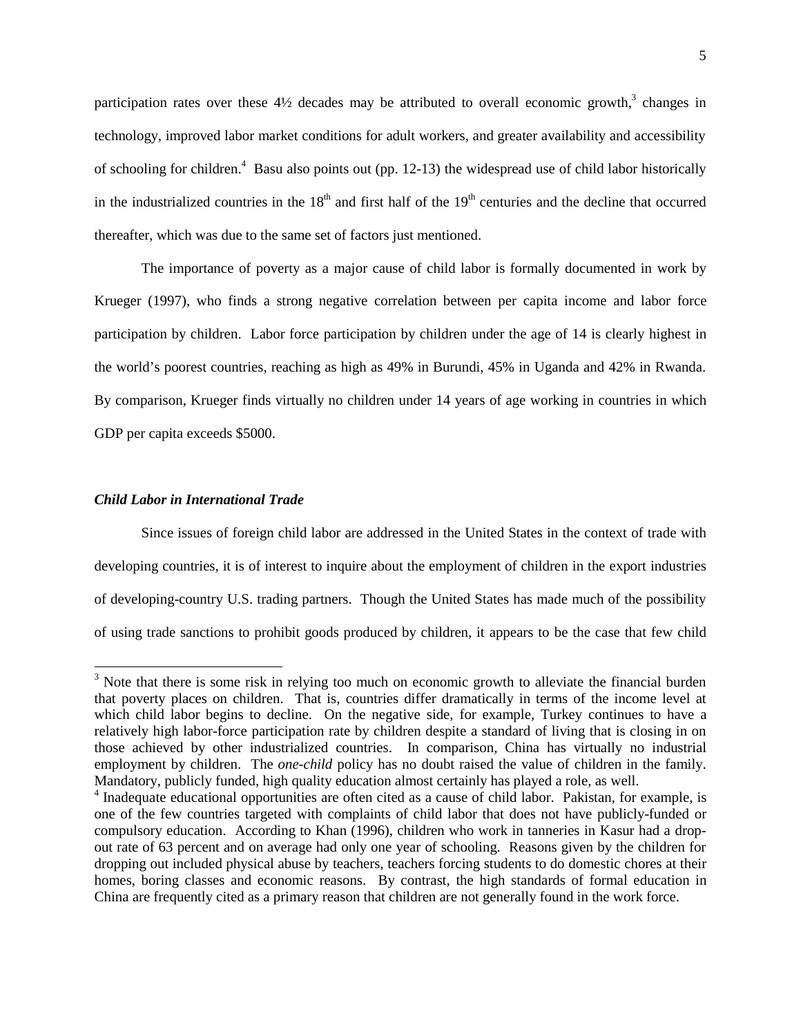participation rates over these 4½ decades may be attributed to overall economic growth,[3] changes in technology, improved labor market conditions for adult workers, and greater availability and accessibility of schooling for children.[4] Basu also points out (pp. 12-13) the widespread use of child labor historically in the industrialized countries in the 18th and first half of the 19th centuries and the decline that occurred thereafter, which was due to the same set of factors just mentioned.

The importance of poverty as a major cause of child labor is formally documented in work by Krueger (1997), who finds a strong negative correlation between per capita income and labor force participation by children. Labor force participation by children under the age of 14 is clearly highest in the world's poorest countries, reaching as high as 49% in Burundi, 45% in Uganda and 42% in Rwanda. By comparison, Krueger finds virtually no children under 14 years of age working in countries in which GDP per capita exceeds $5000.

### *Child Labor in International Trade*

Since issues of foreign child labor are addressed in the United States in the context of trade with developing countries, it is of interest to inquire about the employment of children in the export industries of developing-country U.S. trading partners. Though the United States has made much of the possibility of using trade sanctions to prohibit goods produced by children, it appears to be the case that few child

---

[3] Note that there is some risk in relying too much on economic growth to alleviate the financial burden that poverty places on children. That is, countries differ dramatically in terms of the income level at which child labor begins to decline. On the negative side, for example, Turkey continues to have a relatively high labor-force participation rate by children despite a standard of living that is closing in on those achieved by other industrialized countries. In comparison, China has virtually no industrial employment by children. The *one-child* policy has no doubt raised the value of children in the family. Mandatory, publicly funded, high quality education almost certainly has played a role, as well.

[4] Inadequate educational opportunities are often cited as a cause of child labor. Pakistan, for example, is one of the few countries targeted with complaints of child labor that does not have publicly-funded or compulsory education. According to Khan (1996), children who work in tanneries in Kasur had a drop-out rate of 63 percent and on average had only one year of schooling. Reasons given by the children for dropping out included physical abuse by teachers, teachers forcing students to do domestic chores at their homes, boring classes and economic reasons. By contrast, the high standards of formal education in China are frequently cited as a primary reason that children are not generally found in the work force.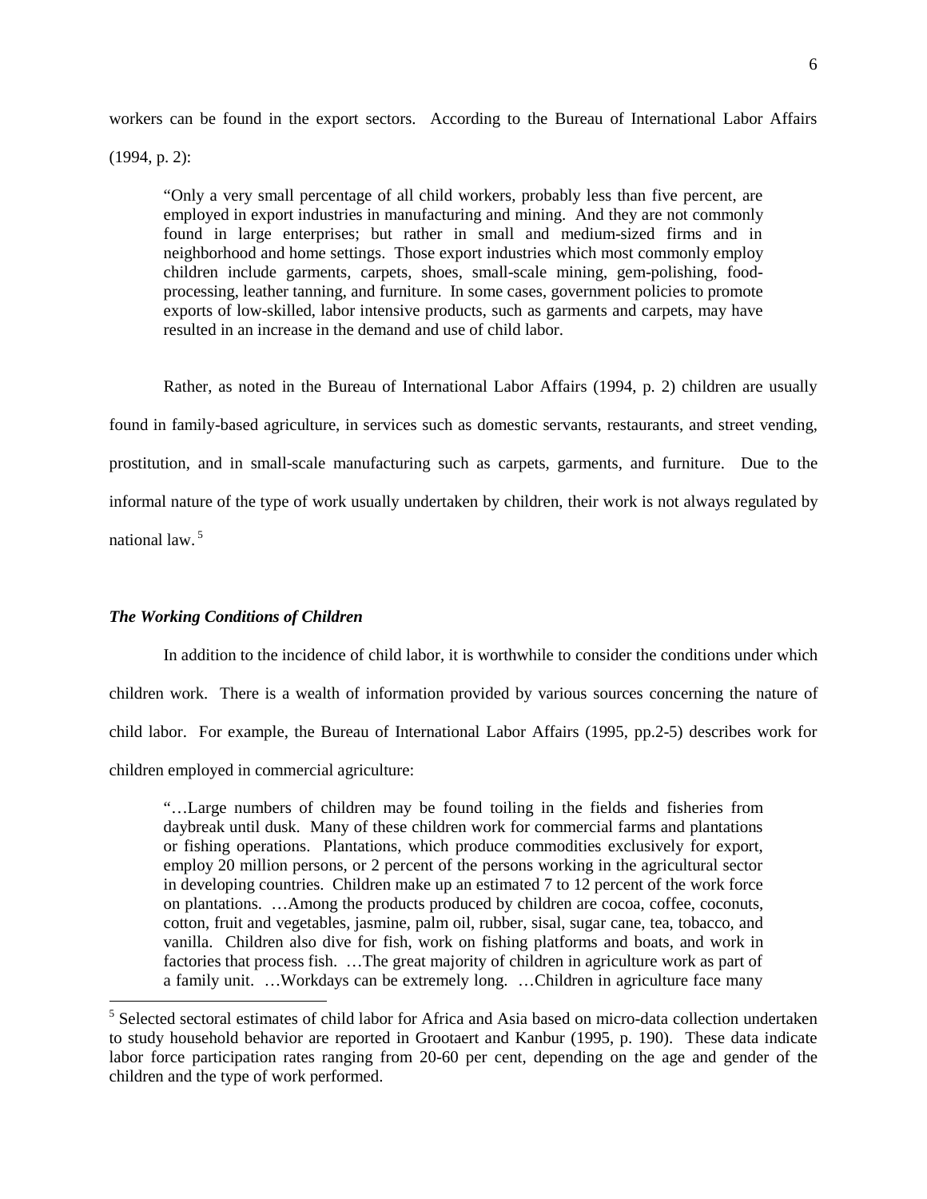workers can be found in the export sectors. According to the Bureau of International Labor Affairs (1994, p. 2):

> "Only a very small percentage of all child workers, probably less than five percent, are employed in export industries in manufacturing and mining. And they are not commonly found in large enterprises; but rather in small and medium-sized firms and in neighborhood and home settings. Those export industries which most commonly employ children include garments, carpets, shoes, small-scale mining, gem-polishing, food-processing, leather tanning, and furniture. In some cases, government policies to promote exports of low-skilled, labor intensive products, such as garments and carpets, may have resulted in an increase in the demand and use of child labor.

Rather, as noted in the Bureau of International Labor Affairs (1994, p. 2) children are usually found in family-based agriculture, in services such as domestic servants, restaurants, and street vending, prostitution, and in small-scale manufacturing such as carpets, garments, and furniture. Due to the informal nature of the type of work usually undertaken by children, their work is not always regulated by national law.[5]

### *The Working Conditions of Children*

In addition to the incidence of child labor, it is worthwhile to consider the conditions under which children work. There is a wealth of information provided by various sources concerning the nature of child labor. For example, the Bureau of International Labor Affairs (1995, pp.2-5) describes work for children employed in commercial agriculture:

> "…Large numbers of children may be found toiling in the fields and fisheries from daybreak until dusk. Many of these children work for commercial farms and plantations or fishing operations. Plantations, which produce commodities exclusively for export, employ 20 million persons, or 2 percent of the persons working in the agricultural sector in developing countries. Children make up an estimated 7 to 12 percent of the work force on plantations. …Among the products produced by children are cocoa, coffee, coconuts, cotton, fruit and vegetables, jasmine, palm oil, rubber, sisal, sugar cane, tea, tobacco, and vanilla. Children also dive for fish, work on fishing platforms and boats, and work in factories that process fish. …The great majority of children in agriculture work as part of a family unit. …Workdays can be extremely long. …Children in agriculture face many

[5] Selected sectoral estimates of child labor for Africa and Asia based on micro-data collection undertaken to study household behavior are reported in Grootaert and Kanbur (1995, p. 190). These data indicate labor force participation rates ranging from 20-60 per cent, depending on the age and gender of the children and the type of work performed.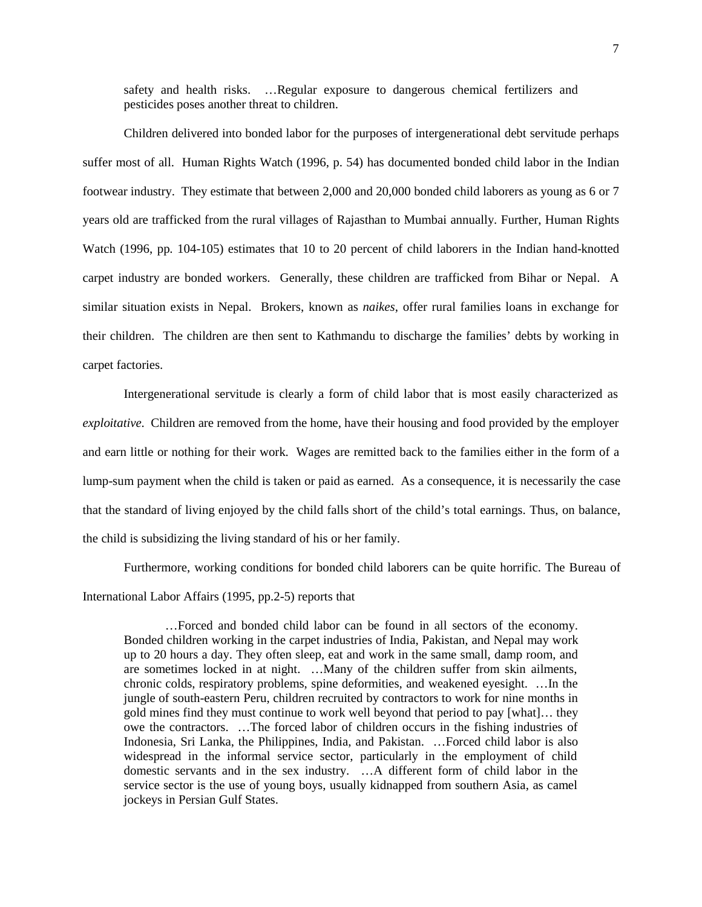> safety and health risks. …Regular exposure to dangerous chemical fertilizers and pesticides poses another threat to children.

Children delivered into bonded labor for the purposes of intergenerational debt servitude perhaps suffer most of all. Human Rights Watch (1996, p. 54) has documented bonded child labor in the Indian footwear industry. They estimate that between 2,000 and 20,000 bonded child laborers as young as 6 or 7 years old are trafficked from the rural villages of Rajasthan to Mumbai annually. Further, Human Rights Watch (1996, pp. 104-105) estimates that 10 to 20 percent of child laborers in the Indian hand-knotted carpet industry are bonded workers. Generally, these children are trafficked from Bihar or Nepal. A similar situation exists in Nepal. Brokers, known as *naikes*, offer rural families loans in exchange for their children. The children are then sent to Kathmandu to discharge the families' debts by working in carpet factories.

Intergenerational servitude is clearly a form of child labor that is most easily characterized as *exploitative*. Children are removed from the home, have their housing and food provided by the employer and earn little or nothing for their work. Wages are remitted back to the families either in the form of a lump-sum payment when the child is taken or paid as earned. As a consequence, it is necessarily the case that the standard of living enjoyed by the child falls short of the child's total earnings. Thus, on balance, the child is subsidizing the living standard of his or her family.

Furthermore, working conditions for bonded child laborers can be quite horrific. The Bureau of International Labor Affairs (1995, pp.2-5) reports that

> …Forced and bonded child labor can be found in all sectors of the economy. Bonded children working in the carpet industries of India, Pakistan, and Nepal may work up to 20 hours a day. They often sleep, eat and work in the same small, damp room, and are sometimes locked in at night. …Many of the children suffer from skin ailments, chronic colds, respiratory problems, spine deformities, and weakened eyesight. …In the jungle of south-eastern Peru, children recruited by contractors to work for nine months in gold mines find they must continue to work well beyond that period to pay [what]… they owe the contractors. …The forced labor of children occurs in the fishing industries of Indonesia, Sri Lanka, the Philippines, India, and Pakistan. …Forced child labor is also widespread in the informal service sector, particularly in the employment of child domestic servants and in the sex industry. …A different form of child labor in the service sector is the use of young boys, usually kidnapped from southern Asia, as camel jockeys in Persian Gulf States.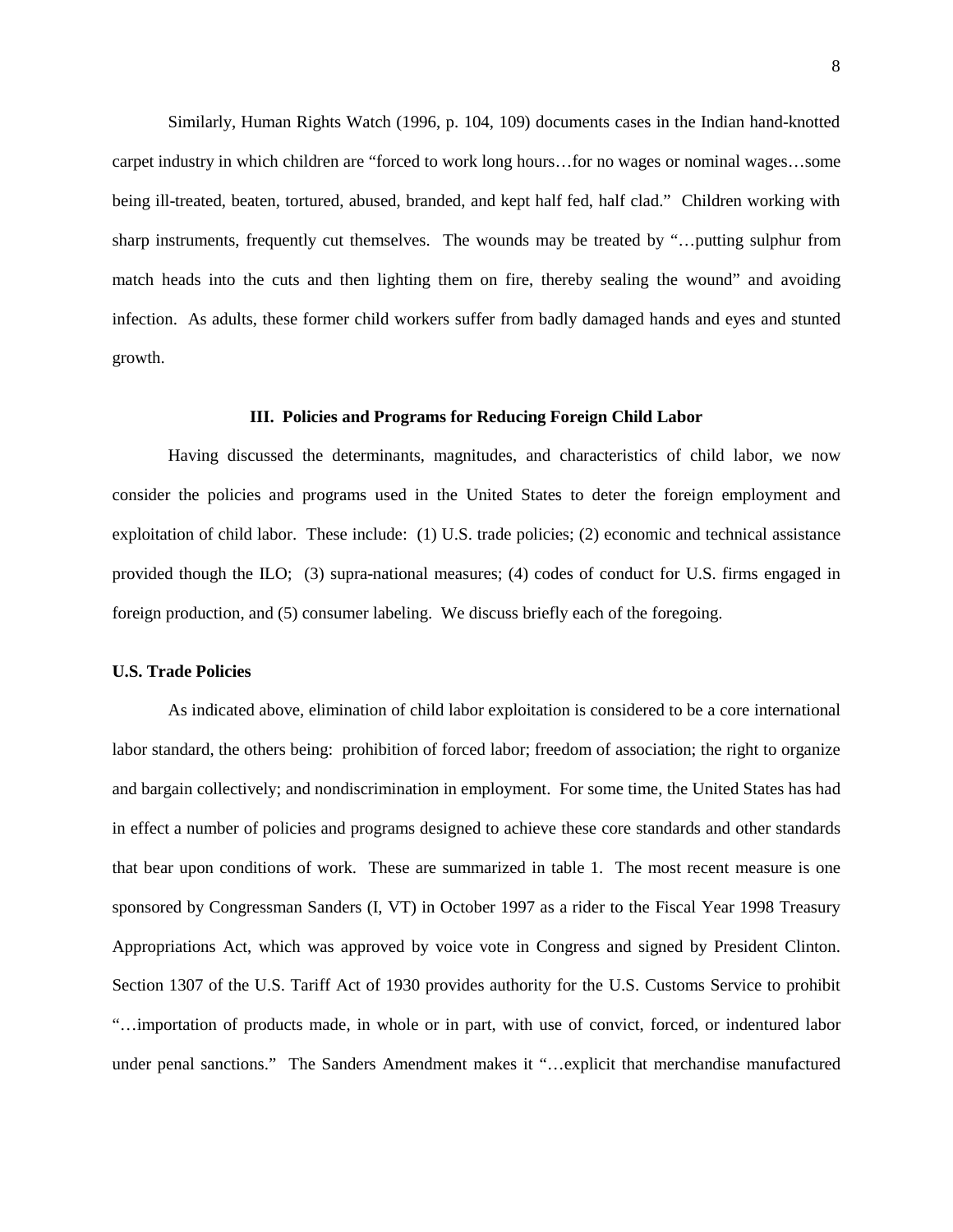Similarly, Human Rights Watch (1996, p. 104, 109) documents cases in the Indian hand-knotted carpet industry in which children are "forced to work long hours…for no wages or nominal wages…some being ill-treated, beaten, tortured, abused, branded, and kept half fed, half clad." Children working with sharp instruments, frequently cut themselves. The wounds may be treated by "…putting sulphur from match heads into the cuts and then lighting them on fire, thereby sealing the wound" and avoiding infection. As adults, these former child workers suffer from badly damaged hands and eyes and stunted growth.

## III. Policies and Programs for Reducing Foreign Child Labor

Having discussed the determinants, magnitudes, and characteristics of child labor, we now consider the policies and programs used in the United States to deter the foreign employment and exploitation of child labor. These include: (1) U.S. trade policies; (2) economic and technical assistance provided though the ILO; (3) supra-national measures; (4) codes of conduct for U.S. firms engaged in foreign production, and (5) consumer labeling. We discuss briefly each of the foregoing.

### U.S. Trade Policies

As indicated above, elimination of child labor exploitation is considered to be a core international labor standard, the others being: prohibition of forced labor; freedom of association; the right to organize and bargain collectively; and nondiscrimination in employment. For some time, the United States has had in effect a number of policies and programs designed to achieve these core standards and other standards that bear upon conditions of work. These are summarized in table 1. The most recent measure is one sponsored by Congressman Sanders (I, VT) in October 1997 as a rider to the Fiscal Year 1998 Treasury Appropriations Act, which was approved by voice vote in Congress and signed by President Clinton. Section 1307 of the U.S. Tariff Act of 1930 provides authority for the U.S. Customs Service to prohibit "…importation of products made, in whole or in part, with use of convict, forced, or indentured labor under penal sanctions." The Sanders Amendment makes it "…explicit that merchandise manufactured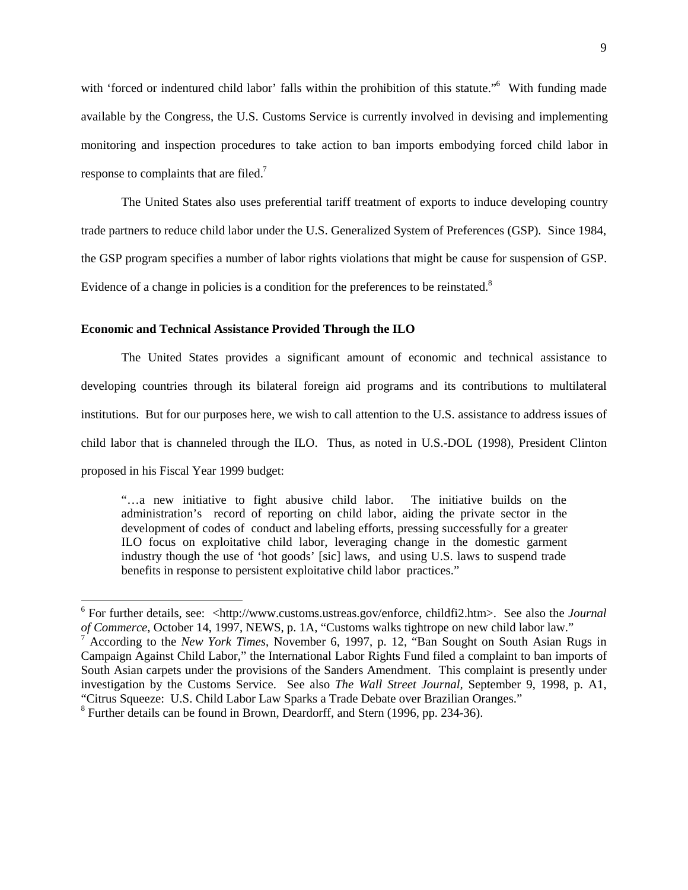with 'forced or indentured child labor' falls within the prohibition of this statute."[6] With funding made available by the Congress, the U.S. Customs Service is currently involved in devising and implementing monitoring and inspection procedures to take action to ban imports embodying forced child labor in response to complaints that are filed.[7]

The United States also uses preferential tariff treatment of exports to induce developing country trade partners to reduce child labor under the U.S. Generalized System of Preferences (GSP). Since 1984, the GSP program specifies a number of labor rights violations that might be cause for suspension of GSP. Evidence of a change in policies is a condition for the preferences to be reinstated.[8]

**Economic and Technical Assistance Provided Through the ILO**

The United States provides a significant amount of economic and technical assistance to developing countries through its bilateral foreign aid programs and its contributions to multilateral institutions. But for our purposes here, we wish to call attention to the U.S. assistance to address issues of child labor that is channeled through the ILO. Thus, as noted in U.S.-DOL (1998), President Clinton proposed in his Fiscal Year 1999 budget:

> "…a new initiative to fight abusive child labor. The initiative builds on the administration's record of reporting on child labor, aiding the private sector in the development of codes of conduct and labeling efforts, pressing successfully for a greater ILO focus on exploitative child labor, leveraging change in the domestic garment industry though the use of 'hot goods' [sic] laws, and using U.S. laws to suspend trade benefits in response to persistent exploitative child labor practices."

---

[6] For further details, see: <http://www.customs.ustreas.gov/enforce, childfi2.htm>. See also the *Journal of Commerce*, October 14, 1997, NEWS, p. 1A, "Customs walks tightrope on new child labor law."

[7] According to the *New York Times*, November 6, 1997, p. 12, "Ban Sought on South Asian Rugs in Campaign Against Child Labor," the International Labor Rights Fund filed a complaint to ban imports of South Asian carpets under the provisions of the Sanders Amendment. This complaint is presently under investigation by the Customs Service. See also *The Wall Street Journal*, September 9, 1998, p. A1, "Citrus Squeeze: U.S. Child Labor Law Sparks a Trade Debate over Brazilian Oranges."

[8] Further details can be found in Brown, Deardorff, and Stern (1996, pp. 234-36).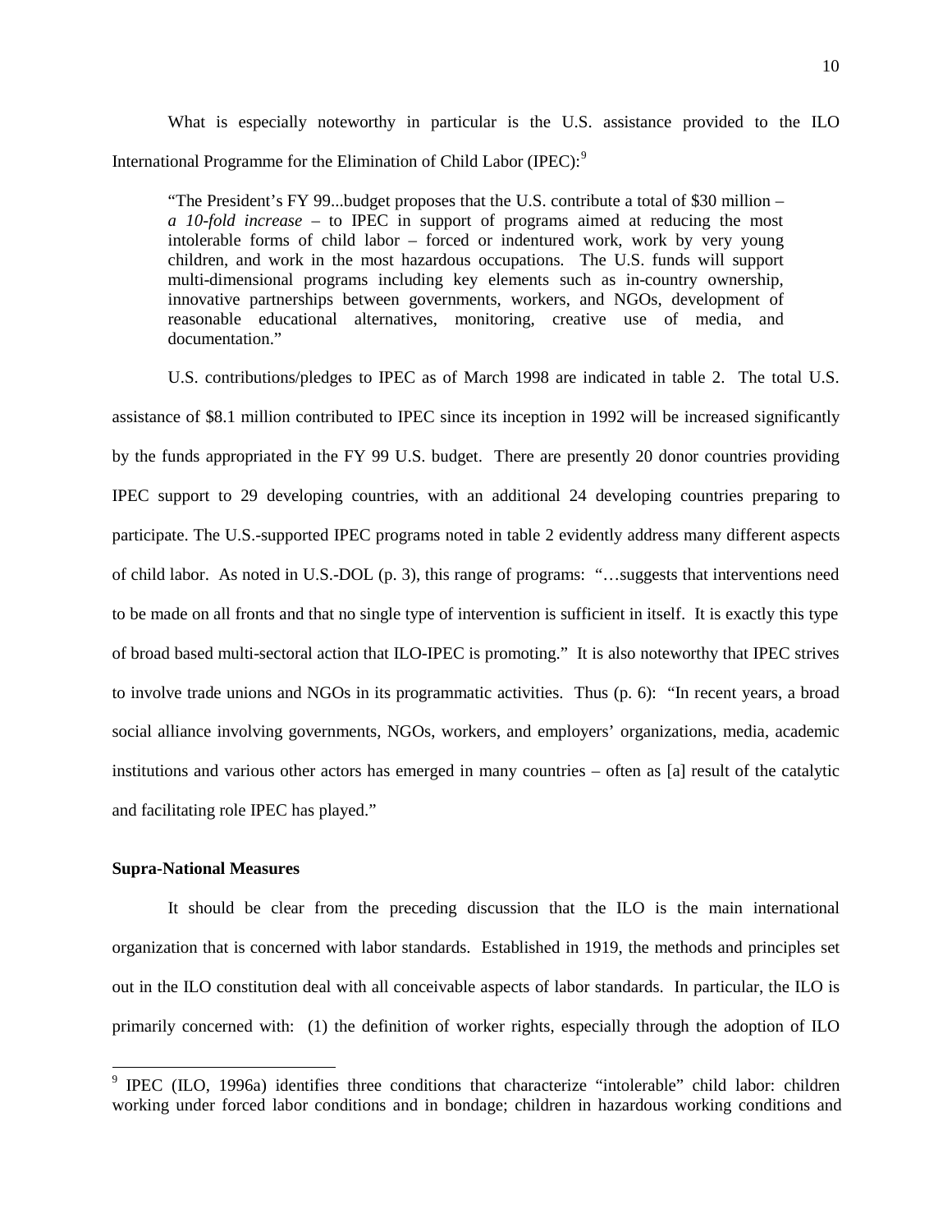What is especially noteworthy in particular is the U.S. assistance provided to the ILO International Programme for the Elimination of Child Labor (IPEC):[9]

> "The President's FY 99...budget proposes that the U.S. contribute a total of $30 million – *a 10-fold increase* – to IPEC in support of programs aimed at reducing the most intolerable forms of child labor – forced or indentured work, work by very young children, and work in the most hazardous occupations. The U.S. funds will support multi-dimensional programs including key elements such as in-country ownership, innovative partnerships between governments, workers, and NGOs, development of reasonable educational alternatives, monitoring, creative use of media, and documentation."

U.S. contributions/pledges to IPEC as of March 1998 are indicated in table 2. The total U.S. assistance of $8.1 million contributed to IPEC since its inception in 1992 will be increased significantly by the funds appropriated in the FY 99 U.S. budget. There are presently 20 donor countries providing IPEC support to 29 developing countries, with an additional 24 developing countries preparing to participate. The U.S.-supported IPEC programs noted in table 2 evidently address many different aspects of child labor. As noted in U.S.-DOL (p. 3), this range of programs: "…suggests that interventions need to be made on all fronts and that no single type of intervention is sufficient in itself. It is exactly this type of broad based multi-sectoral action that ILO-IPEC is promoting." It is also noteworthy that IPEC strives to involve trade unions and NGOs in its programmatic activities. Thus (p. 6): "In recent years, a broad social alliance involving governments, NGOs, workers, and employers' organizations, media, academic institutions and various other actors has emerged in many countries – often as [a] result of the catalytic and facilitating role IPEC has played."

**Supra-National Measures**

It should be clear from the preceding discussion that the ILO is the main international organization that is concerned with labor standards. Established in 1919, the methods and principles set out in the ILO constitution deal with all conceivable aspects of labor standards. In particular, the ILO is primarily concerned with: (1) the definition of worker rights, especially through the adoption of ILO

---

[9] IPEC (ILO, 1996a) identifies three conditions that characterize "intolerable" child labor: children working under forced labor conditions and in bondage; children in hazardous working conditions and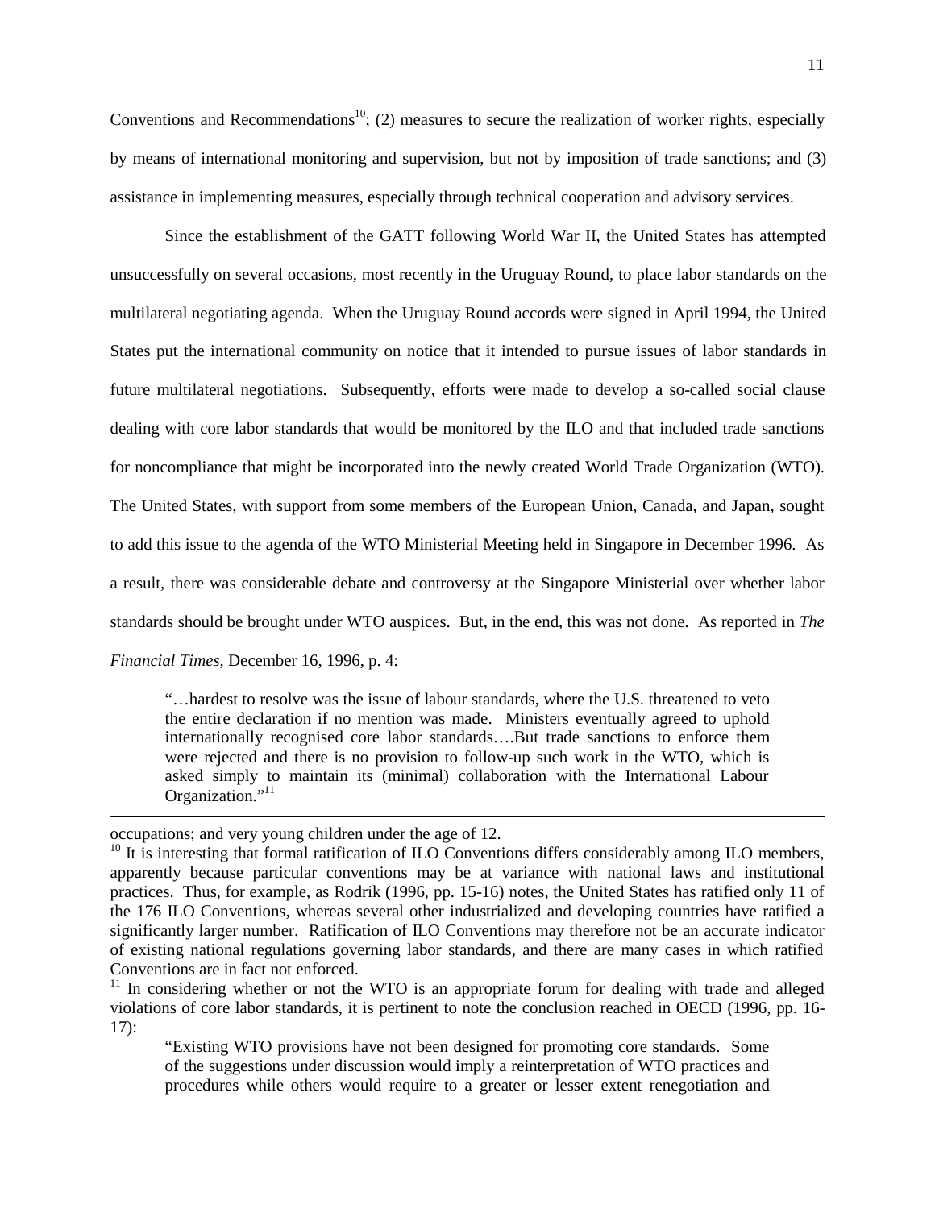Conventions and Recommendations[10]; (2) measures to secure the realization of worker rights, especially by means of international monitoring and supervision, but not by imposition of trade sanctions; and (3) assistance in implementing measures, especially through technical cooperation and advisory services.

Since the establishment of the GATT following World War II, the United States has attempted unsuccessfully on several occasions, most recently in the Uruguay Round, to place labor standards on the multilateral negotiating agenda. When the Uruguay Round accords were signed in April 1994, the United States put the international community on notice that it intended to pursue issues of labor standards in future multilateral negotiations. Subsequently, efforts were made to develop a so-called social clause dealing with core labor standards that would be monitored by the ILO and that included trade sanctions for noncompliance that might be incorporated into the newly created World Trade Organization (WTO). The United States, with support from some members of the European Union, Canada, and Japan, sought to add this issue to the agenda of the WTO Ministerial Meeting held in Singapore in December 1996. As a result, there was considerable debate and controversy at the Singapore Ministerial over whether labor standards should be brought under WTO auspices. But, in the end, this was not done. As reported in *The Financial Times*, December 16, 1996, p. 4:

> "…hardest to resolve was the issue of labour standards, where the U.S. threatened to veto the entire declaration if no mention was made. Ministers eventually agreed to uphold internationally recognised core labor standards….But trade sanctions to enforce them were rejected and there is no provision to follow-up such work in the WTO, which is asked simply to maintain its (minimal) collaboration with the International Labour Organization."[11]

---

occupations; and very young children under the age of 12.

[10] It is interesting that formal ratification of ILO Conventions differs considerably among ILO members, apparently because particular conventions may be at variance with national laws and institutional practices. Thus, for example, as Rodrik (1996, pp. 15-16) notes, the United States has ratified only 11 of the 176 ILO Conventions, whereas several other industrialized and developing countries have ratified a significantly larger number. Ratification of ILO Conventions may therefore not be an accurate indicator of existing national regulations governing labor standards, and there are many cases in which ratified Conventions are in fact not enforced.

[11] In considering whether or not the WTO is an appropriate forum for dealing with trade and alleged violations of core labor standards, it is pertinent to note the conclusion reached in OECD (1996, pp. 16-17):

> "Existing WTO provisions have not been designed for promoting core standards. Some of the suggestions under discussion would imply a reinterpretation of WTO practices and procedures while others would require to a greater or lesser extent renegotiation and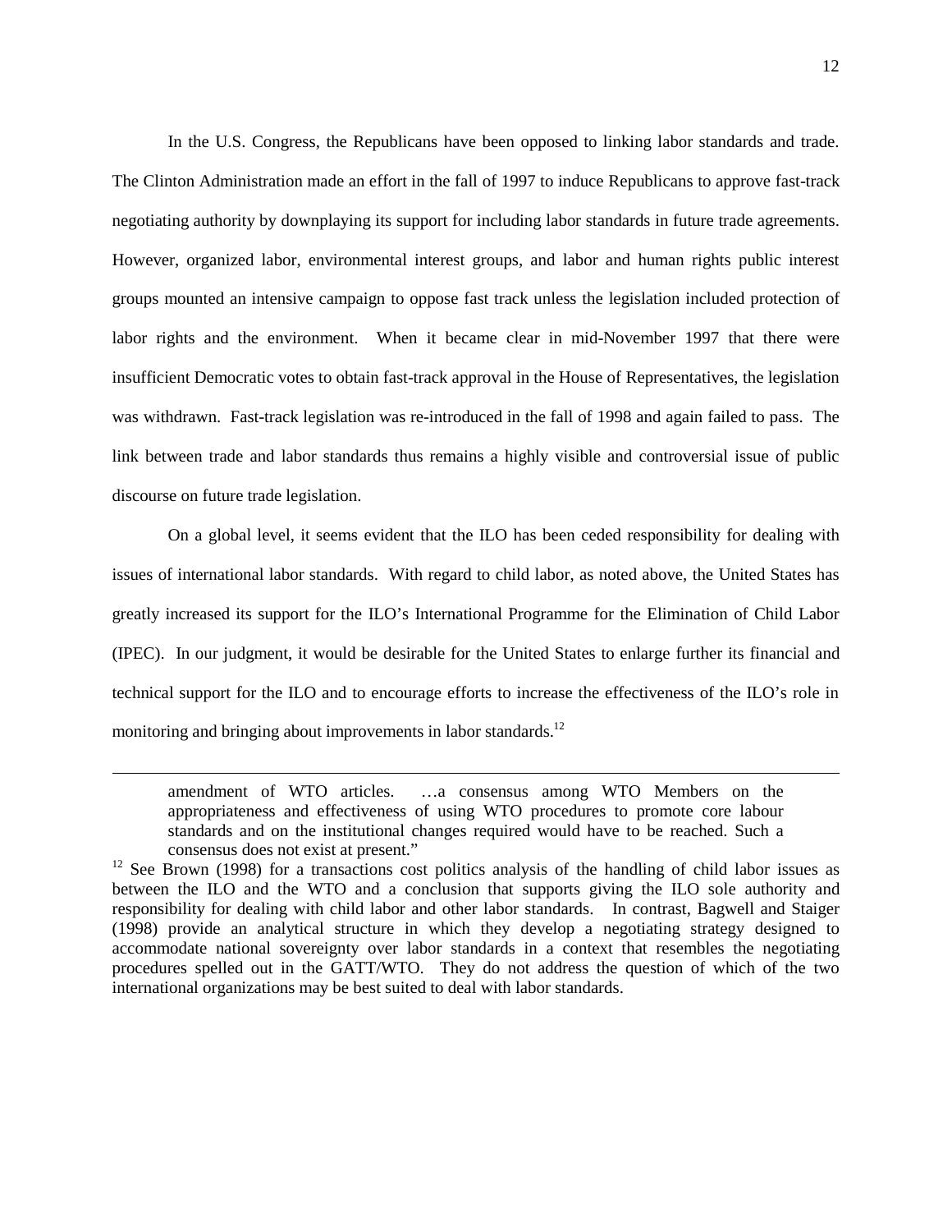In the U.S. Congress, the Republicans have been opposed to linking labor standards and trade. The Clinton Administration made an effort in the fall of 1997 to induce Republicans to approve fast-track negotiating authority by downplaying its support for including labor standards in future trade agreements. However, organized labor, environmental interest groups, and labor and human rights public interest groups mounted an intensive campaign to oppose fast track unless the legislation included protection of labor rights and the environment. When it became clear in mid-November 1997 that there were insufficient Democratic votes to obtain fast-track approval in the House of Representatives, the legislation was withdrawn. Fast-track legislation was re-introduced in the fall of 1998 and again failed to pass. The link between trade and labor standards thus remains a highly visible and controversial issue of public discourse on future trade legislation.

On a global level, it seems evident that the ILO has been ceded responsibility for dealing with issues of international labor standards. With regard to child labor, as noted above, the United States has greatly increased its support for the ILO's International Programme for the Elimination of Child Labor (IPEC). In our judgment, it would be desirable for the United States to enlarge further its financial and technical support for the ILO and to encourage efforts to increase the effectiveness of the ILO's role in monitoring and bringing about improvements in labor standards.[12]

---

> amendment of WTO articles. …a consensus among WTO Members on the appropriateness and effectiveness of using WTO procedures to promote core labour standards and on the institutional changes required would have to be reached. Such a consensus does not exist at present."

[12] See Brown (1998) for a transactions cost politics analysis of the handling of child labor issues as between the ILO and the WTO and a conclusion that supports giving the ILO sole authority and responsibility for dealing with child labor and other labor standards. In contrast, Bagwell and Staiger (1998) provide an analytical structure in which they develop a negotiating strategy designed to accommodate national sovereignty over labor standards in a context that resembles the negotiating procedures spelled out in the GATT/WTO. They do not address the question of which of the two international organizations may be best suited to deal with labor standards.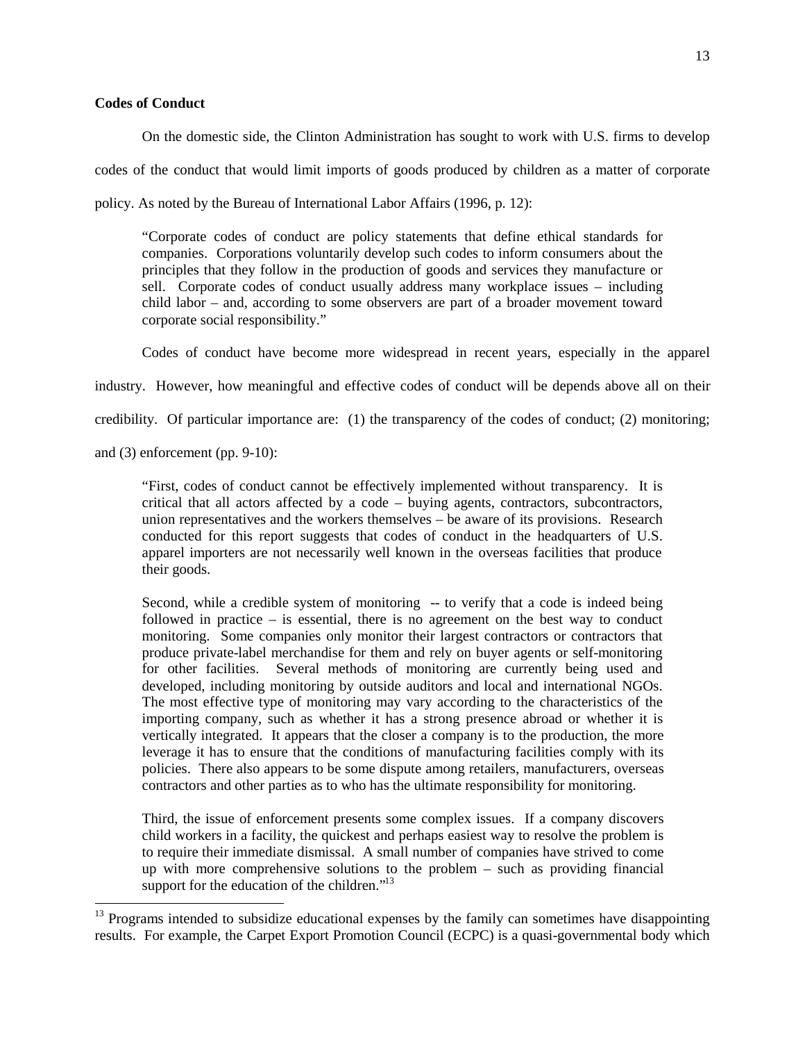**Codes of Conduct**

On the domestic side, the Clinton Administration has sought to work with U.S. firms to develop codes of the conduct that would limit imports of goods produced by children as a matter of corporate policy. As noted by the Bureau of International Labor Affairs (1996, p. 12):

> "Corporate codes of conduct are policy statements that define ethical standards for companies. Corporations voluntarily develop such codes to inform consumers about the principles that they follow in the production of goods and services they manufacture or sell. Corporate codes of conduct usually address many workplace issues – including child labor – and, according to some observers are part of a broader movement toward corporate social responsibility."

Codes of conduct have become more widespread in recent years, especially in the apparel industry. However, how meaningful and effective codes of conduct will be depends above all on their credibility. Of particular importance are: (1) the transparency of the codes of conduct; (2) monitoring; and (3) enforcement (pp. 9-10):

> "First, codes of conduct cannot be effectively implemented without transparency. It is critical that all actors affected by a code – buying agents, contractors, subcontractors, union representatives and the workers themselves – be aware of its provisions. Research conducted for this report suggests that codes of conduct in the headquarters of U.S. apparel importers are not necessarily well known in the overseas facilities that produce their goods.
>
> Second, while a credible system of monitoring -- to verify that a code is indeed being followed in practice – is essential, there is no agreement on the best way to conduct monitoring. Some companies only monitor their largest contractors or contractors that produce private-label merchandise for them and rely on buyer agents or self-monitoring for other facilities. Several methods of monitoring are currently being used and developed, including monitoring by outside auditors and local and international NGOs. The most effective type of monitoring may vary according to the characteristics of the importing company, such as whether it has a strong presence abroad or whether it is vertically integrated. It appears that the closer a company is to the production, the more leverage it has to ensure that the conditions of manufacturing facilities comply with its policies. There also appears to be some dispute among retailers, manufacturers, overseas contractors and other parties as to who has the ultimate responsibility for monitoring.
>
> Third, the issue of enforcement presents some complex issues. If a company discovers child workers in a facility, the quickest and perhaps easiest way to resolve the problem is to require their immediate dismissal. A small number of companies have strived to come up with more comprehensive solutions to the problem – such as providing financial support for the education of the children."[13]

[13] Programs intended to subsidize educational expenses by the family can sometimes have disappointing results. For example, the Carpet Export Promotion Council (ECPC) is a quasi-governmental body which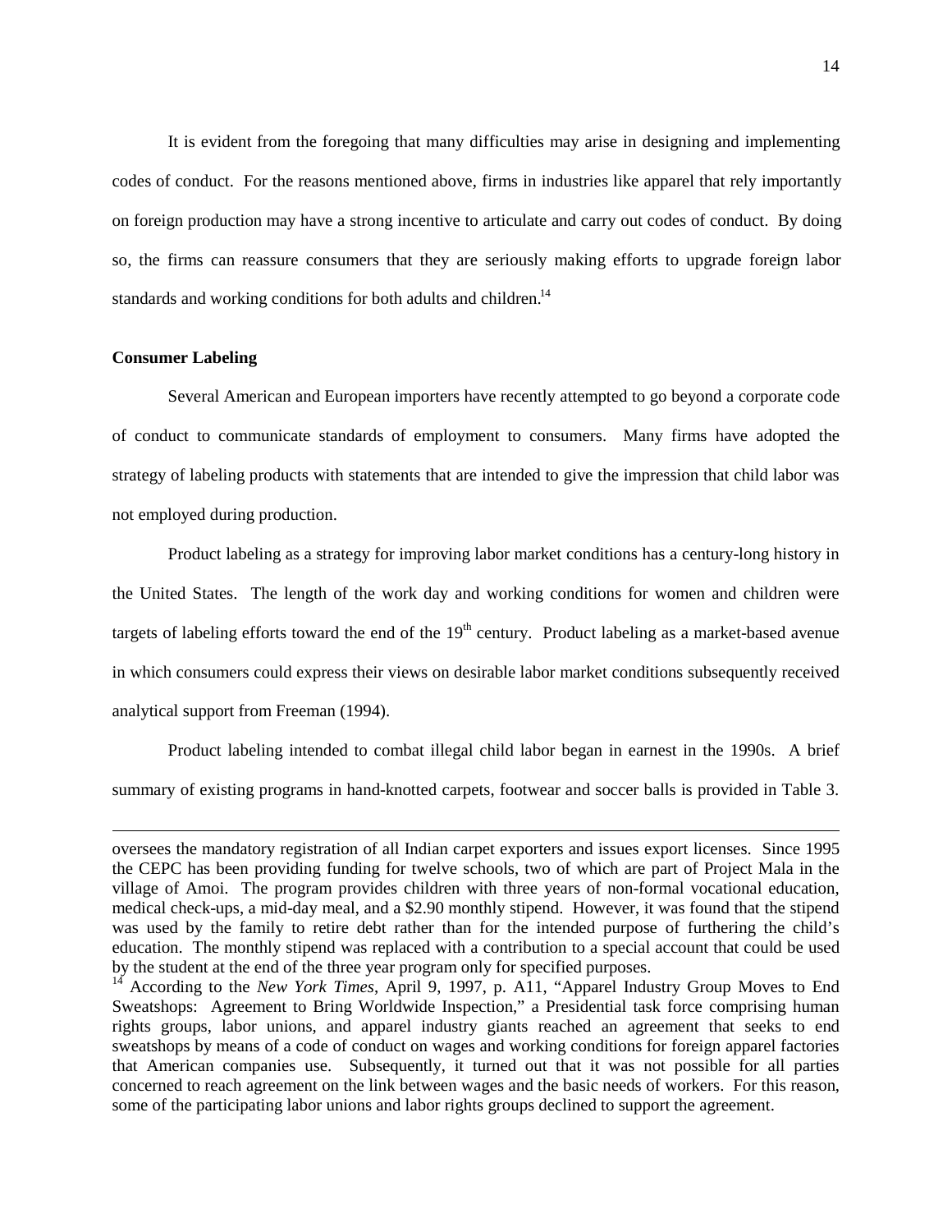It is evident from the foregoing that many difficulties may arise in designing and implementing codes of conduct. For the reasons mentioned above, firms in industries like apparel that rely importantly on foreign production may have a strong incentive to articulate and carry out codes of conduct. By doing so, the firms can reassure consumers that they are seriously making efforts to upgrade foreign labor standards and working conditions for both adults and children.[14]

**Consumer Labeling**

Several American and European importers have recently attempted to go beyond a corporate code of conduct to communicate standards of employment to consumers. Many firms have adopted the strategy of labeling products with statements that are intended to give the impression that child labor was not employed during production.

Product labeling as a strategy for improving labor market conditions has a century-long history in the United States. The length of the work day and working conditions for women and children were targets of labeling efforts toward the end of the 19th century. Product labeling as a market-based avenue in which consumers could express their views on desirable labor market conditions subsequently received analytical support from Freeman (1994).

Product labeling intended to combat illegal child labor began in earnest in the 1990s. A brief summary of existing programs in hand-knotted carpets, footwear and soccer balls is provided in Table 3.

---

oversees the mandatory registration of all Indian carpet exporters and issues export licenses. Since 1995 the CEPC has been providing funding for twelve schools, two of which are part of Project Mala in the village of Amoi. The program provides children with three years of non-formal vocational education, medical check-ups, a mid-day meal, and a $2.90 monthly stipend. However, it was found that the stipend was used by the family to retire debt rather than for the intended purpose of furthering the child's education. The monthly stipend was replaced with a contribution to a special account that could be used by the student at the end of the three year program only for specified purposes.

[14] According to the *New York Times*, April 9, 1997, p. A11, "Apparel Industry Group Moves to End Sweatshops: Agreement to Bring Worldwide Inspection," a Presidential task force comprising human rights groups, labor unions, and apparel industry giants reached an agreement that seeks to end sweatshops by means of a code of conduct on wages and working conditions for foreign apparel factories that American companies use. Subsequently, it turned out that it was not possible for all parties concerned to reach agreement on the link between wages and the basic needs of workers. For this reason, some of the participating labor unions and labor rights groups declined to support the agreement.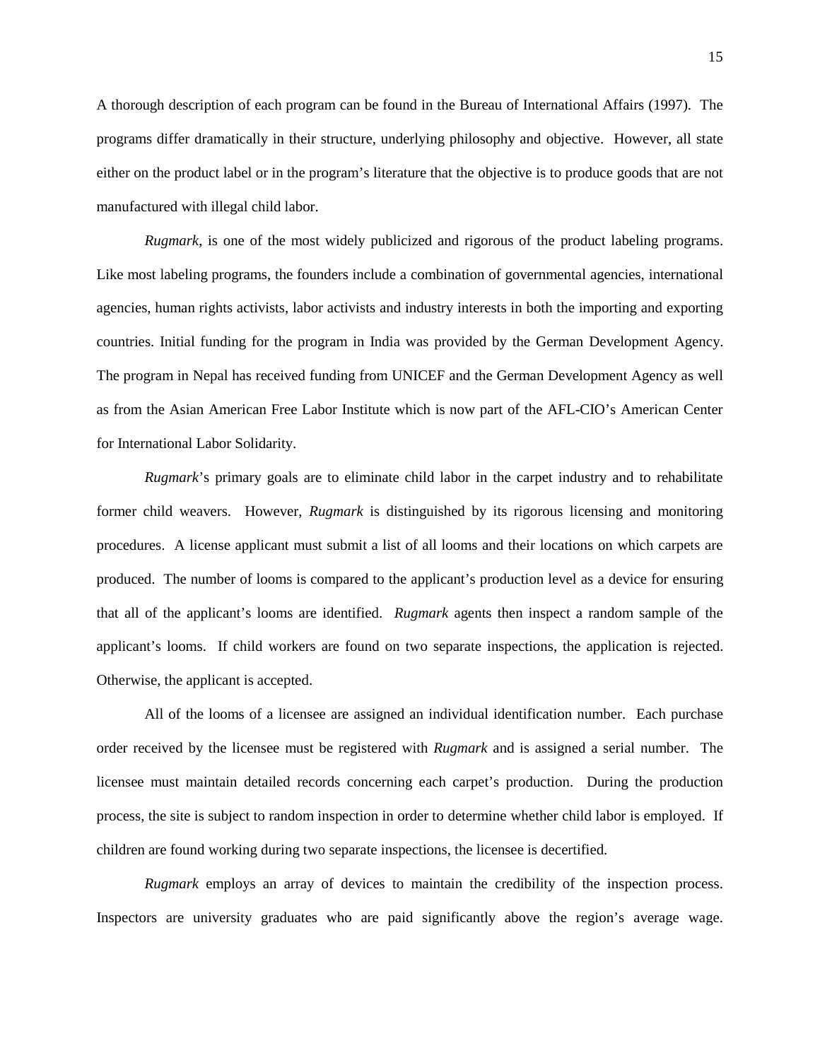A thorough description of each program can be found in the Bureau of International Affairs (1997). The programs differ dramatically in their structure, underlying philosophy and objective. However, all state either on the product label or in the program's literature that the objective is to produce goods that are not manufactured with illegal child labor.

*Rugmark*, is one of the most widely publicized and rigorous of the product labeling programs. Like most labeling programs, the founders include a combination of governmental agencies, international agencies, human rights activists, labor activists and industry interests in both the importing and exporting countries. Initial funding for the program in India was provided by the German Development Agency. The program in Nepal has received funding from UNICEF and the German Development Agency as well as from the Asian American Free Labor Institute which is now part of the AFL-CIO's American Center for International Labor Solidarity.

*Rugmark*'s primary goals are to eliminate child labor in the carpet industry and to rehabilitate former child weavers. However, *Rugmark* is distinguished by its rigorous licensing and monitoring procedures. A license applicant must submit a list of all looms and their locations on which carpets are produced. The number of looms is compared to the applicant's production level as a device for ensuring that all of the applicant's looms are identified. *Rugmark* agents then inspect a random sample of the applicant's looms. If child workers are found on two separate inspections, the application is rejected. Otherwise, the applicant is accepted.

All of the looms of a licensee are assigned an individual identification number. Each purchase order received by the licensee must be registered with *Rugmark* and is assigned a serial number. The licensee must maintain detailed records concerning each carpet's production. During the production process, the site is subject to random inspection in order to determine whether child labor is employed. If children are found working during two separate inspections, the licensee is decertified.

*Rugmark* employs an array of devices to maintain the credibility of the inspection process. Inspectors are university graduates who are paid significantly above the region's average wage.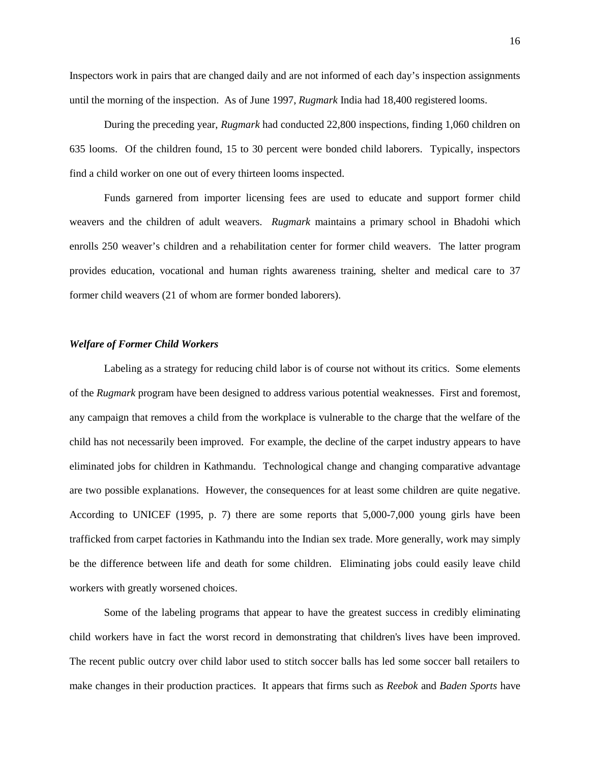Inspectors work in pairs that are changed daily and are not informed of each day's inspection assignments until the morning of the inspection. As of June 1997, *Rugmark* India had 18,400 registered looms.

During the preceding year, *Rugmark* had conducted 22,800 inspections, finding 1,060 children on 635 looms. Of the children found, 15 to 30 percent were bonded child laborers. Typically, inspectors find a child worker on one out of every thirteen looms inspected.

Funds garnered from importer licensing fees are used to educate and support former child weavers and the children of adult weavers. *Rugmark* maintains a primary school in Bhadohi which enrolls 250 weaver's children and a rehabilitation center for former child weavers. The latter program provides education, vocational and human rights awareness training, shelter and medical care to 37 former child weavers (21 of whom are former bonded laborers).

### *Welfare of Former Child Workers*

Labeling as a strategy for reducing child labor is of course not without its critics. Some elements of the *Rugmark* program have been designed to address various potential weaknesses. First and foremost, any campaign that removes a child from the workplace is vulnerable to the charge that the welfare of the child has not necessarily been improved. For example, the decline of the carpet industry appears to have eliminated jobs for children in Kathmandu. Technological change and changing comparative advantage are two possible explanations. However, the consequences for at least some children are quite negative. According to UNICEF (1995, p. 7) there are some reports that 5,000-7,000 young girls have been trafficked from carpet factories in Kathmandu into the Indian sex trade. More generally, work may simply be the difference between life and death for some children. Eliminating jobs could easily leave child workers with greatly worsened choices.

Some of the labeling programs that appear to have the greatest success in credibly eliminating child workers have in fact the worst record in demonstrating that children's lives have been improved. The recent public outcry over child labor used to stitch soccer balls has led some soccer ball retailers to make changes in their production practices. It appears that firms such as *Reebok* and *Baden Sports* have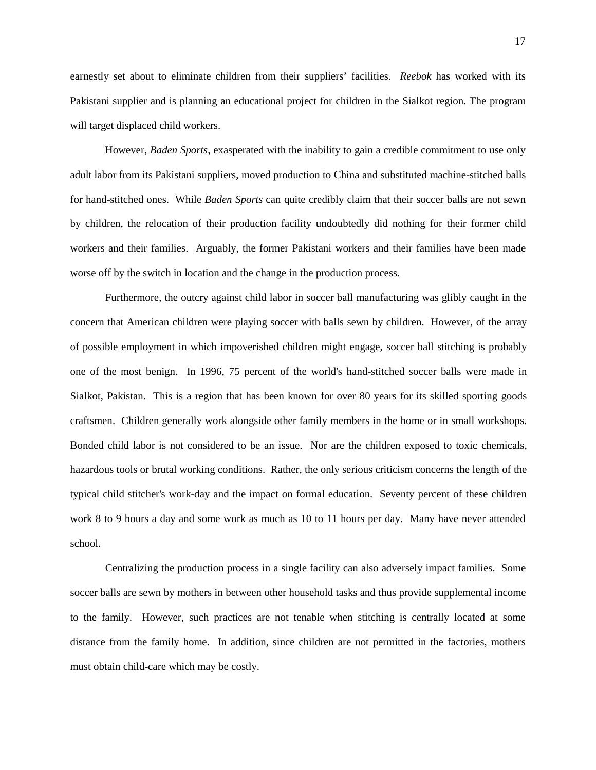earnestly set about to eliminate children from their suppliers' facilities. *Reebok* has worked with its Pakistani supplier and is planning an educational project for children in the Sialkot region. The program will target displaced child workers.

However, *Baden Sports*, exasperated with the inability to gain a credible commitment to use only adult labor from its Pakistani suppliers, moved production to China and substituted machine-stitched balls for hand-stitched ones. While *Baden Sports* can quite credibly claim that their soccer balls are not sewn by children, the relocation of their production facility undoubtedly did nothing for their former child workers and their families. Arguably, the former Pakistani workers and their families have been made worse off by the switch in location and the change in the production process.

Furthermore, the outcry against child labor in soccer ball manufacturing was glibly caught in the concern that American children were playing soccer with balls sewn by children. However, of the array of possible employment in which impoverished children might engage, soccer ball stitching is probably one of the most benign. In 1996, 75 percent of the world's hand-stitched soccer balls were made in Sialkot, Pakistan. This is a region that has been known for over 80 years for its skilled sporting goods craftsmen. Children generally work alongside other family members in the home or in small workshops. Bonded child labor is not considered to be an issue. Nor are the children exposed to toxic chemicals, hazardous tools or brutal working conditions. Rather, the only serious criticism concerns the length of the typical child stitcher's work-day and the impact on formal education. Seventy percent of these children work 8 to 9 hours a day and some work as much as 10 to 11 hours per day. Many have never attended school.

Centralizing the production process in a single facility can also adversely impact families. Some soccer balls are sewn by mothers in between other household tasks and thus provide supplemental income to the family. However, such practices are not tenable when stitching is centrally located at some distance from the family home. In addition, since children are not permitted in the factories, mothers must obtain child-care which may be costly.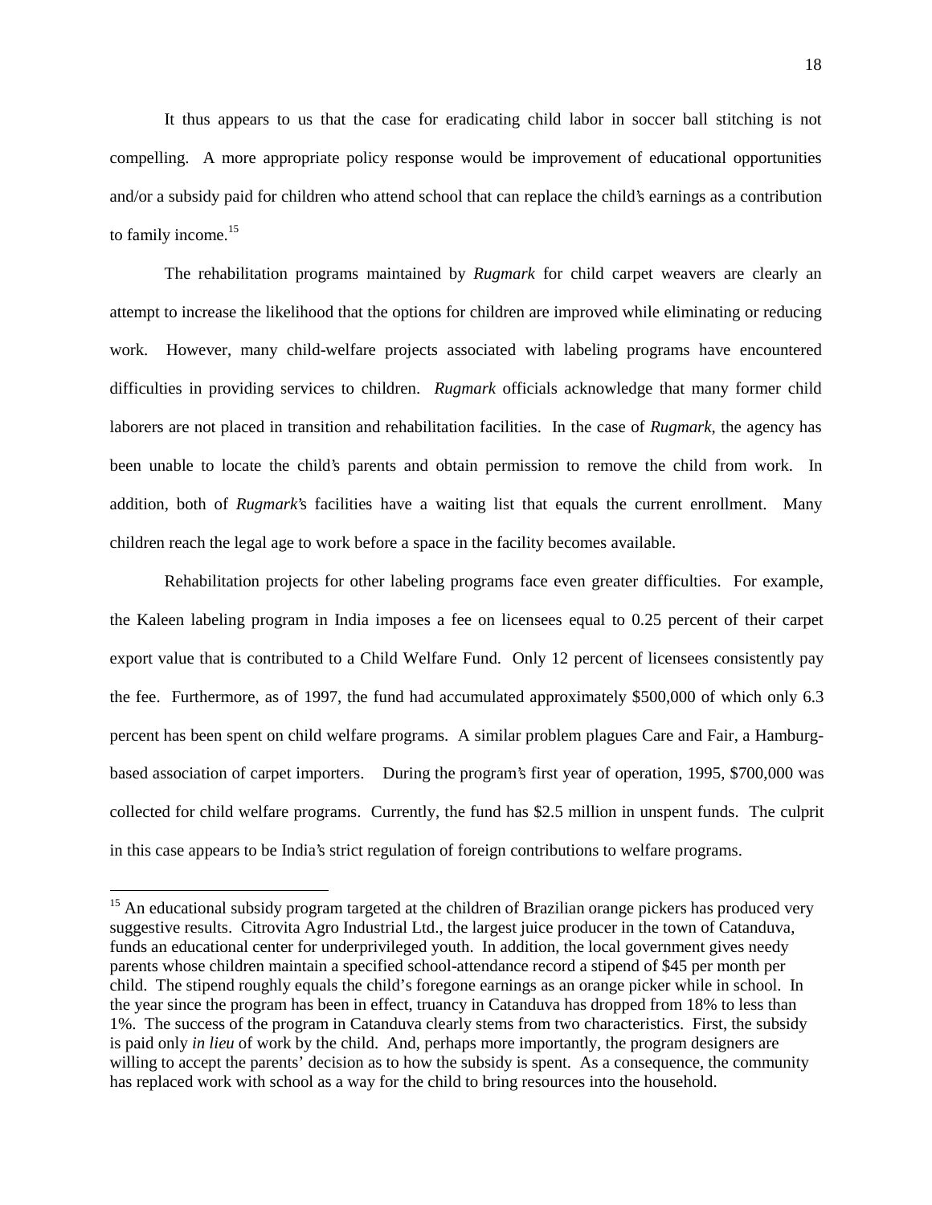It thus appears to us that the case for eradicating child labor in soccer ball stitching is not compelling. A more appropriate policy response would be improvement of educational opportunities and/or a subsidy paid for children who attend school that can replace the child's earnings as a contribution to family income.[15]

The rehabilitation programs maintained by *Rugmark* for child carpet weavers are clearly an attempt to increase the likelihood that the options for children are improved while eliminating or reducing work. However, many child-welfare projects associated with labeling programs have encountered difficulties in providing services to children. *Rugmark* officials acknowledge that many former child laborers are not placed in transition and rehabilitation facilities. In the case of *Rugmark*, the agency has been unable to locate the child's parents and obtain permission to remove the child from work. In addition, both of *Rugmark*'s facilities have a waiting list that equals the current enrollment. Many children reach the legal age to work before a space in the facility becomes available.

Rehabilitation projects for other labeling programs face even greater difficulties. For example, the Kaleen labeling program in India imposes a fee on licensees equal to 0.25 percent of their carpet export value that is contributed to a Child Welfare Fund. Only 12 percent of licensees consistently pay the fee. Furthermore, as of 1997, the fund had accumulated approximately $500,000 of which only 6.3 percent has been spent on child welfare programs. A similar problem plagues Care and Fair, a Hamburg-based association of carpet importers. During the program's first year of operation, 1995, $700,000 was collected for child welfare programs. Currently, the fund has $2.5 million in unspent funds. The culprit in this case appears to be India's strict regulation of foreign contributions to welfare programs.

[15] An educational subsidy program targeted at the children of Brazilian orange pickers has produced very suggestive results. Citrovita Agro Industrial Ltd., the largest juice producer in the town of Catanduva, funds an educational center for underprivileged youth. In addition, the local government gives needy parents whose children maintain a specified school-attendance record a stipend of $45 per month per child. The stipend roughly equals the child's foregone earnings as an orange picker while in school. In the year since the program has been in effect, truancy in Catanduva has dropped from 18% to less than 1%. The success of the program in Catanduva clearly stems from two characteristics. First, the subsidy is paid only *in lieu* of work by the child. And, perhaps more importantly, the program designers are willing to accept the parents' decision as to how the subsidy is spent. As a consequence, the community has replaced work with school as a way for the child to bring resources into the household.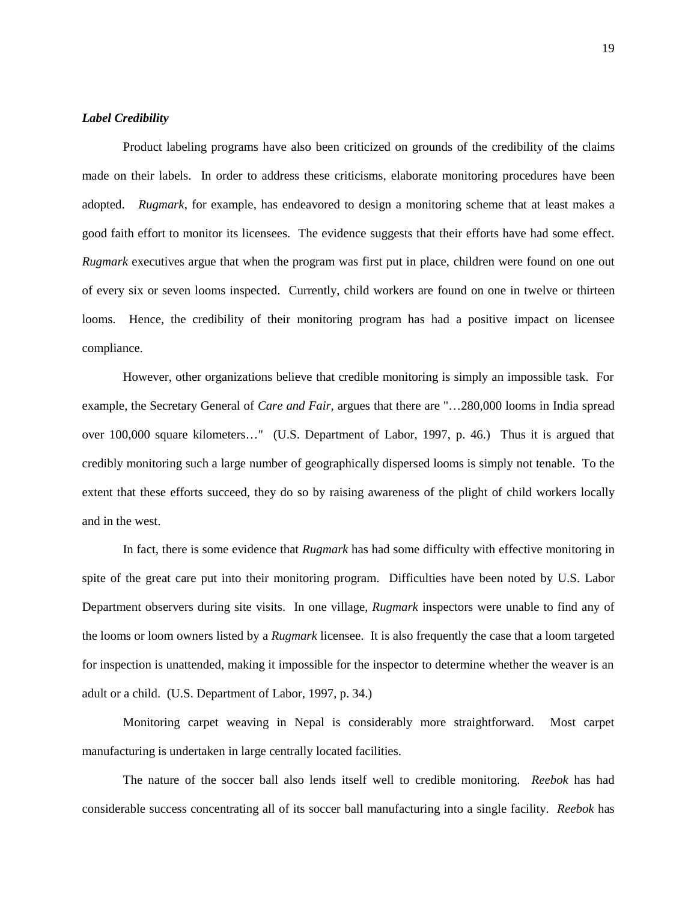### *Label Credibility*

Product labeling programs have also been criticized on grounds of the credibility of the claims made on their labels. In order to address these criticisms, elaborate monitoring procedures have been adopted. *Rugmark*, for example, has endeavored to design a monitoring scheme that at least makes a good faith effort to monitor its licensees. The evidence suggests that their efforts have had some effect. *Rugmark* executives argue that when the program was first put in place, children were found on one out of every six or seven looms inspected. Currently, child workers are found on one in twelve or thirteen looms. Hence, the credibility of their monitoring program has had a positive impact on licensee compliance.

However, other organizations believe that credible monitoring is simply an impossible task. For example, the Secretary General of *Care and Fair*, argues that there are "…280,000 looms in India spread over 100,000 square kilometers…" (U.S. Department of Labor, 1997, p. 46.) Thus it is argued that credibly monitoring such a large number of geographically dispersed looms is simply not tenable. To the extent that these efforts succeed, they do so by raising awareness of the plight of child workers locally and in the west.

In fact, there is some evidence that *Rugmark* has had some difficulty with effective monitoring in spite of the great care put into their monitoring program. Difficulties have been noted by U.S. Labor Department observers during site visits. In one village, *Rugmark* inspectors were unable to find any of the looms or loom owners listed by a *Rugmark* licensee. It is also frequently the case that a loom targeted for inspection is unattended, making it impossible for the inspector to determine whether the weaver is an adult or a child. (U.S. Department of Labor, 1997, p. 34.)

Monitoring carpet weaving in Nepal is considerably more straightforward. Most carpet manufacturing is undertaken in large centrally located facilities.

The nature of the soccer ball also lends itself well to credible monitoring. *Reebok* has had considerable success concentrating all of its soccer ball manufacturing into a single facility. *Reebok* has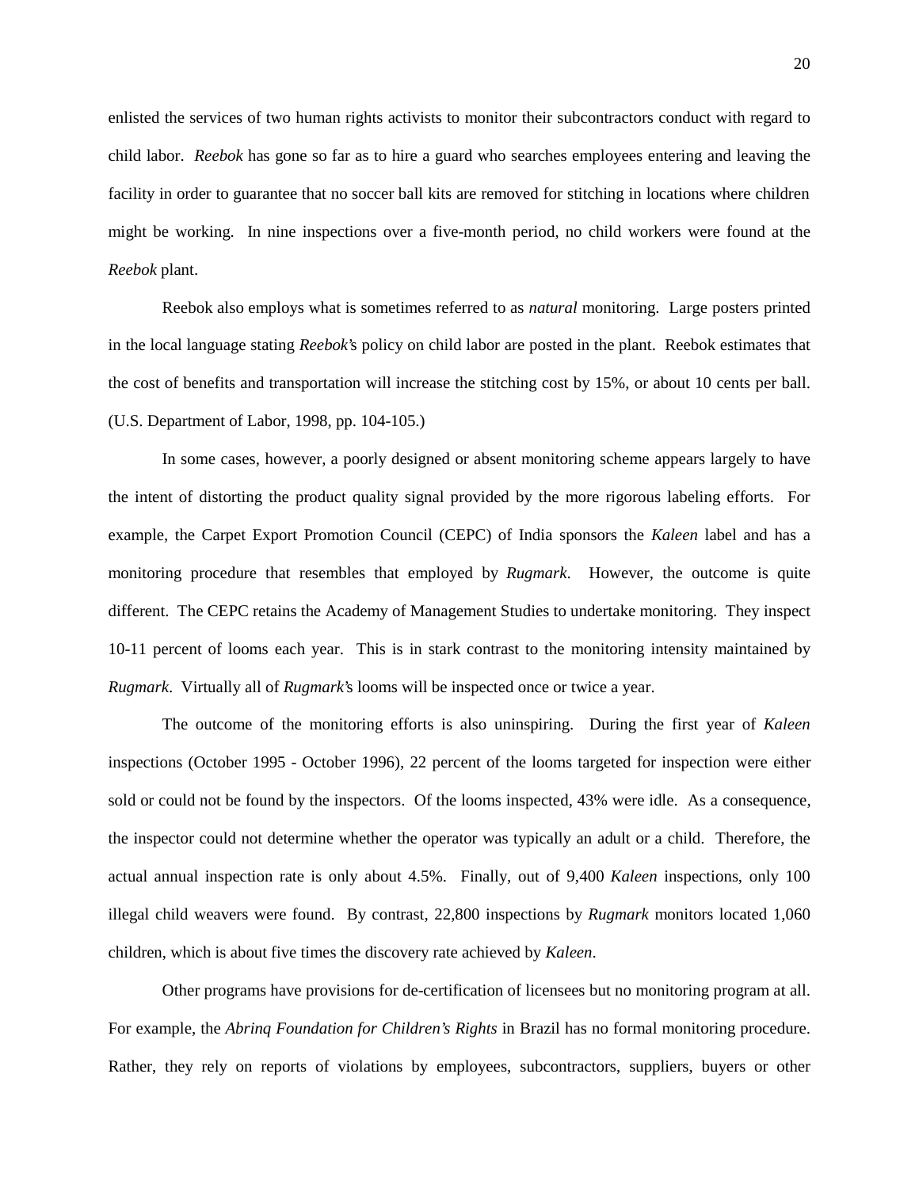enlisted the services of two human rights activists to monitor their subcontractors conduct with regard to child labor. *Reebok* has gone so far as to hire a guard who searches employees entering and leaving the facility in order to guarantee that no soccer ball kits are removed for stitching in locations where children might be working. In nine inspections over a five-month period, no child workers were found at the *Reebok* plant.

Reebok also employs what is sometimes referred to as *natural* monitoring. Large posters printed in the local language stating *Reebok*'s policy on child labor are posted in the plant. Reebok estimates that the cost of benefits and transportation will increase the stitching cost by 15%, or about 10 cents per ball. (U.S. Department of Labor, 1998, pp. 104-105.)

In some cases, however, a poorly designed or absent monitoring scheme appears largely to have the intent of distorting the product quality signal provided by the more rigorous labeling efforts. For example, the Carpet Export Promotion Council (CEPC) of India sponsors the *Kaleen* label and has a monitoring procedure that resembles that employed by *Rugmark*. However, the outcome is quite different. The CEPC retains the Academy of Management Studies to undertake monitoring. They inspect 10-11 percent of looms each year. This is in stark contrast to the monitoring intensity maintained by *Rugmark*. Virtually all of *Rugmark*'s looms will be inspected once or twice a year.

The outcome of the monitoring efforts is also uninspiring. During the first year of *Kaleen* inspections (October 1995 - October 1996), 22 percent of the looms targeted for inspection were either sold or could not be found by the inspectors. Of the looms inspected, 43% were idle. As a consequence, the inspector could not determine whether the operator was typically an adult or a child. Therefore, the actual annual inspection rate is only about 4.5%. Finally, out of 9,400 *Kaleen* inspections, only 100 illegal child weavers were found. By contrast, 22,800 inspections by *Rugmark* monitors located 1,060 children, which is about five times the discovery rate achieved by *Kaleen*.

Other programs have provisions for de-certification of licensees but no monitoring program at all. For example, the *Abrinq Foundation for Children's Rights* in Brazil has no formal monitoring procedure. Rather, they rely on reports of violations by employees, subcontractors, suppliers, buyers or other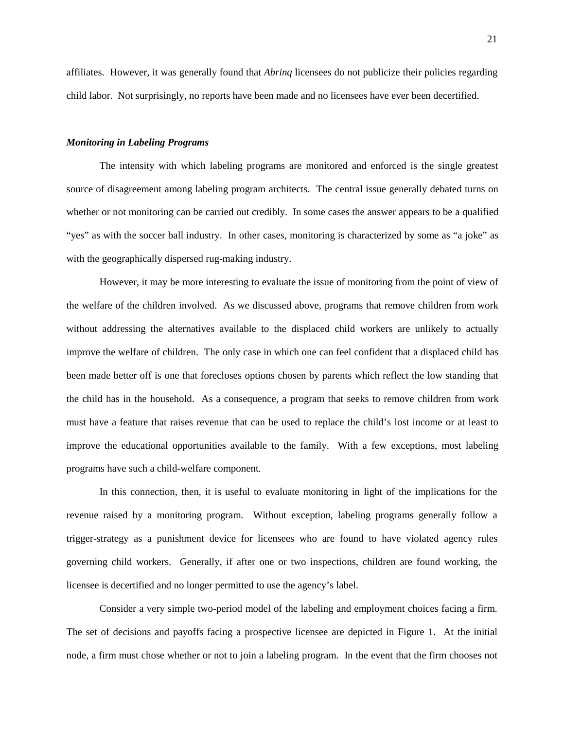affiliates. However, it was generally found that *Abrinq* licensees do not publicize their policies regarding child labor. Not surprisingly, no reports have been made and no licensees have ever been decertified.

### *Monitoring in Labeling Programs*

The intensity with which labeling programs are monitored and enforced is the single greatest source of disagreement among labeling program architects. The central issue generally debated turns on whether or not monitoring can be carried out credibly. In some cases the answer appears to be a qualified "yes" as with the soccer ball industry. In other cases, monitoring is characterized by some as "a joke" as with the geographically dispersed rug-making industry.

However, it may be more interesting to evaluate the issue of monitoring from the point of view of the welfare of the children involved. As we discussed above, programs that remove children from work without addressing the alternatives available to the displaced child workers are unlikely to actually improve the welfare of children. The only case in which one can feel confident that a displaced child has been made better off is one that forecloses options chosen by parents which reflect the low standing that the child has in the household. As a consequence, a program that seeks to remove children from work must have a feature that raises revenue that can be used to replace the child's lost income or at least to improve the educational opportunities available to the family. With a few exceptions, most labeling programs have such a child-welfare component.

In this connection, then, it is useful to evaluate monitoring in light of the implications for the revenue raised by a monitoring program. Without exception, labeling programs generally follow a trigger-strategy as a punishment device for licensees who are found to have violated agency rules governing child workers. Generally, if after one or two inspections, children are found working, the licensee is decertified and no longer permitted to use the agency's label.

Consider a very simple two-period model of the labeling and employment choices facing a firm. The set of decisions and payoffs facing a prospective licensee are depicted in Figure 1. At the initial node, a firm must chose whether or not to join a labeling program. In the event that the firm chooses not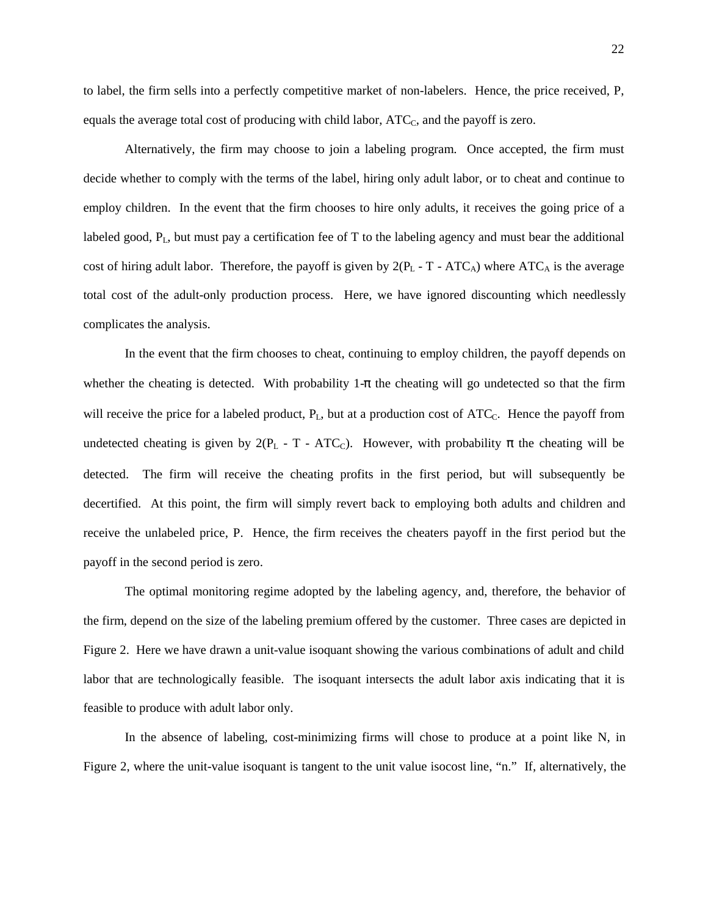to label, the firm sells into a perfectly competitive market of non-labelers. Hence, the price received, P, equals the average total cost of producing with child labor, $ATC_C$, and the payoff is zero.

Alternatively, the firm may choose to join a labeling program. Once accepted, the firm must decide whether to comply with the terms of the label, hiring only adult labor, or to cheat and continue to employ children. In the event that the firm chooses to hire only adults, it receives the going price of a labeled good, $P_L$, but must pay a certification fee of T to the labeling agency and must bear the additional cost of hiring adult labor. Therefore, the payoff is given by $2(P_L - T - ATC_A)$ where $ATC_A$ is the average total cost of the adult-only production process. Here, we have ignored discounting which needlessly complicates the analysis.

In the event that the firm chooses to cheat, continuing to employ children, the payoff depends on whether the cheating is detected. With probability $1-\pi$ the cheating will go undetected so that the firm will receive the price for a labeled product, $P_L$, but at a production cost of $ATC_C$. Hence the payoff from undetected cheating is given by $2(P_L - T - ATC_C)$. However, with probability $\pi$ the cheating will be detected. The firm will receive the cheating profits in the first period, but will subsequently be decertified. At this point, the firm will simply revert back to employing both adults and children and receive the unlabeled price, P. Hence, the firm receives the cheaters payoff in the first period but the payoff in the second period is zero.

The optimal monitoring regime adopted by the labeling agency, and, therefore, the behavior of the firm, depend on the size of the labeling premium offered by the customer. Three cases are depicted in Figure 2. Here we have drawn a unit-value isoquant showing the various combinations of adult and child labor that are technologically feasible. The isoquant intersects the adult labor axis indicating that it is feasible to produce with adult labor only.

In the absence of labeling, cost-minimizing firms will chose to produce at a point like N, in Figure 2, where the unit-value isoquant is tangent to the unit value isocost line, "n." If, alternatively, the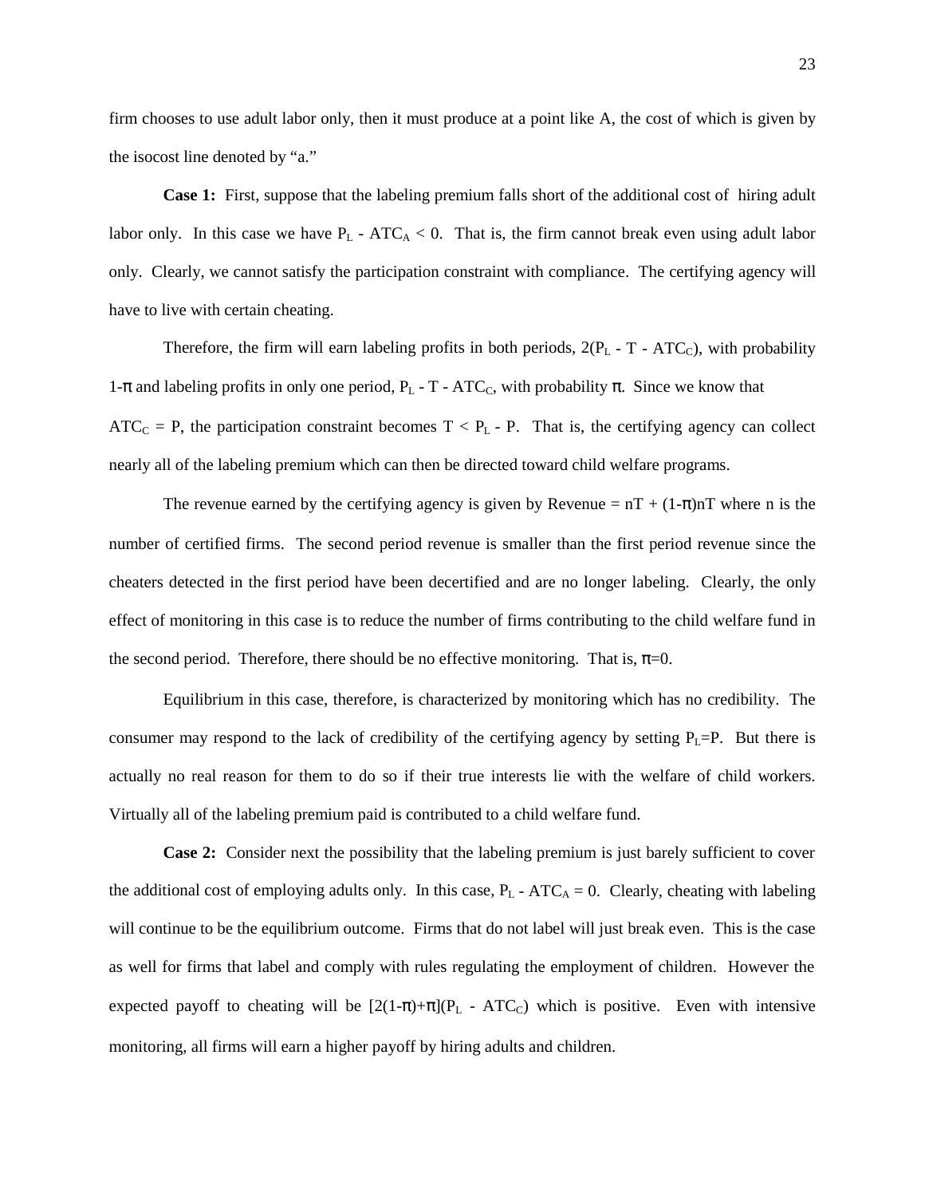firm chooses to use adult labor only, then it must produce at a point like A, the cost of which is given by the isocost line denoted by "a."

**Case 1:** First, suppose that the labeling premium falls short of the additional cost of hiring adult labor only. In this case we have $P_L$ - $ATC_A$ < 0. That is, the firm cannot break even using adult labor only. Clearly, we cannot satisfy the participation constraint with compliance. The certifying agency will have to live with certain cheating.

Therefore, the firm will earn labeling profits in both periods, $2(P_L - T - ATC_C)$, with probability $1-\pi$ and labeling profits in only one period, $P_L - T - ATC_C$, with probability $\pi$. Since we know that $ATC_C = P$, the participation constraint becomes $T < P_L - P$. That is, the certifying agency can collect nearly all of the labeling premium which can then be directed toward child welfare programs.

The revenue earned by the certifying agency is given by Revenue = $nT + (1-\pi)nT$ where n is the number of certified firms. The second period revenue is smaller than the first period revenue since the cheaters detected in the first period have been decertified and are no longer labeling. Clearly, the only effect of monitoring in this case is to reduce the number of firms contributing to the child welfare fund in the second period. Therefore, there should be no effective monitoring. That is, $\pi$=0.

Equilibrium in this case, therefore, is characterized by monitoring which has no credibility. The consumer may respond to the lack of credibility of the certifying agency by setting $P_L$=P. But there is actually no real reason for them to do so if their true interests lie with the welfare of child workers. Virtually all of the labeling premium paid is contributed to a child welfare fund.

**Case 2:** Consider next the possibility that the labeling premium is just barely sufficient to cover the additional cost of employing adults only. In this case, $P_L - ATC_A = 0$. Clearly, cheating with labeling will continue to be the equilibrium outcome. Firms that do not label will just break even. This is the case as well for firms that label and comply with rules regulating the employment of children. However the expected payoff to cheating will be $[2(1-\pi)+\pi](P_L - ATC_C)$ which is positive. Even with intensive monitoring, all firms will earn a higher payoff by hiring adults and children.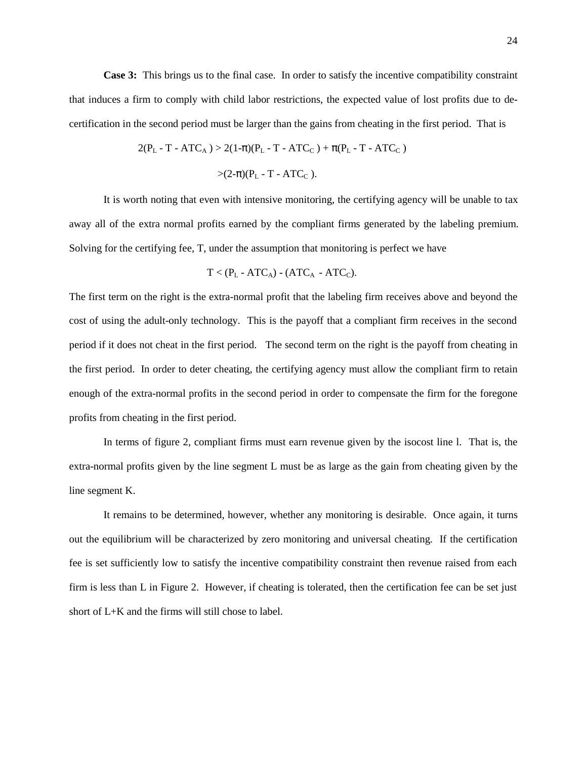**Case 3:** This brings us to the final case. In order to satisfy the incentive compatibility constraint that induces a firm to comply with child labor restrictions, the expected value of lost profits due to de-certification in the second period must be larger than the gains from cheating in the first period. That is

$$2(P_L - T - ATC_A) > 2(1-\pi)(P_L - T - ATC_C) + \pi(P_L - T - ATC_C)$$

$$>(2-\pi)(P_L - T - ATC_C).$$

It is worth noting that even with intensive monitoring, the certifying agency will be unable to tax away all of the extra normal profits earned by the compliant firms generated by the labeling premium. Solving for the certifying fee, T, under the assumption that monitoring is perfect we have

$$T < (P_L - ATC_A) - (ATC_A - ATC_C).$$

The first term on the right is the extra-normal profit that the labeling firm receives above and beyond the cost of using the adult-only technology. This is the payoff that a compliant firm receives in the second period if it does not cheat in the first period. The second term on the right is the payoff from cheating in the first period. In order to deter cheating, the certifying agency must allow the compliant firm to retain enough of the extra-normal profits in the second period in order to compensate the firm for the foregone profits from cheating in the first period.

In terms of figure 2, compliant firms must earn revenue given by the isocost line l. That is, the extra-normal profits given by the line segment L must be as large as the gain from cheating given by the line segment K.

It remains to be determined, however, whether any monitoring is desirable. Once again, it turns out the equilibrium will be characterized by zero monitoring and universal cheating. If the certification fee is set sufficiently low to satisfy the incentive compatibility constraint then revenue raised from each firm is less than L in Figure 2. However, if cheating is tolerated, then the certification fee can be set just short of L+K and the firms will still chose to label.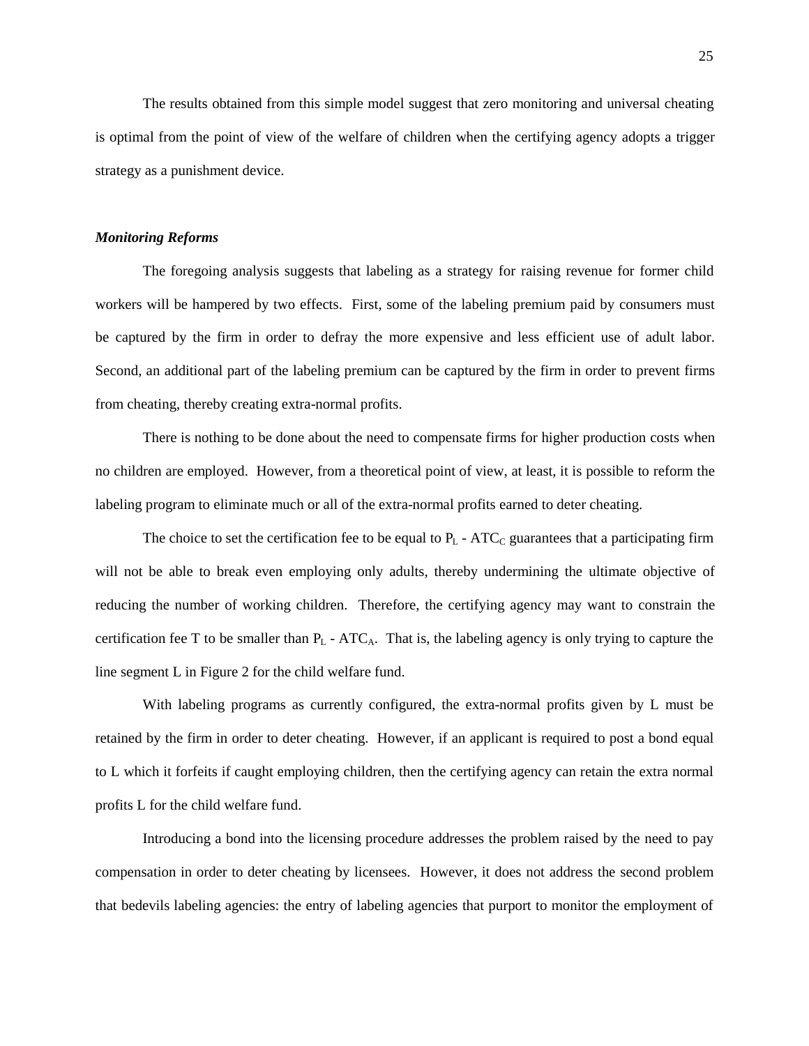The results obtained from this simple model suggest that zero monitoring and universal cheating is optimal from the point of view of the welfare of children when the certifying agency adopts a trigger strategy as a punishment device.

### *Monitoring Reforms*

The foregoing analysis suggests that labeling as a strategy for raising revenue for former child workers will be hampered by two effects. First, some of the labeling premium paid by consumers must be captured by the firm in order to defray the more expensive and less efficient use of adult labor. Second, an additional part of the labeling premium can be captured by the firm in order to prevent firms from cheating, thereby creating extra-normal profits.

There is nothing to be done about the need to compensate firms for higher production costs when no children are employed. However, from a theoretical point of view, at least, it is possible to reform the labeling program to eliminate much or all of the extra-normal profits earned to deter cheating.

The choice to set the certification fee to be equal to $P_L$ - $ATC_C$ guarantees that a participating firm will not be able to break even employing only adults, thereby undermining the ultimate objective of reducing the number of working children. Therefore, the certifying agency may want to constrain the certification fee T to be smaller than $P_L$ - $ATC_A$. That is, the labeling agency is only trying to capture the line segment L in Figure 2 for the child welfare fund.

With labeling programs as currently configured, the extra-normal profits given by L must be retained by the firm in order to deter cheating. However, if an applicant is required to post a bond equal to L which it forfeits if caught employing children, then the certifying agency can retain the extra normal profits L for the child welfare fund.

Introducing a bond into the licensing procedure addresses the problem raised by the need to pay compensation in order to deter cheating by licensees. However, it does not address the second problem that bedevils labeling agencies: the entry of labeling agencies that purport to monitor the employment of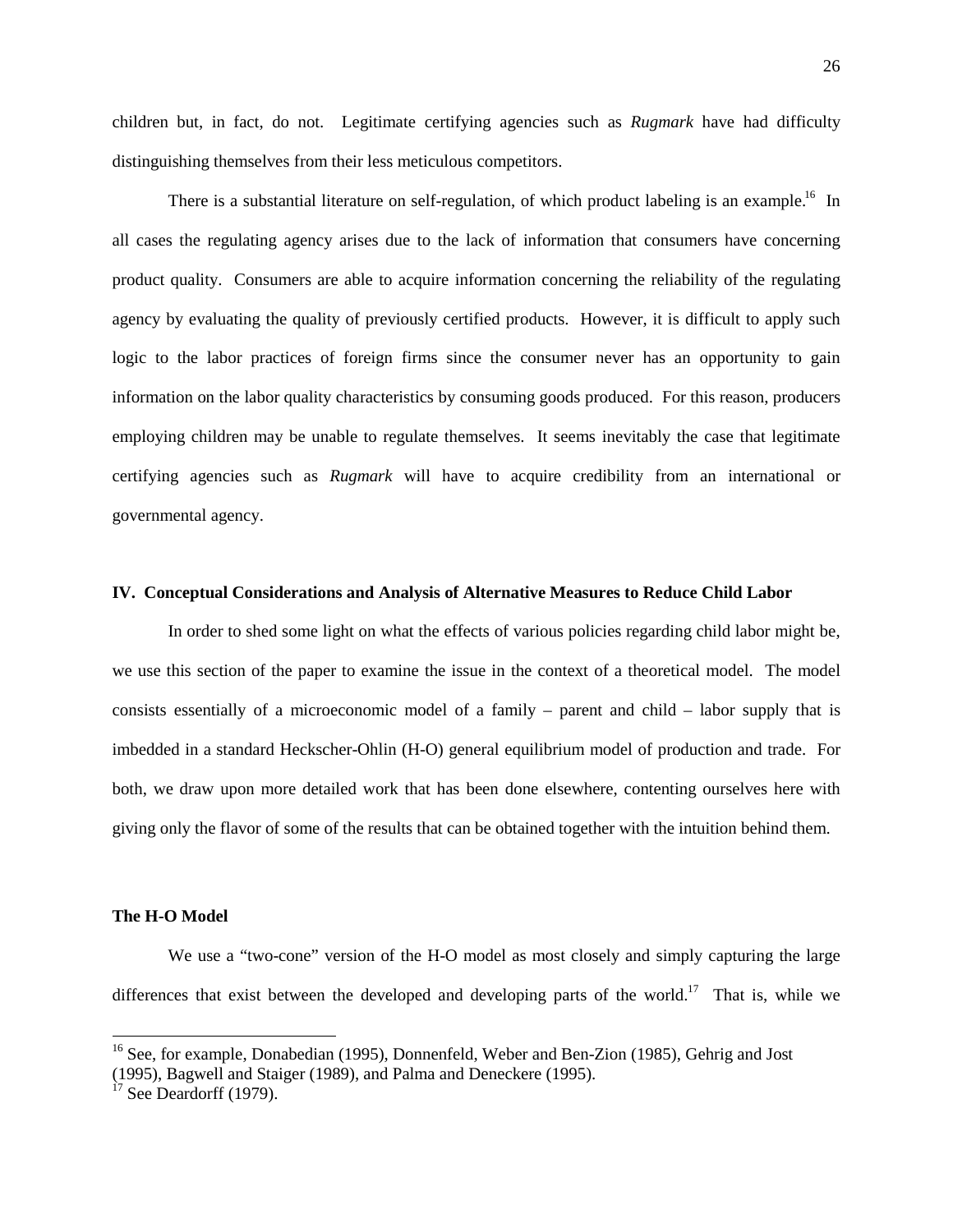children but, in fact, do not. Legitimate certifying agencies such as *Rugmark* have had difficulty distinguishing themselves from their less meticulous competitors.

There is a substantial literature on self-regulation, of which product labeling is an example.[16] In all cases the regulating agency arises due to the lack of information that consumers have concerning product quality. Consumers are able to acquire information concerning the reliability of the regulating agency by evaluating the quality of previously certified products. However, it is difficult to apply such logic to the labor practices of foreign firms since the consumer never has an opportunity to gain information on the labor quality characteristics by consuming goods produced. For this reason, producers employing children may be unable to regulate themselves. It seems inevitably the case that legitimate certifying agencies such as *Rugmark* will have to acquire credibility from an international or governmental agency.

## IV. Conceptual Considerations and Analysis of Alternative Measures to Reduce Child Labor

In order to shed some light on what the effects of various policies regarding child labor might be, we use this section of the paper to examine the issue in the context of a theoretical model. The model consists essentially of a microeconomic model of a family – parent and child – labor supply that is imbedded in a standard Heckscher-Ohlin (H-O) general equilibrium model of production and trade. For both, we draw upon more detailed work that has been done elsewhere, contenting ourselves here with giving only the flavor of some of the results that can be obtained together with the intuition behind them.

### The H-O Model

We use a "two-cone" version of the H-O model as most closely and simply capturing the large differences that exist between the developed and developing parts of the world.[17] That is, while we

[16] See, for example, Donabedian (1995), Donnenfeld, Weber and Ben-Zion (1985), Gehrig and Jost (1995), Bagwell and Staiger (1989), and Palma and Deneckere (1995).

[17] See Deardorff (1979).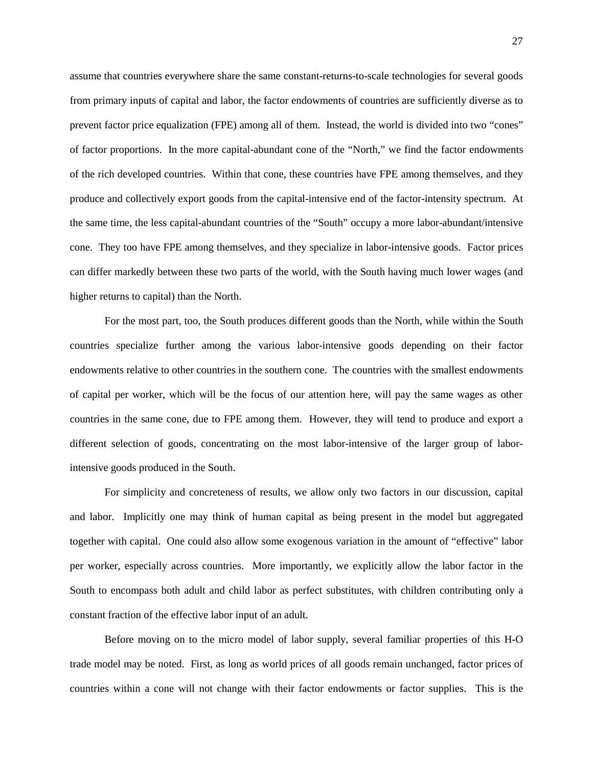assume that countries everywhere share the same constant-returns-to-scale technologies for several goods from primary inputs of capital and labor, the factor endowments of countries are sufficiently diverse as to prevent factor price equalization (FPE) among all of them. Instead, the world is divided into two "cones" of factor proportions. In the more capital-abundant cone of the "North," we find the factor endowments of the rich developed countries. Within that cone, these countries have FPE among themselves, and they produce and collectively export goods from the capital-intensive end of the factor-intensity spectrum. At the same time, the less capital-abundant countries of the "South" occupy a more labor-abundant/intensive cone. They too have FPE among themselves, and they specialize in labor-intensive goods. Factor prices can differ markedly between these two parts of the world, with the South having much lower wages (and higher returns to capital) than the North.

For the most part, too, the South produces different goods than the North, while within the South countries specialize further among the various labor-intensive goods depending on their factor endowments relative to other countries in the southern cone. The countries with the smallest endowments of capital per worker, which will be the focus of our attention here, will pay the same wages as other countries in the same cone, due to FPE among them. However, they will tend to produce and export a different selection of goods, concentrating on the most labor-intensive of the larger group of labor-intensive goods produced in the South.

For simplicity and concreteness of results, we allow only two factors in our discussion, capital and labor. Implicitly one may think of human capital as being present in the model but aggregated together with capital. One could also allow some exogenous variation in the amount of "effective" labor per worker, especially across countries. More importantly, we explicitly allow the labor factor in the South to encompass both adult and child labor as perfect substitutes, with children contributing only a constant fraction of the effective labor input of an adult.

Before moving on to the micro model of labor supply, several familiar properties of this H-O trade model may be noted. First, as long as world prices of all goods remain unchanged, factor prices of countries within a cone will not change with their factor endowments or factor supplies. This is the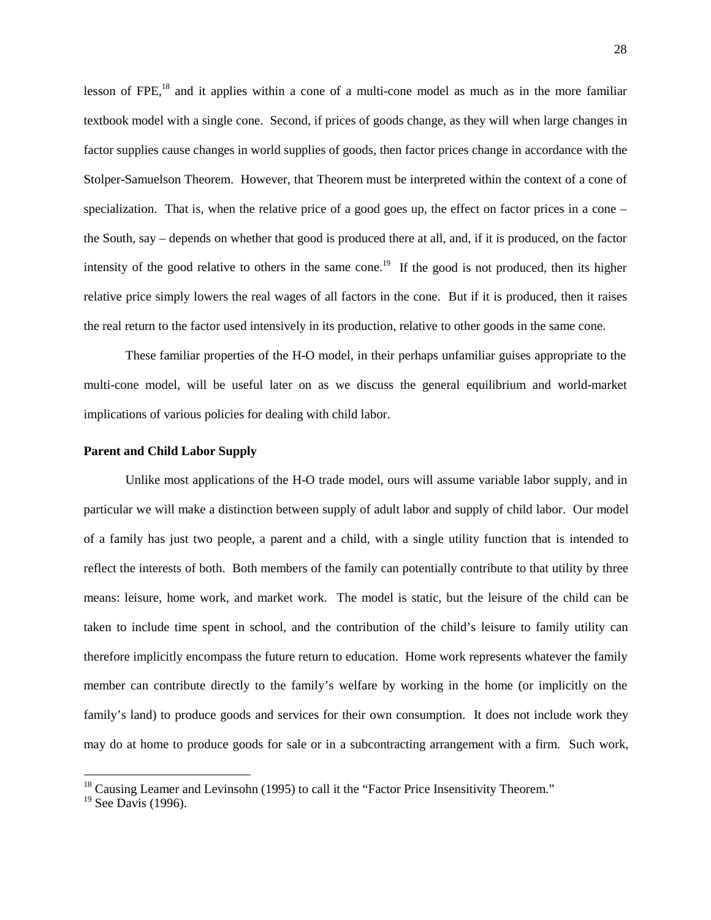lesson of FPE,[18] and it applies within a cone of a multi-cone model as much as in the more familiar textbook model with a single cone. Second, if prices of goods change, as they will when large changes in factor supplies cause changes in world supplies of goods, then factor prices change in accordance with the Stolper-Samuelson Theorem. However, that Theorem must be interpreted within the context of a cone of specialization. That is, when the relative price of a good goes up, the effect on factor prices in a cone – the South, say – depends on whether that good is produced there at all, and, if it is produced, on the factor intensity of the good relative to others in the same cone.[19] If the good is not produced, then its higher relative price simply lowers the real wages of all factors in the cone. But if it is produced, then it raises the real return to the factor used intensively in its production, relative to other goods in the same cone.

These familiar properties of the H-O model, in their perhaps unfamiliar guises appropriate to the multi-cone model, will be useful later on as we discuss the general equilibrium and world-market implications of various policies for dealing with child labor.

**Parent and Child Labor Supply**

Unlike most applications of the H-O trade model, ours will assume variable labor supply, and in particular we will make a distinction between supply of adult labor and supply of child labor. Our model of a family has just two people, a parent and a child, with a single utility function that is intended to reflect the interests of both. Both members of the family can potentially contribute to that utility by three means: leisure, home work, and market work. The model is static, but the leisure of the child can be taken to include time spent in school, and the contribution of the child's leisure to family utility can therefore implicitly encompass the future return to education. Home work represents whatever the family member can contribute directly to the family's welfare by working in the home (or implicitly on the family's land) to produce goods and services for their own consumption. It does not include work they may do at home to produce goods for sale or in a subcontracting arrangement with a firm. Such work,

[18] Causing Leamer and Levinsohn (1995) to call it the "Factor Price Insensitivity Theorem."

[19] See Davis (1996).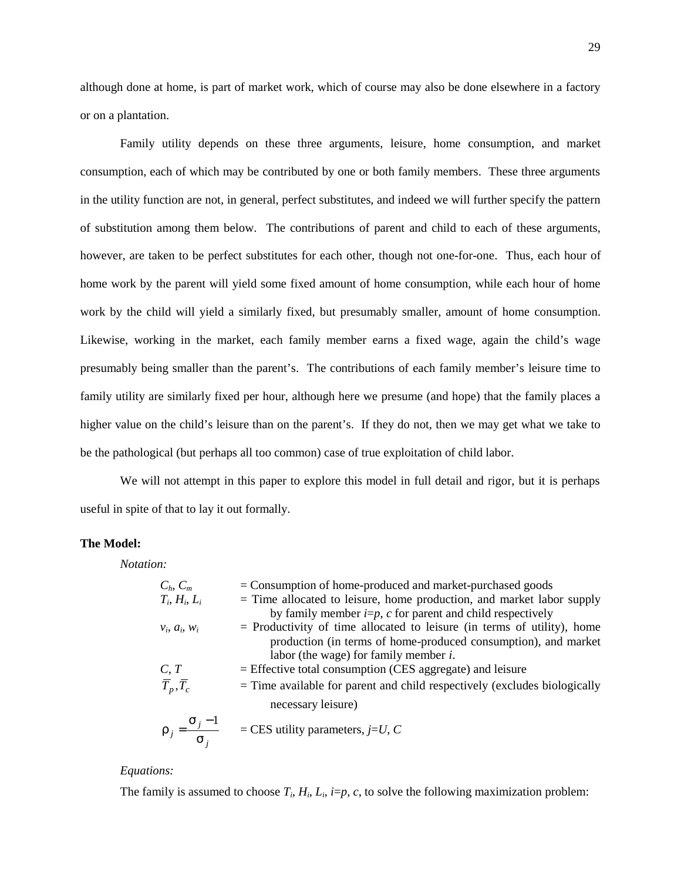although done at home, is part of market work, which of course may also be done elsewhere in a factory or on a plantation.

Family utility depends on these three arguments, leisure, home consumption, and market consumption, each of which may be contributed by one or both family members. These three arguments in the utility function are not, in general, perfect substitutes, and indeed we will further specify the pattern of substitution among them below. The contributions of parent and child to each of these arguments, however, are taken to be perfect substitutes for each other, though not one-for-one. Thus, each hour of home work by the parent will yield some fixed amount of home consumption, while each hour of home work by the child will yield a similarly fixed, but presumably smaller, amount of home consumption. Likewise, working in the market, each family member earns a fixed wage, again the child's wage presumably being smaller than the parent's. The contributions of each family member's leisure time to family utility are similarly fixed per hour, although here we presume (and hope) that the family places a higher value on the child's leisure than on the parent's. If they do not, then we may get what we take to be the pathological (but perhaps all too common) case of true exploitation of child labor.

We will not attempt in this paper to explore this model in full detail and rigor, but it is perhaps useful in spite of that to lay it out formally.

**The Model:**

*Notation:*

| | |
|---|---|
| $C_h$, $C_m$ | = Consumption of home-produced and market-purchased goods |
| $T_i$, $H_i$, $L_i$ | = Time allocated to leisure, home production, and market labor supply by family member $i$=$p$, $c$ for parent and child respectively |
| $v_i$, $a_i$, $w_i$ | = Productivity of time allocated to leisure (in terms of utility), home production (in terms of home-produced consumption), and market labor (the wage) for family member $i$. |
| $C$, $T$ | = Effective total consumption (CES aggregate) and leisure |
| $\overline{T}_p, \overline{T}_c$ | = Time available for parent and child respectively (excludes biologically necessary leisure) |
| $\rho_j = \dfrac{\sigma_j - 1}{\sigma_j}$ | = CES utility parameters, $j$=$U$, $C$ |

*Equations:*

The family is assumed to choose $T_i$, $H_i$, $L_i$, $i$=$p$, $c$, to solve the following maximization problem: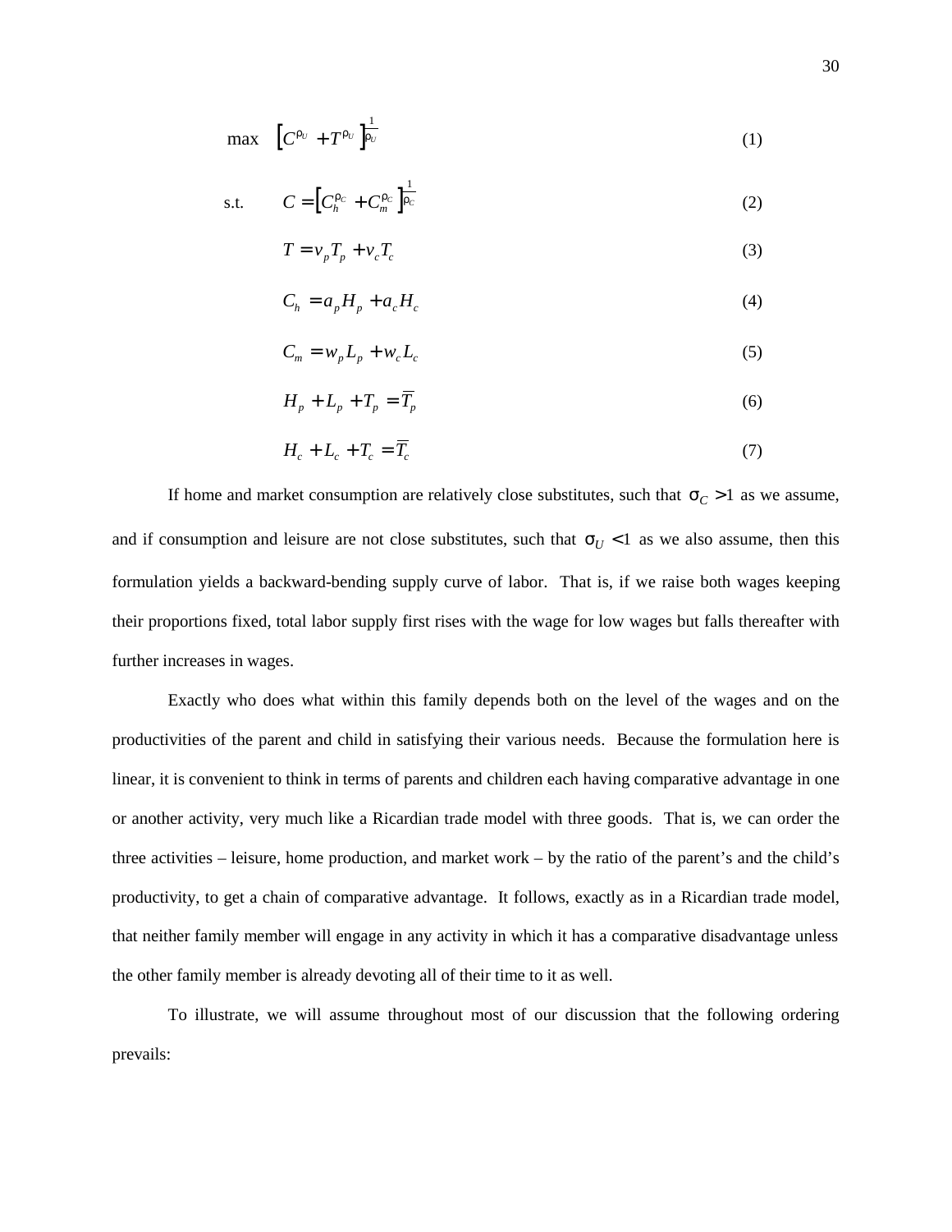$$\max \quad \left[C^{\rho_U} + T^{\rho_U}\right]^{\frac{1}{\rho_U}} \tag{1}$$

$$\text{s.t.} \qquad C = \left[C_h^{\rho_C} + C_m^{\rho_C}\right]^{\frac{1}{\rho_C}} \tag{2}$$

$$T = v_p T_p + v_c T_c \tag{3}$$

$$C_h = a_p H_p + a_c H_c \tag{4}$$

$$C_m = w_p L_p + w_c L_c \tag{5}$$

$$H_p + L_p + T_p = \overline{T}_p \tag{6}$$

$$H_c + L_c + T_c = \overline{T}_c \tag{7}$$

If home and market consumption are relatively close substitutes, such that $\sigma_C > 1$ as we assume, and if consumption and leisure are not close substitutes, such that $\sigma_U < 1$ as we also assume, then this formulation yields a backward-bending supply curve of labor. That is, if we raise both wages keeping their proportions fixed, total labor supply first rises with the wage for low wages but falls thereafter with further increases in wages.

Exactly who does what within this family depends both on the level of the wages and on the productivities of the parent and child in satisfying their various needs. Because the formulation here is linear, it is convenient to think in terms of parents and children each having comparative advantage in one or another activity, very much like a Ricardian trade model with three goods. That is, we can order the three activities – leisure, home production, and market work – by the ratio of the parent's and the child's productivity, to get a chain of comparative advantage. It follows, exactly as in a Ricardian trade model, that neither family member will engage in any activity in which it has a comparative disadvantage unless the other family member is already devoting all of their time to it as well.

To illustrate, we will assume throughout most of our discussion that the following ordering prevails: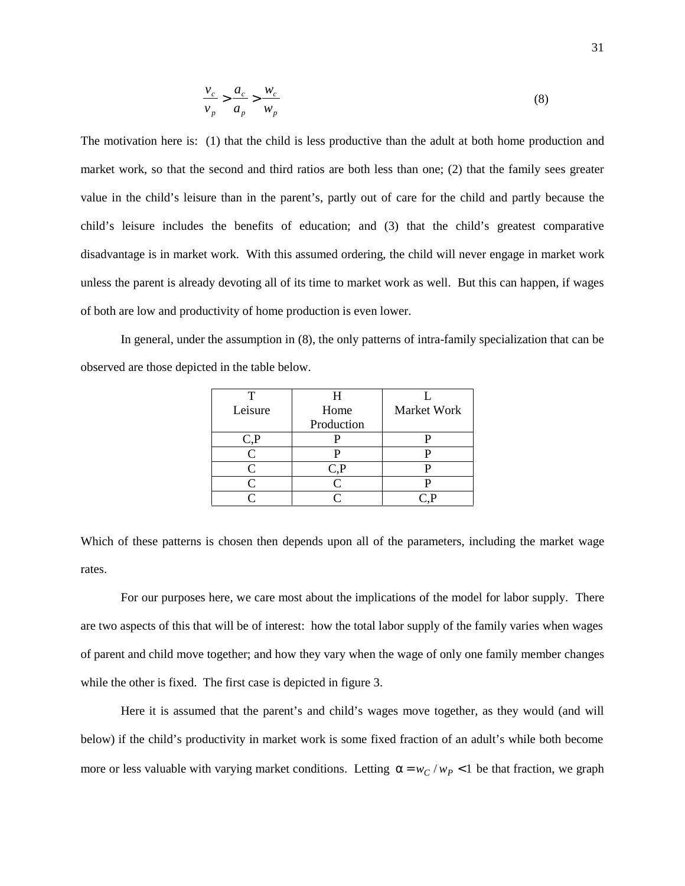$$\frac{v_c}{v_p} > \frac{a_c}{a_p} > \frac{w_c}{w_p} \tag{8}$$

The motivation here is: (1) that the child is less productive than the adult at both home production and market work, so that the second and third ratios are both less than one; (2) that the family sees greater value in the child's leisure than in the parent's, partly out of care for the child and partly because the child's leisure includes the benefits of education; and (3) that the child's greatest comparative disadvantage is in market work. With this assumed ordering, the child will never engage in market work unless the parent is already devoting all of its time to market work as well. But this can happen, if wages of both are low and productivity of home production is even lower.

In general, under the assumption in (8), the only patterns of intra-family specialization that can be observed are those depicted in the table below.

| T Leisure | H Home Production | L Market Work |
|---|---|---|
| C,P | P | P |
| C | P | P |
| C | C,P | P |
| C | C | P |
| C | C | C,P |

Which of these patterns is chosen then depends upon all of the parameters, including the market wage rates.

For our purposes here, we care most about the implications of the model for labor supply. There are two aspects of this that will be of interest: how the total labor supply of the family varies when wages of parent and child move together; and how they vary when the wage of only one family member changes while the other is fixed. The first case is depicted in figure 3.

Here it is assumed that the parent's and child's wages move together, as they would (and will below) if the child's productivity in market work is some fixed fraction of an adult's while both become more or less valuable with varying market conditions. Letting $\alpha = w_C / w_P < 1$ be that fraction, we graph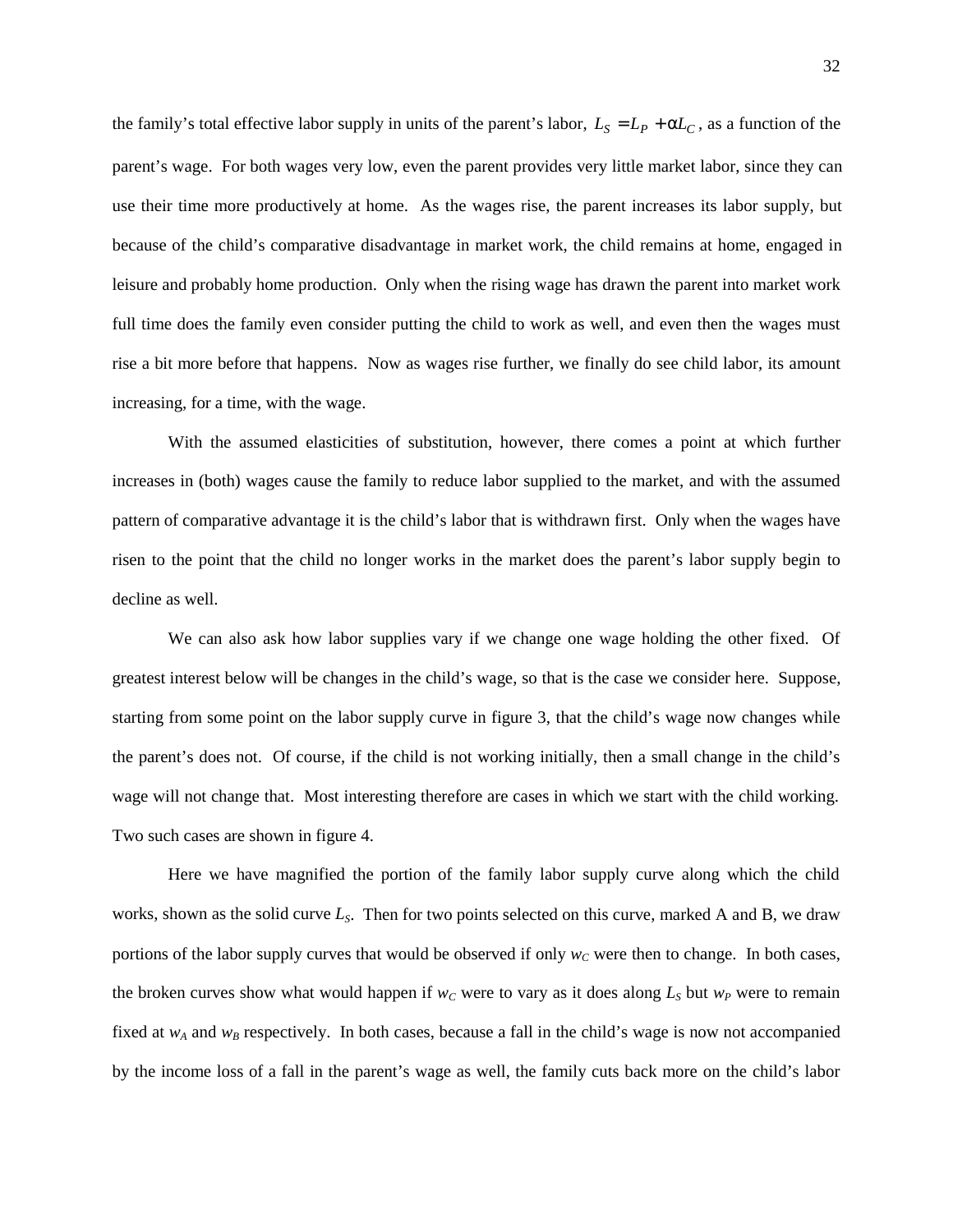the family's total effective labor supply in units of the parent's labor, $L_S = L_P + \alpha L_C$, as a function of the parent's wage. For both wages very low, even the parent provides very little market labor, since they can use their time more productively at home. As the wages rise, the parent increases its labor supply, but because of the child's comparative disadvantage in market work, the child remains at home, engaged in leisure and probably home production. Only when the rising wage has drawn the parent into market work full time does the family even consider putting the child to work as well, and even then the wages must rise a bit more before that happens. Now as wages rise further, we finally do see child labor, its amount increasing, for a time, with the wage.

With the assumed elasticities of substitution, however, there comes a point at which further increases in (both) wages cause the family to reduce labor supplied to the market, and with the assumed pattern of comparative advantage it is the child's labor that is withdrawn first. Only when the wages have risen to the point that the child no longer works in the market does the parent's labor supply begin to decline as well.

We can also ask how labor supplies vary if we change one wage holding the other fixed. Of greatest interest below will be changes in the child's wage, so that is the case we consider here. Suppose, starting from some point on the labor supply curve in figure 3, that the child's wage now changes while the parent's does not. Of course, if the child is not working initially, then a small change in the child's wage will not change that. Most interesting therefore are cases in which we start with the child working. Two such cases are shown in figure 4.

Here we have magnified the portion of the family labor supply curve along which the child works, shown as the solid curve $L_S$. Then for two points selected on this curve, marked A and B, we draw portions of the labor supply curves that would be observed if only $w_C$ were then to change. In both cases, the broken curves show what would happen if $w_C$ were to vary as it does along $L_S$ but $w_P$ were to remain fixed at $w_A$ and $w_B$ respectively. In both cases, because a fall in the child's wage is now not accompanied by the income loss of a fall in the parent's wage as well, the family cuts back more on the child's labor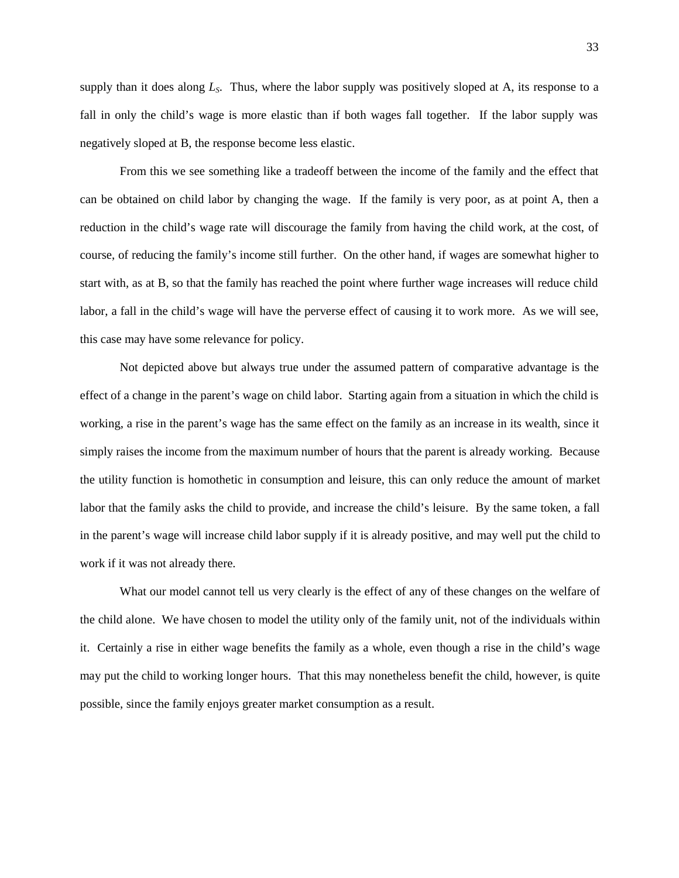supply than it does along $L_S$. Thus, where the labor supply was positively sloped at A, its response to a fall in only the child's wage is more elastic than if both wages fall together. If the labor supply was negatively sloped at B, the response become less elastic.

From this we see something like a tradeoff between the income of the family and the effect that can be obtained on child labor by changing the wage. If the family is very poor, as at point A, then a reduction in the child's wage rate will discourage the family from having the child work, at the cost, of course, of reducing the family's income still further. On the other hand, if wages are somewhat higher to start with, as at B, so that the family has reached the point where further wage increases will reduce child labor, a fall in the child's wage will have the perverse effect of causing it to work more. As we will see, this case may have some relevance for policy.

Not depicted above but always true under the assumed pattern of comparative advantage is the effect of a change in the parent's wage on child labor. Starting again from a situation in which the child is working, a rise in the parent's wage has the same effect on the family as an increase in its wealth, since it simply raises the income from the maximum number of hours that the parent is already working. Because the utility function is homothetic in consumption and leisure, this can only reduce the amount of market labor that the family asks the child to provide, and increase the child's leisure. By the same token, a fall in the parent's wage will increase child labor supply if it is already positive, and may well put the child to work if it was not already there.

What our model cannot tell us very clearly is the effect of any of these changes on the welfare of the child alone. We have chosen to model the utility only of the family unit, not of the individuals within it. Certainly a rise in either wage benefits the family as a whole, even though a rise in the child's wage may put the child to working longer hours. That this may nonetheless benefit the child, however, is quite possible, since the family enjoys greater market consumption as a result.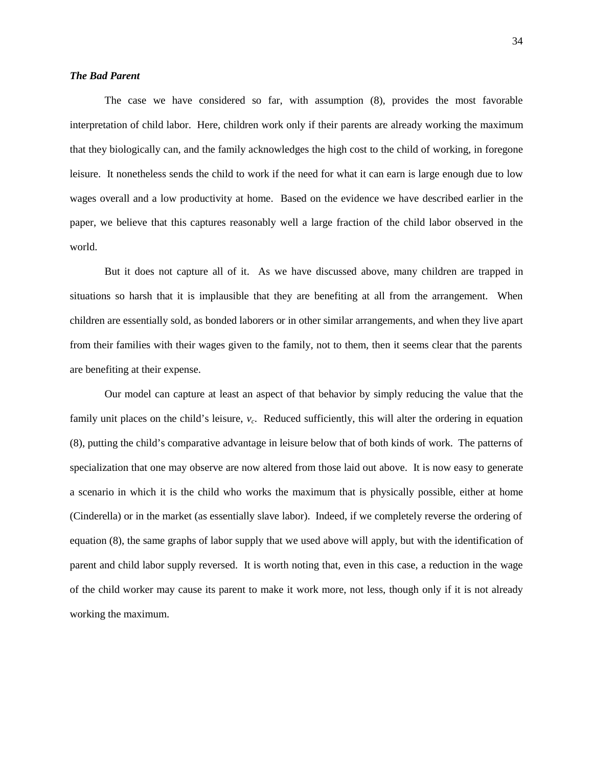***The Bad Parent***

The case we have considered so far, with assumption (8), provides the most favorable interpretation of child labor. Here, children work only if their parents are already working the maximum that they biologically can, and the family acknowledges the high cost to the child of working, in foregone leisure. It nonetheless sends the child to work if the need for what it can earn is large enough due to low wages overall and a low productivity at home. Based on the evidence we have described earlier in the paper, we believe that this captures reasonably well a large fraction of the child labor observed in the world.

But it does not capture all of it. As we have discussed above, many children are trapped in situations so harsh that it is implausible that they are benefiting at all from the arrangement. When children are essentially sold, as bonded laborers or in other similar arrangements, and when they live apart from their families with their wages given to the family, not to them, then it seems clear that the parents are benefiting at their expense.

Our model can capture at least an aspect of that behavior by simply reducing the value that the family unit places on the child's leisure, $v_c$. Reduced sufficiently, this will alter the ordering in equation (8), putting the child's comparative advantage in leisure below that of both kinds of work. The patterns of specialization that one may observe are now altered from those laid out above. It is now easy to generate a scenario in which it is the child who works the maximum that is physically possible, either at home (Cinderella) or in the market (as essentially slave labor). Indeed, if we completely reverse the ordering of equation (8), the same graphs of labor supply that we used above will apply, but with the identification of parent and child labor supply reversed. It is worth noting that, even in this case, a reduction in the wage of the child worker may cause its parent to make it work more, not less, though only if it is not already working the maximum.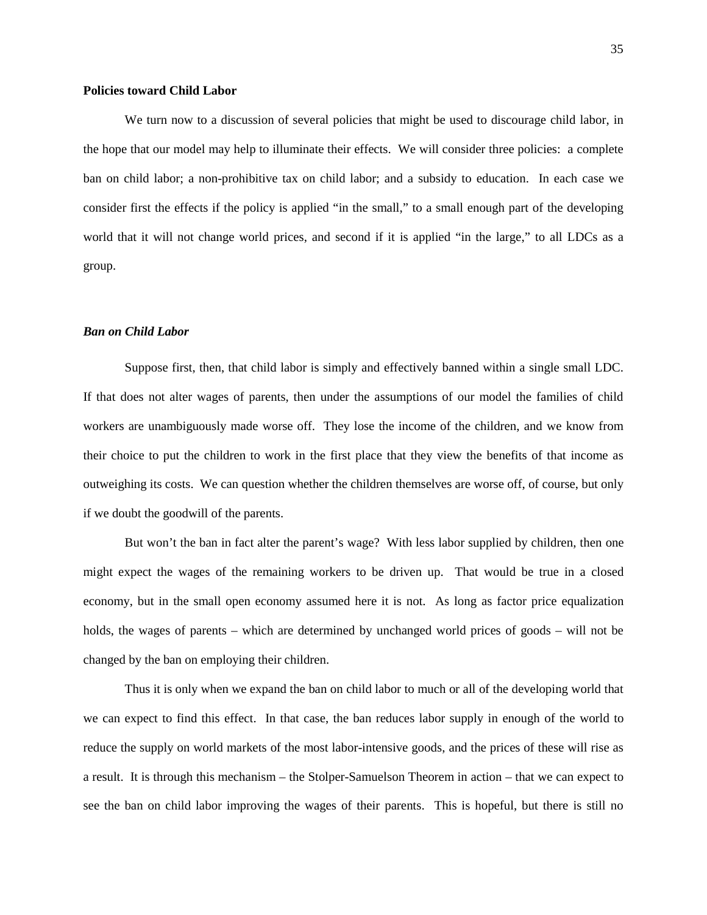## Policies toward Child Labor

We turn now to a discussion of several policies that might be used to discourage child labor, in the hope that our model may help to illuminate their effects. We will consider three policies: a complete ban on child labor; a non-prohibitive tax on child labor; and a subsidy to education. In each case we consider first the effects if the policy is applied "in the small," to a small enough part of the developing world that it will not change world prices, and second if it is applied "in the large," to all LDCs as a group.

### *Ban on Child Labor*

Suppose first, then, that child labor is simply and effectively banned within a single small LDC. If that does not alter wages of parents, then under the assumptions of our model the families of child workers are unambiguously made worse off. They lose the income of the children, and we know from their choice to put the children to work in the first place that they view the benefits of that income as outweighing its costs. We can question whether the children themselves are worse off, of course, but only if we doubt the goodwill of the parents.

But won't the ban in fact alter the parent's wage? With less labor supplied by children, then one might expect the wages of the remaining workers to be driven up. That would be true in a closed economy, but in the small open economy assumed here it is not. As long as factor price equalization holds, the wages of parents – which are determined by unchanged world prices of goods – will not be changed by the ban on employing their children.

Thus it is only when we expand the ban on child labor to much or all of the developing world that we can expect to find this effect. In that case, the ban reduces labor supply in enough of the world to reduce the supply on world markets of the most labor-intensive goods, and the prices of these will rise as a result. It is through this mechanism – the Stolper-Samuelson Theorem in action – that we can expect to see the ban on child labor improving the wages of their parents. This is hopeful, but there is still no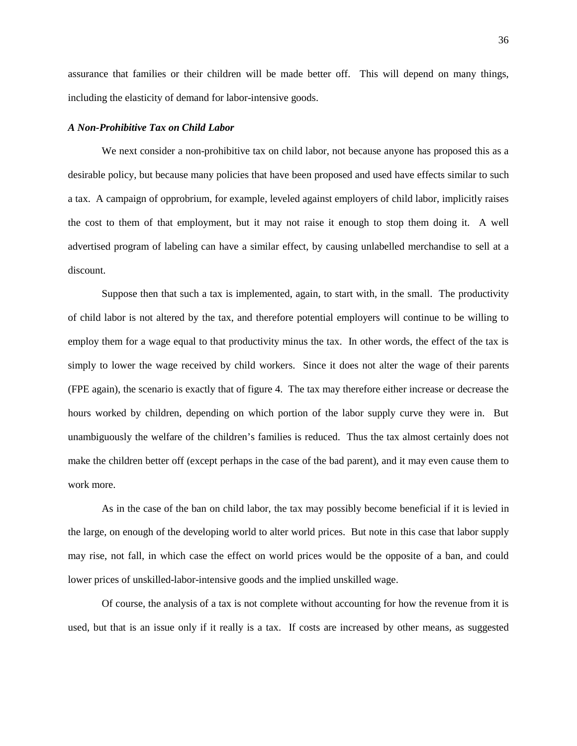assurance that families or their children will be made better off. This will depend on many things, including the elasticity of demand for labor-intensive goods.

### *A Non-Prohibitive Tax on Child Labor*

We next consider a non-prohibitive tax on child labor, not because anyone has proposed this as a desirable policy, but because many policies that have been proposed and used have effects similar to such a tax. A campaign of opprobrium, for example, leveled against employers of child labor, implicitly raises the cost to them of that employment, but it may not raise it enough to stop them doing it. A well advertised program of labeling can have a similar effect, by causing unlabelled merchandise to sell at a discount.

Suppose then that such a tax is implemented, again, to start with, in the small. The productivity of child labor is not altered by the tax, and therefore potential employers will continue to be willing to employ them for a wage equal to that productivity minus the tax. In other words, the effect of the tax is simply to lower the wage received by child workers. Since it does not alter the wage of their parents (FPE again), the scenario is exactly that of figure 4. The tax may therefore either increase or decrease the hours worked by children, depending on which portion of the labor supply curve they were in. But unambiguously the welfare of the children's families is reduced. Thus the tax almost certainly does not make the children better off (except perhaps in the case of the bad parent), and it may even cause them to work more.

As in the case of the ban on child labor, the tax may possibly become beneficial if it is levied in the large, on enough of the developing world to alter world prices. But note in this case that labor supply may rise, not fall, in which case the effect on world prices would be the opposite of a ban, and could lower prices of unskilled-labor-intensive goods and the implied unskilled wage.

Of course, the analysis of a tax is not complete without accounting for how the revenue from it is used, but that is an issue only if it really is a tax. If costs are increased by other means, as suggested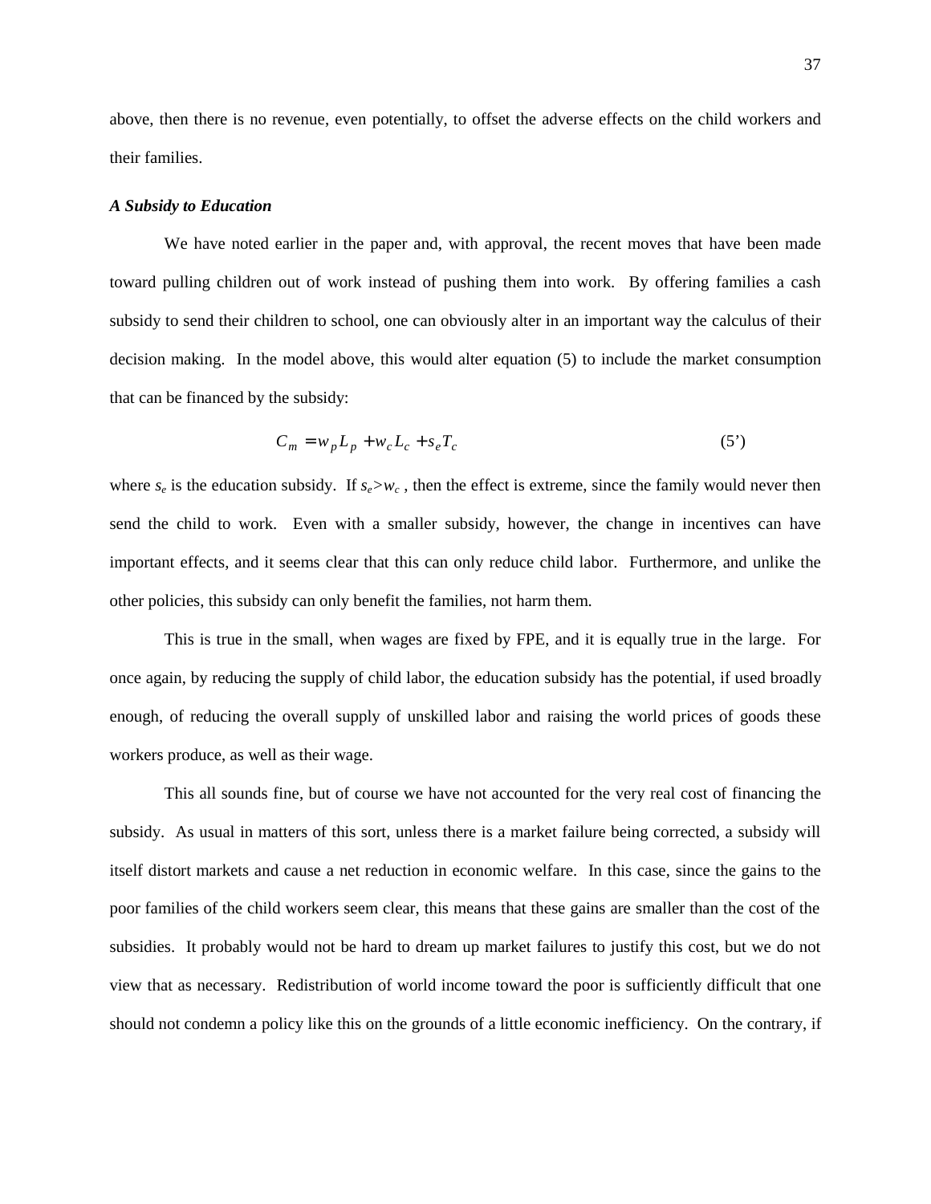above, then there is no revenue, even potentially, to offset the adverse effects on the child workers and their families.

***A Subsidy to Education***

We have noted earlier in the paper and, with approval, the recent moves that have been made toward pulling children out of work instead of pushing them into work. By offering families a cash subsidy to send their children to school, one can obviously alter in an important way the calculus of their decision making. In the model above, this would alter equation (5) to include the market consumption that can be financed by the subsidy:

$$C_m = w_p L_p + w_c L_c + s_e T_c \tag{5'}$$

where $s_e$ is the education subsidy. If $s_e > w_c$, then the effect is extreme, since the family would never then send the child to work. Even with a smaller subsidy, however, the change in incentives can have important effects, and it seems clear that this can only reduce child labor. Furthermore, and unlike the other policies, this subsidy can only benefit the families, not harm them.

This is true in the small, when wages are fixed by FPE, and it is equally true in the large. For once again, by reducing the supply of child labor, the education subsidy has the potential, if used broadly enough, of reducing the overall supply of unskilled labor and raising the world prices of goods these workers produce, as well as their wage.

This all sounds fine, but of course we have not accounted for the very real cost of financing the subsidy. As usual in matters of this sort, unless there is a market failure being corrected, a subsidy will itself distort markets and cause a net reduction in economic welfare. In this case, since the gains to the poor families of the child workers seem clear, this means that these gains are smaller than the cost of the subsidies. It probably would not be hard to dream up market failures to justify this cost, but we do not view that as necessary. Redistribution of world income toward the poor is sufficiently difficult that one should not condemn a policy like this on the grounds of a little economic inefficiency. On the contrary, if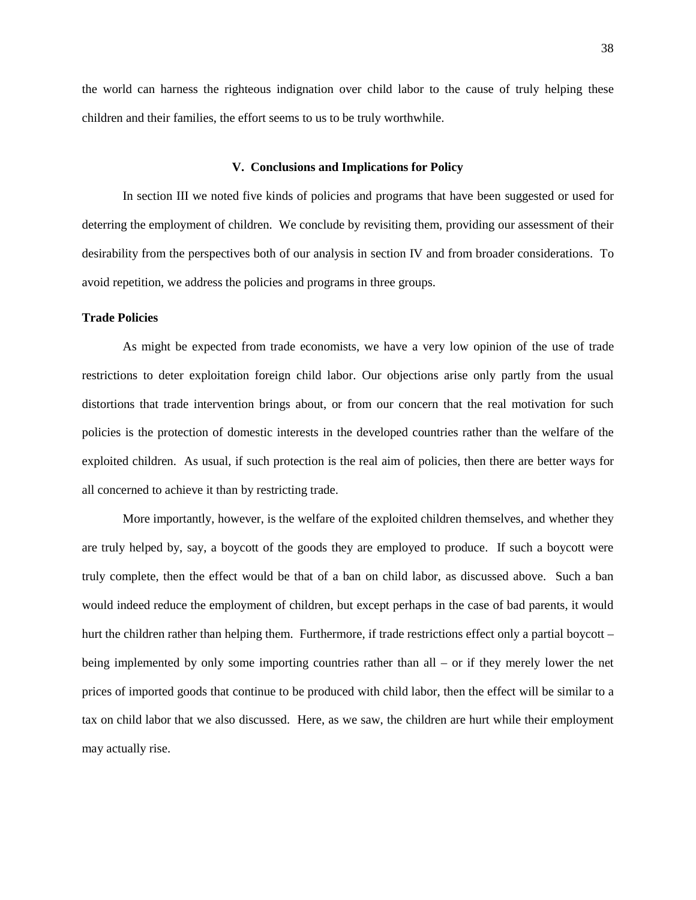the world can harness the righteous indignation over child labor to the cause of truly helping these children and their families, the effort seems to us to be truly worthwhile.

## V. Conclusions and Implications for Policy

In section III we noted five kinds of policies and programs that have been suggested or used for deterring the employment of children. We conclude by revisiting them, providing our assessment of their desirability from the perspectives both of our analysis in section IV and from broader considerations. To avoid repetition, we address the policies and programs in three groups.

### Trade Policies

As might be expected from trade economists, we have a very low opinion of the use of trade restrictions to deter exploitation foreign child labor. Our objections arise only partly from the usual distortions that trade intervention brings about, or from our concern that the real motivation for such policies is the protection of domestic interests in the developed countries rather than the welfare of the exploited children. As usual, if such protection is the real aim of policies, then there are better ways for all concerned to achieve it than by restricting trade.

More importantly, however, is the welfare of the exploited children themselves, and whether they are truly helped by, say, a boycott of the goods they are employed to produce. If such a boycott were truly complete, then the effect would be that of a ban on child labor, as discussed above. Such a ban would indeed reduce the employment of children, but except perhaps in the case of bad parents, it would hurt the children rather than helping them. Furthermore, if trade restrictions effect only a partial boycott – being implemented by only some importing countries rather than all – or if they merely lower the net prices of imported goods that continue to be produced with child labor, then the effect will be similar to a tax on child labor that we also discussed. Here, as we saw, the children are hurt while their employment may actually rise.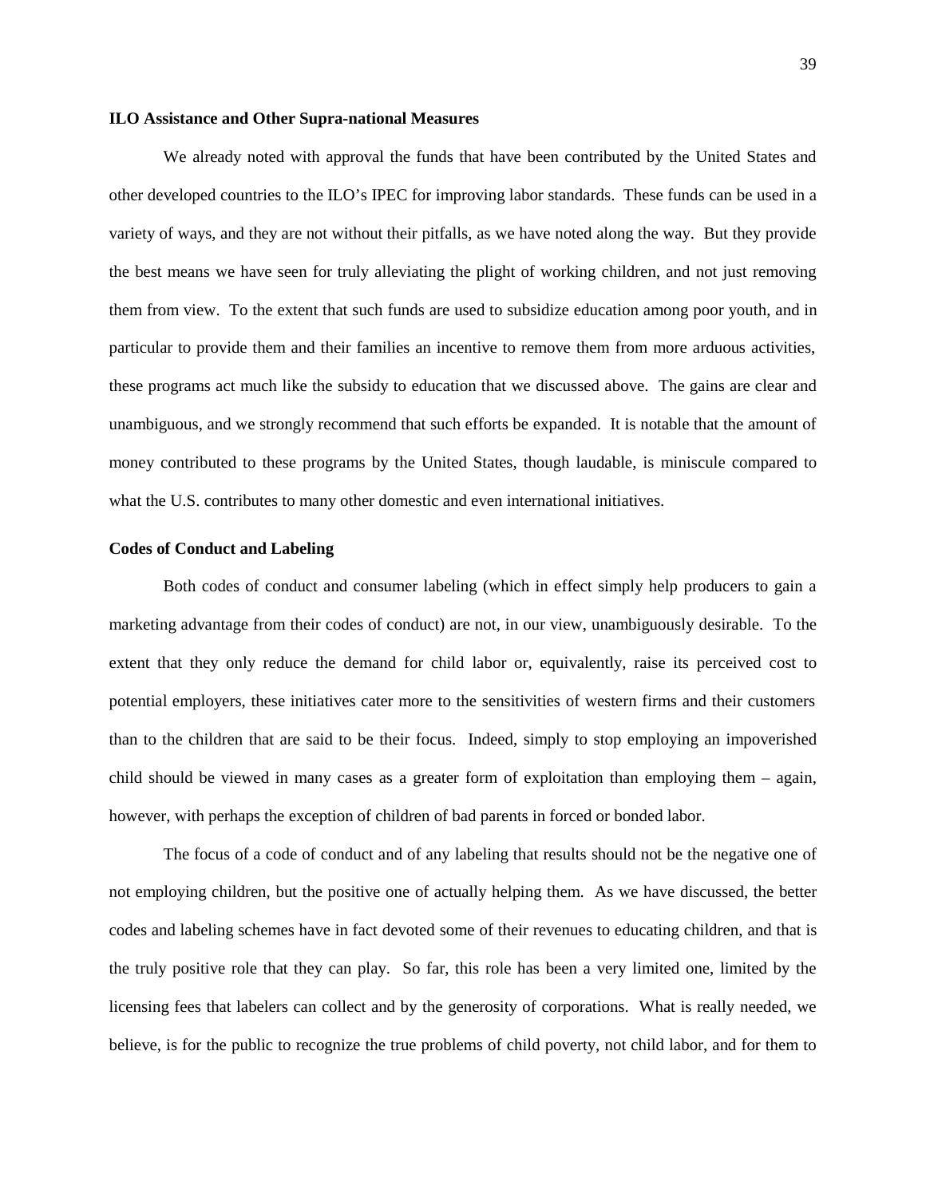**ILO Assistance and Other Supra-national Measures**

We already noted with approval the funds that have been contributed by the United States and other developed countries to the ILO's IPEC for improving labor standards. These funds can be used in a variety of ways, and they are not without their pitfalls, as we have noted along the way. But they provide the best means we have seen for truly alleviating the plight of working children, and not just removing them from view. To the extent that such funds are used to subsidize education among poor youth, and in particular to provide them and their families an incentive to remove them from more arduous activities, these programs act much like the subsidy to education that we discussed above. The gains are clear and unambiguous, and we strongly recommend that such efforts be expanded. It is notable that the amount of money contributed to these programs by the United States, though laudable, is miniscule compared to what the U.S. contributes to many other domestic and even international initiatives.

**Codes of Conduct and Labeling**

Both codes of conduct and consumer labeling (which in effect simply help producers to gain a marketing advantage from their codes of conduct) are not, in our view, unambiguously desirable. To the extent that they only reduce the demand for child labor or, equivalently, raise its perceived cost to potential employers, these initiatives cater more to the sensitivities of western firms and their customers than to the children that are said to be their focus. Indeed, simply to stop employing an impoverished child should be viewed in many cases as a greater form of exploitation than employing them – again, however, with perhaps the exception of children of bad parents in forced or bonded labor.

The focus of a code of conduct and of any labeling that results should not be the negative one of not employing children, but the positive one of actually helping them. As we have discussed, the better codes and labeling schemes have in fact devoted some of their revenues to educating children, and that is the truly positive role that they can play. So far, this role has been a very limited one, limited by the licensing fees that labelers can collect and by the generosity of corporations. What is really needed, we believe, is for the public to recognize the true problems of child poverty, not child labor, and for them to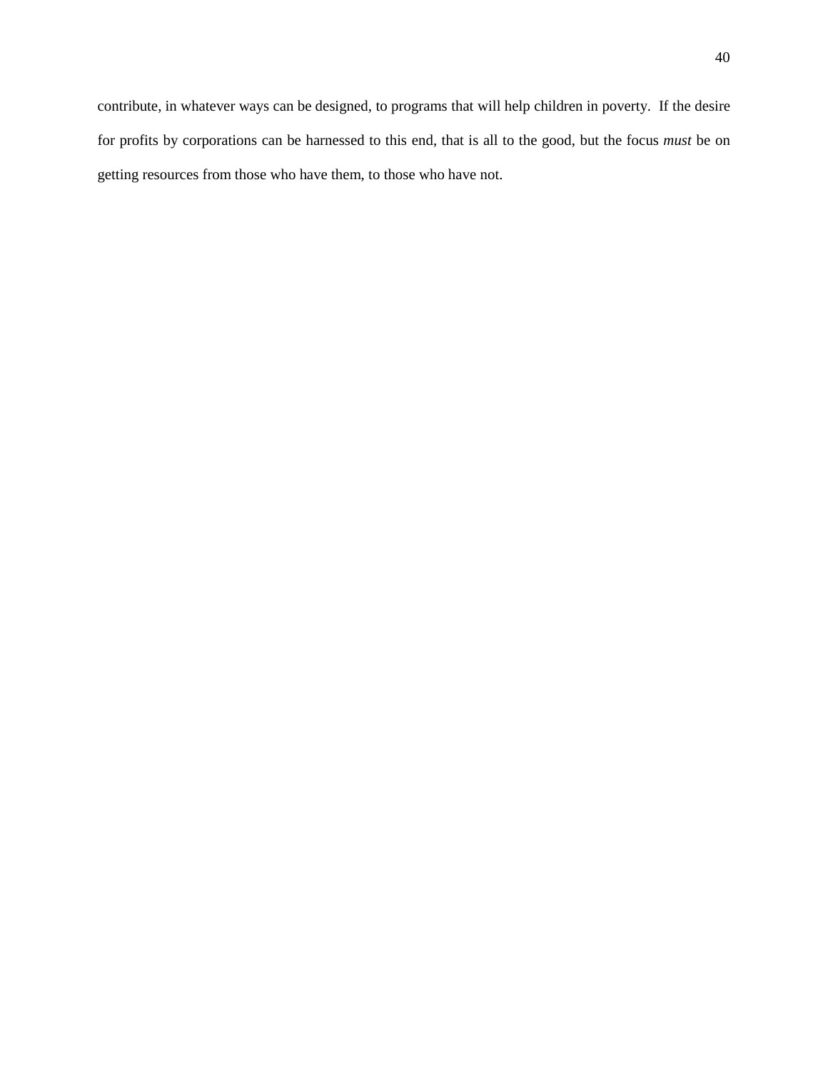contribute, in whatever ways can be designed, to programs that will help children in poverty. If the desire for profits by corporations can be harnessed to this end, that is all to the good, but the focus *must* be on getting resources from those who have them, to those who have not.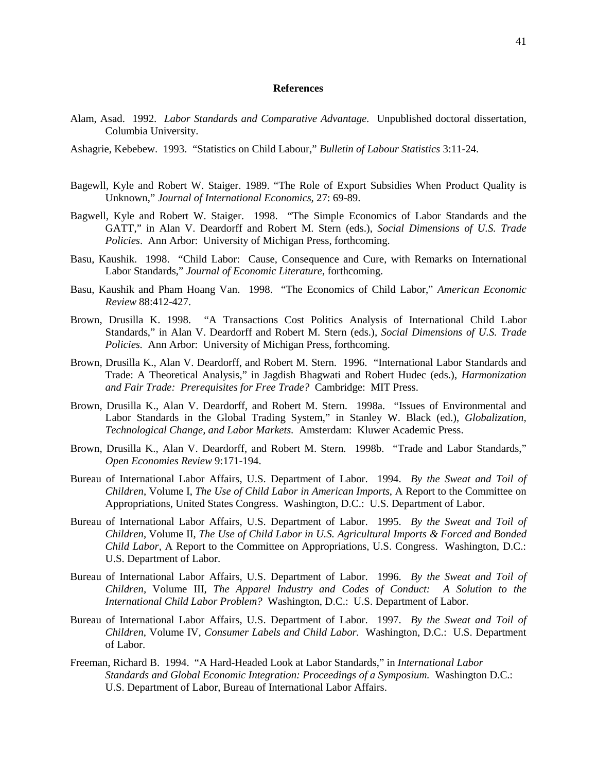## References

Alam, Asad. 1992. *Labor Standards and Comparative Advantage.* Unpublished doctoral dissertation, Columbia University.

Ashagrie, Kebebew. 1993. "Statistics on Child Labour," *Bulletin of Labour Statistics* 3:11-24.

Bagewll, Kyle and Robert W. Staiger. 1989. "The Role of Export Subsidies When Product Quality is Unknown," *Journal of International Economics*, 27: 69-89.

Bagwell, Kyle and Robert W. Staiger. 1998. "The Simple Economics of Labor Standards and the GATT," in Alan V. Deardorff and Robert M. Stern (eds.), *Social Dimensions of U.S. Trade Policies*. Ann Arbor: University of Michigan Press, forthcoming.

Basu, Kaushik. 1998. "Child Labor: Cause, Consequence and Cure, with Remarks on International Labor Standards," *Journal of Economic Literature*, forthcoming.

Basu, Kaushik and Pham Hoang Van. 1998. "The Economics of Child Labor," *American Economic Review* 88:412-427.

Brown, Drusilla K. 1998. "A Transactions Cost Politics Analysis of International Child Labor Standards," in Alan V. Deardorff and Robert M. Stern (eds.), *Social Dimensions of U.S. Trade Policies.* Ann Arbor: University of Michigan Press, forthcoming.

Brown, Drusilla K., Alan V. Deardorff, and Robert M. Stern. 1996. "International Labor Standards and Trade: A Theoretical Analysis," in Jagdish Bhagwati and Robert Hudec (eds.), *Harmonization and Fair Trade: Prerequisites for Free Trade?* Cambridge: MIT Press.

Brown, Drusilla K., Alan V. Deardorff, and Robert M. Stern. 1998a. "Issues of Environmental and Labor Standards in the Global Trading System," in Stanley W. Black (ed.), *Globalization, Technological Change, and Labor Markets.* Amsterdam: Kluwer Academic Press.

Brown, Drusilla K., Alan V. Deardorff, and Robert M. Stern. 1998b. "Trade and Labor Standards," *Open Economies Review* 9:171-194.

Bureau of International Labor Affairs, U.S. Department of Labor. 1994. *By the Sweat and Toil of Children*, Volume I, *The Use of Child Labor in American Imports*, A Report to the Committee on Appropriations, United States Congress. Washington, D.C.: U.S. Department of Labor.

Bureau of International Labor Affairs, U.S. Department of Labor. 1995. *By the Sweat and Toil of Children*, Volume II, *The Use of Child Labor in U.S. Agricultural Imports & Forced and Bonded Child Labor*, A Report to the Committee on Appropriations, U.S. Congress. Washington, D.C.: U.S. Department of Labor.

Bureau of International Labor Affairs, U.S. Department of Labor. 1996. *By the Sweat and Toil of Children*, Volume III, *The Apparel Industry and Codes of Conduct: A Solution to the International Child Labor Problem?* Washington, D.C.: U.S. Department of Labor.

Bureau of International Labor Affairs, U.S. Department of Labor. 1997. *By the Sweat and Toil of Children*, Volume IV, *Consumer Labels and Child Labor.* Washington, D.C.: U.S. Department of Labor.

Freeman, Richard B. 1994. "A Hard-Headed Look at Labor Standards," in *International Labor Standards and Global Economic Integration: Proceedings of a Symposium.* Washington D.C.: U.S. Department of Labor, Bureau of International Labor Affairs.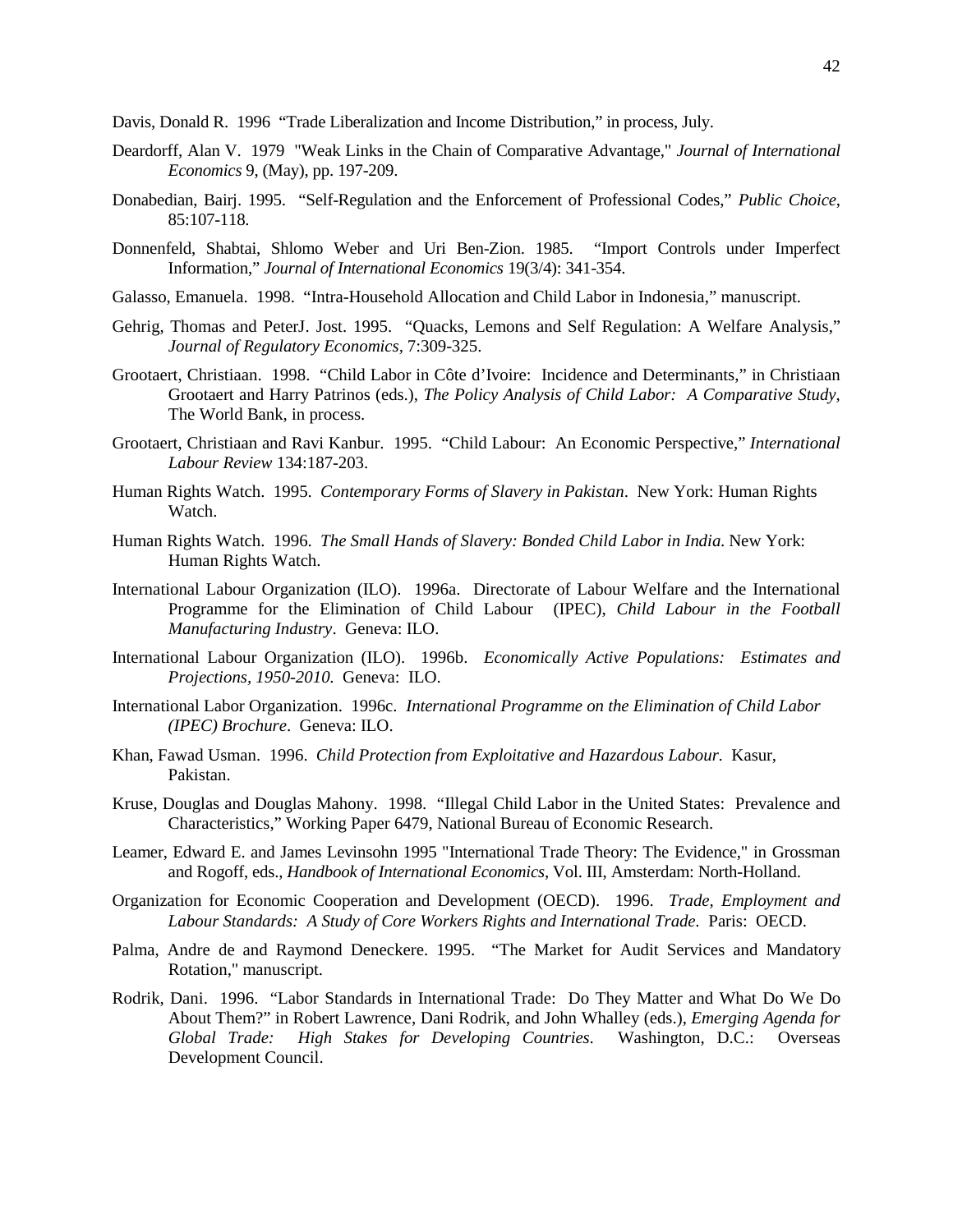Davis, Donald R. 1996 "Trade Liberalization and Income Distribution," in process, July.

Deardorff, Alan V. 1979 "Weak Links in the Chain of Comparative Advantage," *Journal of International Economics* 9, (May), pp. 197-209.

Donabedian, Bairj. 1995. "Self-Regulation and the Enforcement of Professional Codes," *Public Choice*, 85:107-118.

Donnenfeld, Shabtai, Shlomo Weber and Uri Ben-Zion. 1985. "Import Controls under Imperfect Information," *Journal of International Economics* 19(3/4): 341-354.

Galasso, Emanuela. 1998. "Intra-Household Allocation and Child Labor in Indonesia," manuscript.

Gehrig, Thomas and PeterJ. Jost. 1995. "Quacks, Lemons and Self Regulation: A Welfare Analysis," *Journal of Regulatory Economics*, 7:309-325.

Grootaert, Christiaan. 1998. "Child Labor in Côte d'Ivoire: Incidence and Determinants," in Christiaan Grootaert and Harry Patrinos (eds.), *The Policy Analysis of Child Labor: A Comparative Study*, The World Bank, in process.

Grootaert, Christiaan and Ravi Kanbur. 1995. "Child Labour: An Economic Perspective," *International Labour Review* 134:187-203.

Human Rights Watch. 1995. *Contemporary Forms of Slavery in Pakistan*. New York: Human Rights Watch.

Human Rights Watch. 1996. *The Small Hands of Slavery: Bonded Child Labor in India*. New York: Human Rights Watch.

International Labour Organization (ILO). 1996a. Directorate of Labour Welfare and the International Programme for the Elimination of Child Labour (IPEC), *Child Labour in the Football Manufacturing Industry*. Geneva: ILO.

International Labour Organization (ILO). 1996b. *Economically Active Populations: Estimates and Projections, 1950-2010.* Geneva: ILO.

International Labor Organization. 1996c. *International Programme on the Elimination of Child Labor (IPEC) Brochure*. Geneva: ILO.

Khan, Fawad Usman. 1996. *Child Protection from Exploitative and Hazardous Labour*. Kasur, Pakistan.

Kruse, Douglas and Douglas Mahony. 1998. "Illegal Child Labor in the United States: Prevalence and Characteristics," Working Paper 6479, National Bureau of Economic Research.

Leamer, Edward E. and James Levinsohn 1995 "International Trade Theory: The Evidence," in Grossman and Rogoff, eds., *Handbook of International Economics*, Vol. III, Amsterdam: North-Holland.

Organization for Economic Cooperation and Development (OECD). 1996. *Trade, Employment and Labour Standards: A Study of Core Workers Rights and International Trade*. Paris: OECD.

Palma, Andre de and Raymond Deneckere. 1995. "The Market for Audit Services and Mandatory Rotation," manuscript.

Rodrik, Dani. 1996. "Labor Standards in International Trade: Do They Matter and What Do We Do About Them?" in Robert Lawrence, Dani Rodrik, and John Whalley (eds.), *Emerging Agenda for Global Trade: High Stakes for Developing Countries.* Washington, D.C.: Overseas Development Council.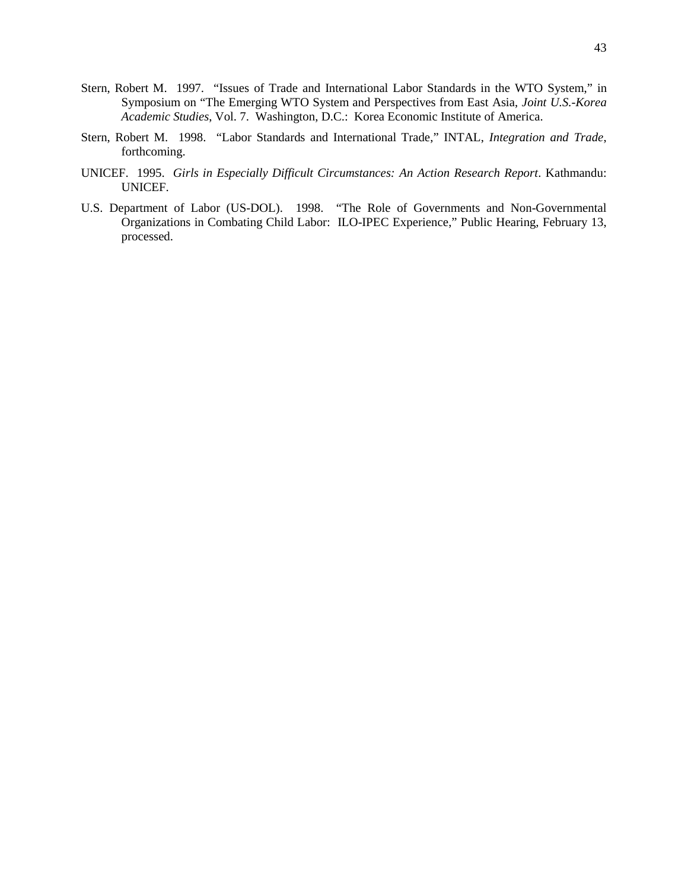Stern, Robert M. 1997. "Issues of Trade and International Labor Standards in the WTO System," in Symposium on "The Emerging WTO System and Perspectives from East Asia, *Joint U.S.-Korea Academic Studies*, Vol. 7. Washington, D.C.: Korea Economic Institute of America.

Stern, Robert M. 1998. "Labor Standards and International Trade," INTAL, *Integration and Trade*, forthcoming.

UNICEF. 1995. *Girls in Especially Difficult Circumstances: An Action Research Report*. Kathmandu: UNICEF.

U.S. Department of Labor (US-DOL). 1998. "The Role of Governments and Non-Governmental Organizations in Combating Child Labor: ILO-IPEC Experience," Public Hearing, February 13, processed.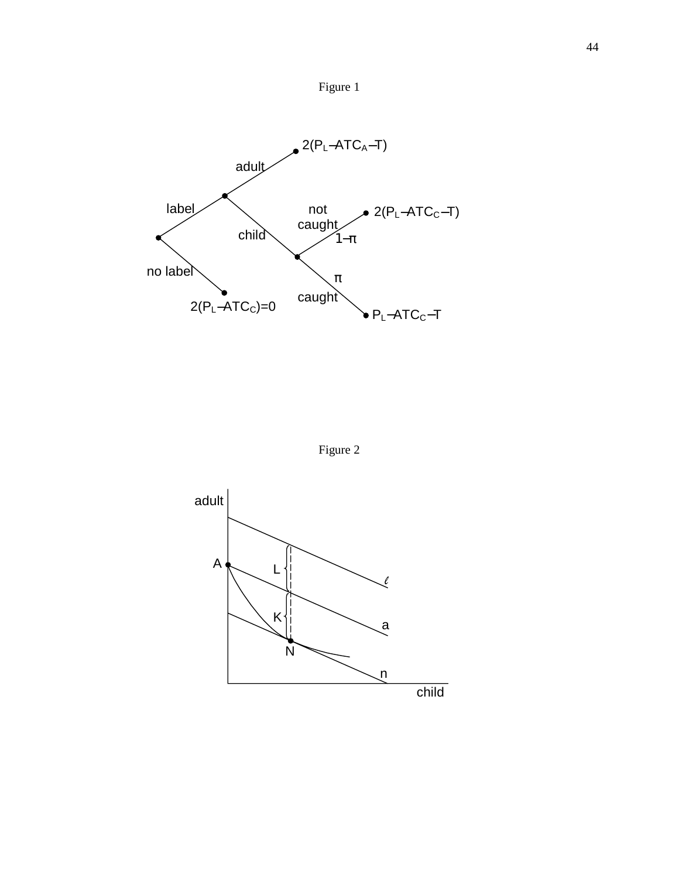Figure 1

label

adult

$2(P_L - ATC_A - T)$

child

not caught

$1-\pi$

$2(P_L - ATC_C - T)$

$\pi$

caught

$P_L - ATC_C - T$

no label

$2(P_L - ATC_C) = 0$

Figure 2

adult

A

L

$\ell$

K

a

N

n

child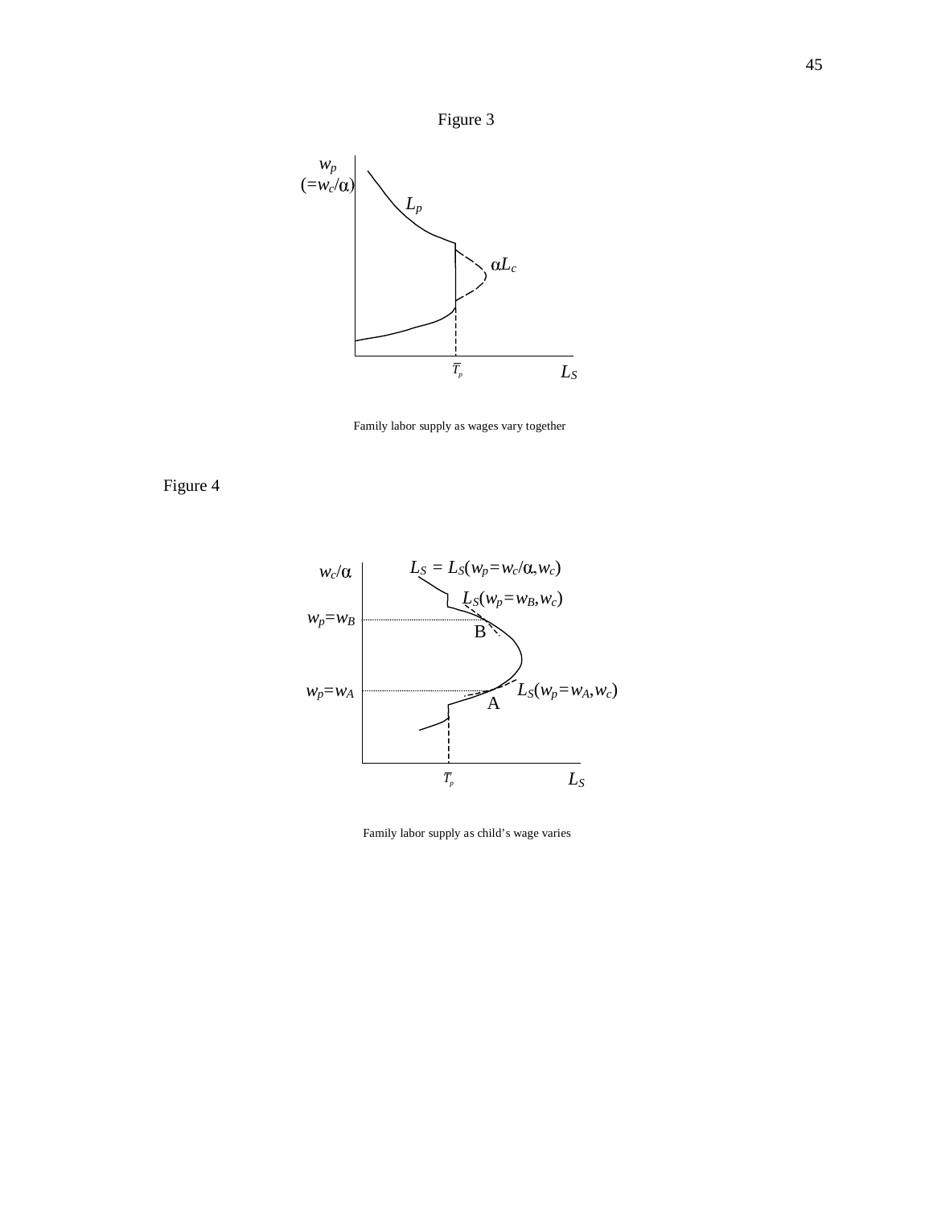Figure 3

Family labor supply as wages vary together

Figure 4

Family labor supply as child's wage varies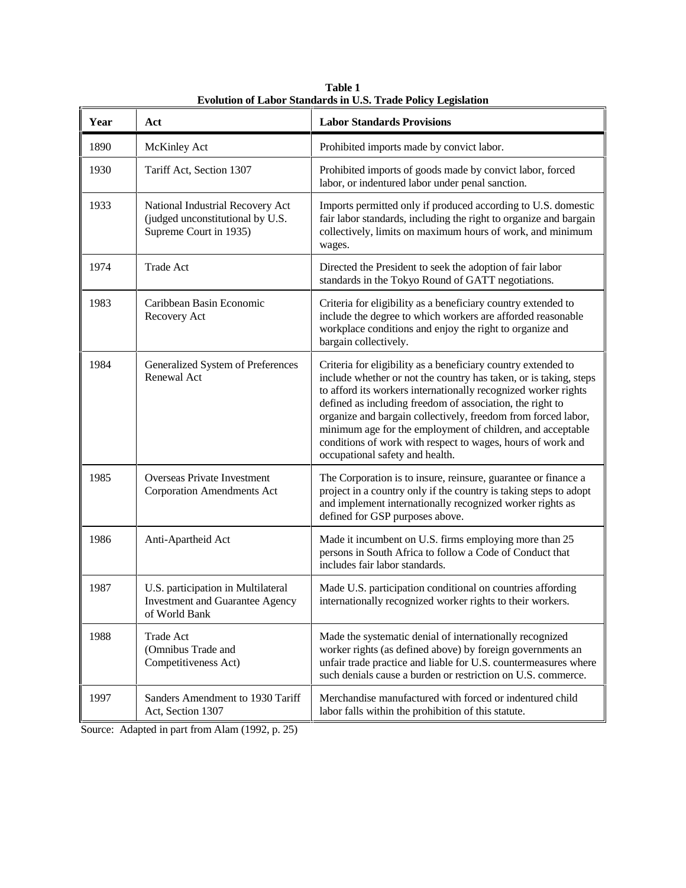**Table 1**
**Evolution of Labor Standards in U.S. Trade Policy Legislation**

| Year | Act | Labor Standards Provisions |
|---|---|---|
| 1890 | McKinley Act | Prohibited imports made by convict labor. |
| 1930 | Tariff Act, Section 1307 | Prohibited imports of goods made by convict labor, forced labor, or indentured labor under penal sanction. |
| 1933 | National Industrial Recovery Act (judged unconstitutional by U.S. Supreme Court in 1935) | Imports permitted only if produced according to U.S. domestic fair labor standards, including the right to organize and bargain collectively, limits on maximum hours of work, and minimum wages. |
| 1974 | Trade Act | Directed the President to seek the adoption of fair labor standards in the Tokyo Round of GATT negotiations. |
| 1983 | Caribbean Basin Economic Recovery Act | Criteria for eligibility as a beneficiary country extended to include the degree to which workers are afforded reasonable workplace conditions and enjoy the right to organize and bargain collectively. |
| 1984 | Generalized System of Preferences Renewal Act | Criteria for eligibility as a beneficiary country extended to include whether or not the country has taken, or is taking, steps to afford its workers internationally recognized worker rights defined as including freedom of association, the right to organize and bargain collectively, freedom from forced labor, minimum age for the employment of children, and acceptable conditions of work with respect to wages, hours of work and occupational safety and health. |
| 1985 | Overseas Private Investment Corporation Amendments Act | The Corporation is to insure, reinsure, guarantee or finance a project in a country only if the country is taking steps to adopt and implement internationally recognized worker rights as defined for GSP purposes above. |
| 1986 | Anti-Apartheid Act | Made it incumbent on U.S. firms employing more than 25 persons in South Africa to follow a Code of Conduct that includes fair labor standards. |
| 1987 | U.S. participation in Multilateral Investment and Guarantee Agency of World Bank | Made U.S. participation conditional on countries affording internationally recognized worker rights to their workers. |
| 1988 | Trade Act (Omnibus Trade and Competitiveness Act) | Made the systematic denial of internationally recognized worker rights (as defined above) by foreign governments an unfair trade practice and liable for U.S. countermeasures where such denials cause a burden or restriction on U.S. commerce. |
| 1997 | Sanders Amendment to 1930 Tariff Act, Section 1307 | Merchandise manufactured with forced or indentured child labor falls within the prohibition of this statute. |

Source: Adapted in part from Alam (1992, p. 25)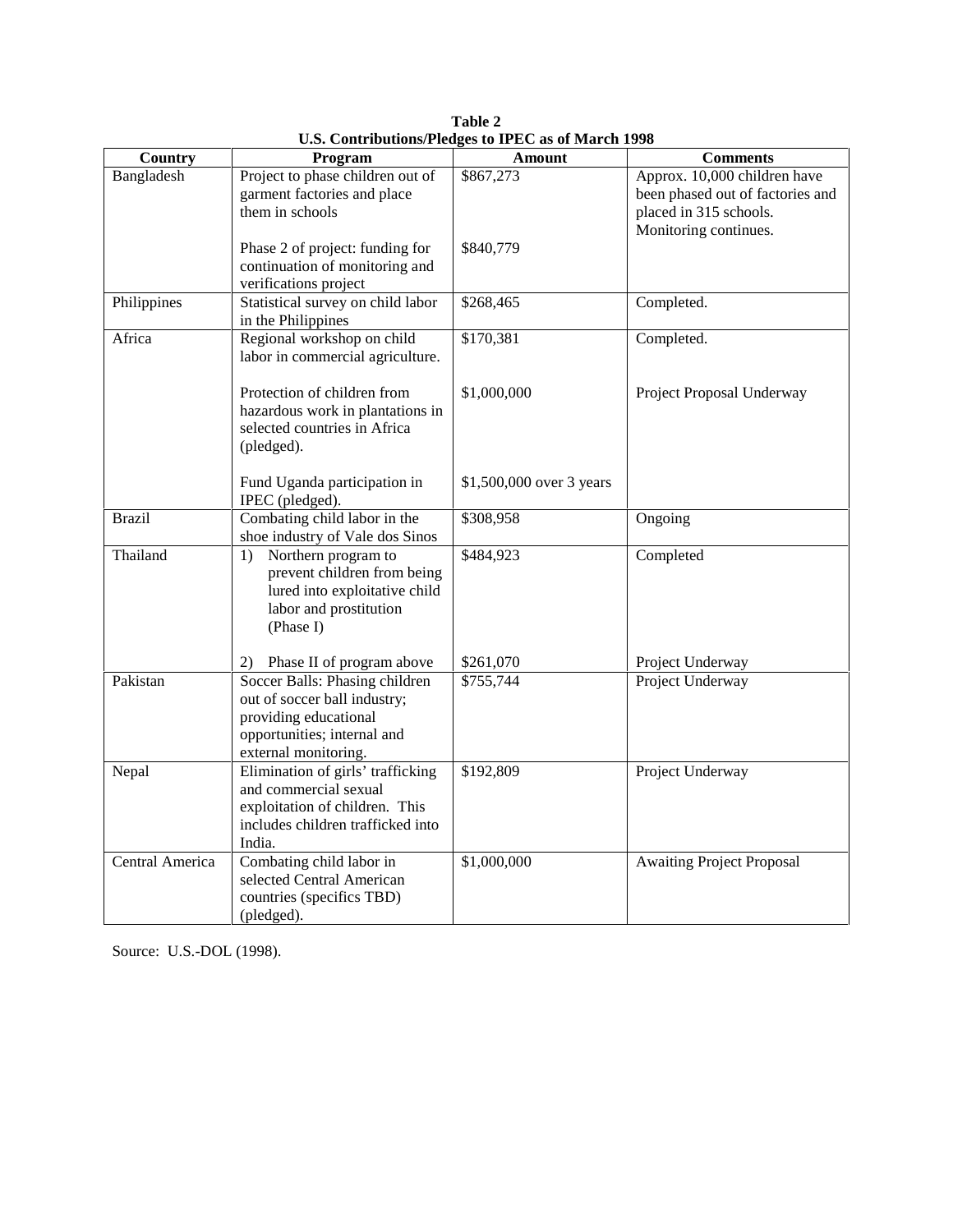**Table 2**
**U.S. Contributions/Pledges to IPEC as of March 1998**

| Country | Program | Amount | Comments |
|---|---|---|---|
| Bangladesh | Project to phase children out of garment factories and place them in schools | $867,273 | Approx. 10,000 children have been phased out of factories and placed in 315 schools. Monitoring continues. |
| | Phase 2 of project: funding for continuation of monitoring and verifications project | $840,779 | |
| Philippines | Statistical survey on child labor in the Philippines | $268,465 | Completed. |
| Africa | Regional workshop on child labor in commercial agriculture. | $170,381 | Completed. |
| | Protection of children from hazardous work in plantations in selected countries in Africa (pledged). | $1,000,000 | Project Proposal Underway |
| | Fund Uganda participation in IPEC (pledged). | $1,500,000 over 3 years | |
| Brazil | Combating child labor in the shoe industry of Vale dos Sinos | $308,958 | Ongoing |
| Thailand | 1) Northern program to prevent children from being lured into exploitative child labor and prostitution (Phase I) | $484,923 | Completed |
| | 2) Phase II of program above | $261,070 | Project Underway |
| Pakistan | Soccer Balls: Phasing children out of soccer ball industry; providing educational opportunities; internal and external monitoring. | $755,744 | Project Underway |
| Nepal | Elimination of girls' trafficking and commercial sexual exploitation of children. This includes children trafficked into India. | $192,809 | Project Underway |
| Central America | Combating child labor in selected Central American countries (specifics TBD) (pledged). | $1,000,000 | Awaiting Project Proposal |

Source: U.S.-DOL (1998).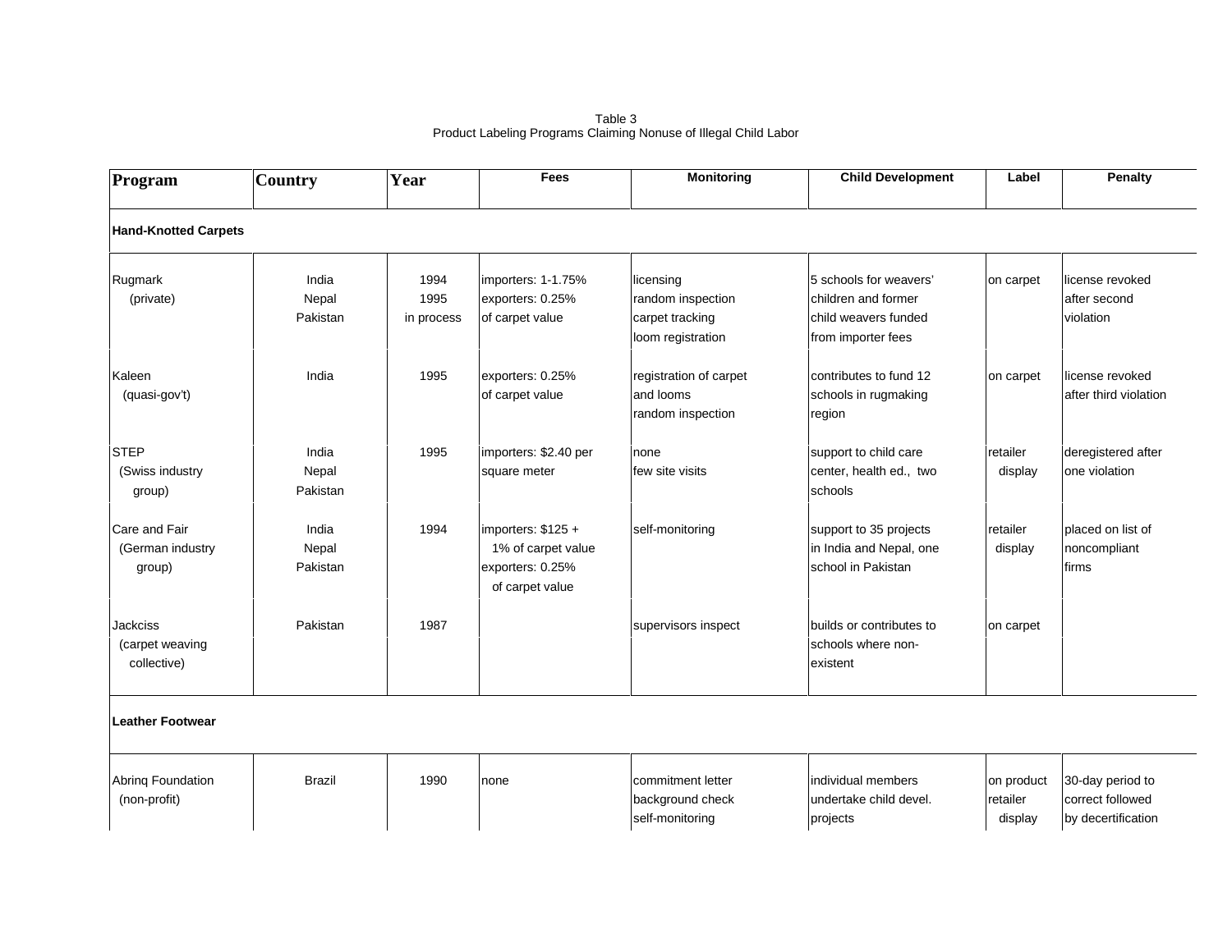Table 3
Product Labeling Programs Claiming Nonuse of Illegal Child Labor

| Program | Country | Year | Fees | Monitoring | Child Development | Label | Penalty |
|---|---|---|---|---|---|---|---|
| **Hand-Knotted Carpets** | | | | | | | |
| Rugmark (private) | India<br>Nepal<br>Pakistan | 1994<br>1995<br>in process | importers: 1-1.75%<br>exporters: 0.25%<br>of carpet value | licensing<br>random inspection<br>carpet tracking<br>loom registration | 5 schools for weavers' children and former child weavers funded from importer fees | on carpet | license revoked after second violation |
| Kaleen (quasi-gov't) | India | 1995 | exporters: 0.25% of carpet value | registration of carpet and looms<br>random inspection | contributes to fund 12 schools in rugmaking region | on carpet | license revoked after third violation |
| STEP (Swiss industry group) | India<br>Nepal<br>Pakistan | 1995 | importers: $2.40 per square meter | none<br>few site visits | support to child care center, health ed., two schools | retailer display | deregistered after one violation |
| Care and Fair (German industry group) | India<br>Nepal<br>Pakistan | 1994 | importers: $125 + 1% of carpet value<br>exporters: 0.25% of carpet value | self-monitoring | support to 35 projects in India and Nepal, one school in Pakistan | retailer display | placed on list of noncompliant firms |
| Jackciss (carpet weaving collective) | Pakistan | 1987 | | supervisors inspect | builds or contributes to schools where non-existent | on carpet | |
| **Leather Footwear** | | | | | | | |
| Abrinq Foundation (non-profit) | Brazil | 1990 | none | commitment letter<br>background check<br>self-monitoring | individual members undertake child devel. projects | on product<br>retailer display | 30-day period to correct followed by decertification |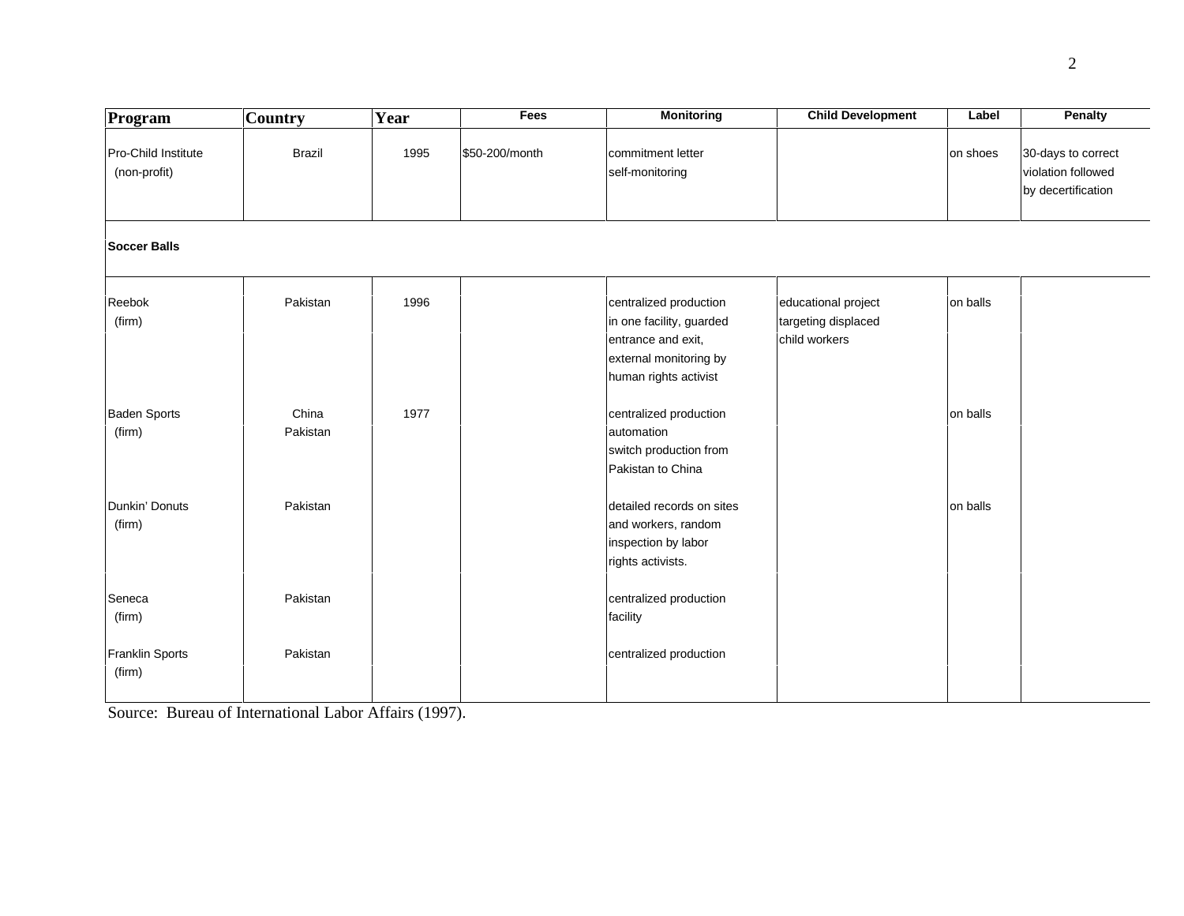| Program | Country | Year | Fees | Monitoring | Child Development | Label | Penalty |
|---|---|---|---|---|---|---|---|
| Pro-Child Institute (non-profit) | Brazil | 1995 | $50-200/month | commitment letter self-monitoring | | on shoes | 30-days to correct violation followed by decertification |
| **Soccer Balls** | | | | | | | |
| Reebok (firm) | Pakistan | 1996 | | centralized production in one facility, guarded entrance and exit, external monitoring by human rights activist | educational project targeting displaced child workers | on balls | |
| Baden Sports (firm) | China Pakistan | 1977 | | centralized production automation switch production from Pakistan to China | | on balls | |
| Dunkin' Donuts (firm) | Pakistan | | | detailed records on sites and workers, random inspection by labor rights activists. | | on balls | |
| Seneca (firm) | Pakistan | | | centralized production facility | | | |
| Franklin Sports (firm) | Pakistan | | | centralized production | | | |

Source: Bureau of International Labor Affairs (1997).